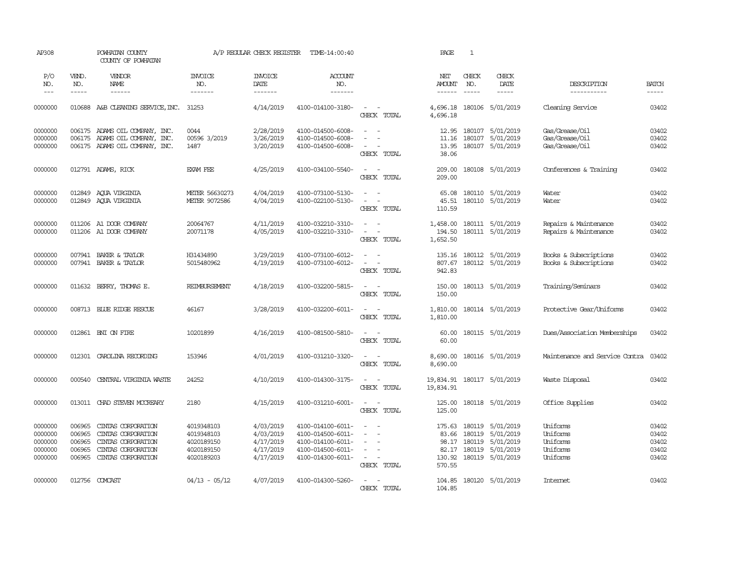AP308 POWHATAN COUNTY A/P REGULAR CHECK REGISTER TIME-14:00:40 PAGE 1

COUNTY OF POWHATAN

| P/O NO. | VEND. NO. | VENDOR NAME | INVOICE NO. | INVOICE DATE | ACCOUNT NO. | | NET AMOUNT | CHECK NO. | CHECK DATE | DESCRIPTION | BATCH |
|---|---|---|---|---|---|---|---|---|---|---|---|
| --- | ----- | ------ | ------- | ------- | ------- | | ------ | ----- | ----- | ----------- | ----- |
| 0000000 | 010688 | A&B CLEANING SERVICE,INC. | 31253 | 4/14/2019 | 4100-014100-3180- | - - | 4,696.18 | 180106 | 5/01/2019 | Cleaning Service | 03402 |
| | | | | | | CHECK TOTAL | 4,696.18 | | | | |
| 0000000 | 006175 | ADAMS OIL COMPANY, INC. | 0044 | 2/28/2019 | 4100-014500-6008- | - - | 12.95 | 180107 | 5/01/2019 | Gas/Grease/Oil | 03402 |
| 0000000 | 006175 | ADAMS OIL COMPANY, INC. | 00596 3/2019 | 3/26/2019 | 4100-014500-6008- | - - | 11.16 | 180107 | 5/01/2019 | Gas/Grease/Oil | 03402 |
| 0000000 | 006175 | ADAMS OIL COMPANY, INC. | 1487 | 3/20/2019 | 4100-014500-6008- | - - | 13.95 | 180107 | 5/01/2019 | Gas/Grease/Oil | 03402 |
| | | | | | | CHECK TOTAL | 38.06 | | | | |
| 0000000 | 012791 | ADAMS, RICK | EXAM FEE | 4/25/2019 | 4100-034100-5540- | - - | 209.00 | 180108 | 5/01/2019 | Conferences & Training | 03402 |
| | | | | | | CHECK TOTAL | 209.00 | | | | |
| 0000000 | 012849 | AQUA VIRGINIA | METER 56630273 | 4/04/2019 | 4100-073100-5130- | - - | 65.08 | 180110 | 5/01/2019 | Water | 03402 |
| 0000000 | 012849 | AQUA VIRGINIA | METER 9072586 | 4/04/2019 | 4100-022100-5130- | - - | 45.51 | 180110 | 5/01/2019 | Water | 03402 |
| | | | | | | CHECK TOTAL | 110.59 | | | | |
| 0000000 | 011206 | A1 DOOR COMPANY | 20064767 | 4/11/2019 | 4100-032210-3310- | - - | 1,458.00 | 180111 | 5/01/2019 | Repairs & Maintenance | 03402 |
| 0000000 | 011206 | A1 DOOR COMPANY | 20071178 | 4/05/2019 | 4100-032210-3310- | - - | 194.50 | 180111 | 5/01/2019 | Repairs & Maintenance | 03402 |
| | | | | | | CHECK TOTAL | 1,652.50 | | | | |
| 0000000 | 007941 | BAKER & TAYLOR | H31434890 | 3/29/2019 | 4100-073100-6012- | - - | 135.16 | 180112 | 5/01/2019 | Books & Subscriptions | 03402 |
| 0000000 | 007941 | BAKER & TAYLOR | 5015480962 | 4/19/2019 | 4100-073100-6012- | - - | 807.67 | 180112 | 5/01/2019 | Books & Subscriptions | 03402 |
| | | | | | | CHECK TOTAL | 942.83 | | | | |
| 0000000 | 011632 | BERRY, THOMAS E. | REIMBURSEMENT | 4/18/2019 | 4100-032200-5815- | - - | 150.00 | 180113 | 5/01/2019 | Training/Seminars | 03402 |
| | | | | | | CHECK TOTAL | 150.00 | | | | |
| 0000000 | 008713 | BLUE RIDGE RESCUE | 46167 | 3/28/2019 | 4100-032200-6011- | - - | 1,810.00 | 180114 | 5/01/2019 | Protective Gear/Uniforms | 03402 |
| | | | | | | CHECK TOTAL | 1,810.00 | | | | |
| 0000000 | 012861 | BNI ON FIRE | 10201899 | 4/16/2019 | 4100-081500-5810- | - - | 60.00 | 180115 | 5/01/2019 | Dues/Association Memberships | 03402 |
| | | | | | | CHECK TOTAL | 60.00 | | | | |
| 0000000 | 012301 | CAROLINA RECORDING | 153946 | 4/01/2019 | 4100-031210-3320- | - - | 8,690.00 | 180116 | 5/01/2019 | Maintenance and Service Contra | 03402 |
| | | | | | | CHECK TOTAL | 8,690.00 | | | | |
| 0000000 | 000540 | CENTRAL VIRGINIA WASTE | 24252 | 4/10/2019 | 4100-014300-3175- | - - | 19,834.91 | 180117 | 5/01/2019 | Waste Disposal | 03402 |
| | | | | | | CHECK TOTAL | 19,834.91 | | | | |
| 0000000 | 013011 | CHAD STEVEN MCCREARY | 2180 | 4/15/2019 | 4100-031210-6001- | - - | 125.00 | 180118 | 5/01/2019 | Office Supplies | 03402 |
| | | | | | | CHECK TOTAL | 125.00 | | | | |
| 0000000 | 006965 | CINTAS CORPORATION | 4019348103 | 4/03/2019 | 4100-014100-6011- | - - | 175.63 | 180119 | 5/01/2019 | Uniforms | 03402 |
| 0000000 | 006965 | CINTAS CORPORATION | 4019348103 | 4/03/2019 | 4100-014500-6011- | - - | 83.66 | 180119 | 5/01/2019 | Uniforms | 03402 |
| 0000000 | 006965 | CINTAS CORPORATION | 4020189150 | 4/17/2019 | 4100-014100-6011- | - - | 98.17 | 180119 | 5/01/2019 | Uniforms | 03402 |
| 0000000 | 006965 | CINTAS CORPORATION | 4020189150 | 4/17/2019 | 4100-014500-6011- | - - | 82.17 | 180119 | 5/01/2019 | Uniforms | 03402 |
| 0000000 | 006965 | CINTAS CORPORATION | 4020189203 | 4/17/2019 | 4100-014300-6011- | - - | 130.92 | 180119 | 5/01/2019 | Uniforms | 03402 |
| | | | | | | CHECK TOTAL | 570.55 | | | | |
| 0000000 | 012756 | COMCAST | 04/13 - 05/12 | 4/07/2019 | 4100-014300-5260- | - - | 104.85 | 180120 | 5/01/2019 | Internet | 03402 |
| | | | | | | CHECK TOTAL | 104.85 | | | | |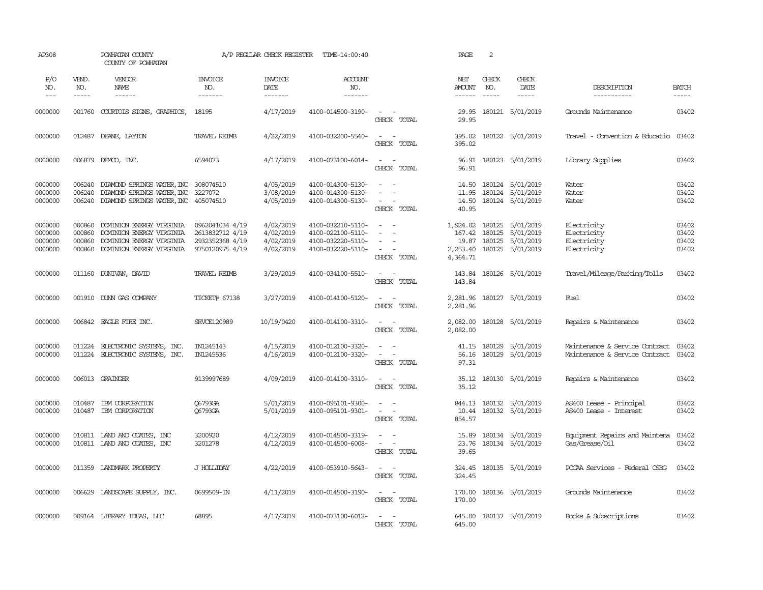AP308 POWHATAN COUNTY A/P REGULAR CHECK REGISTER TIME-14:00:40 PAGE 2

COUNTY OF POWHATAN

| P/O NO. | VEND. NO. | VENDOR NAME | INVOICE NO. | INVOICE DATE | ACCOUNT NO. | | NET AMOUNT | CHECK NO. | CHECK DATE | DESCRIPTION | BATCH |
|---|---|---|---|---|---|---|---|---|---|---|---|
| 0000000 | 001760 | COURTOIS SIGNS, GRAPHICS, | 18195 | 4/17/2019 | 4100-014500-3190- | - - | 29.95 | 180121 | 5/01/2019 | Grounds Maintenance | 03402 |
| | | | | | | CHECK TOTAL | 29.95 | | | | |
| 0000000 | 012487 | DEANE, LAYTON | TRAVEL REIMB | 4/22/2019 | 4100-032200-5540- | - - | 395.02 | 180122 | 5/01/2019 | Travel - Convention & Educatio | 03402 |
| | | | | | | CHECK TOTAL | 395.02 | | | | |
| 0000000 | 006879 | DEMCO, INC. | 6594073 | 4/17/2019 | 4100-073100-6014- | - - | 96.91 | 180123 | 5/01/2019 | Library Supplies | 03402 |
| | | | | | | CHECK TOTAL | 96.91 | | | | |
| 0000000 | 006240 | DIAMOND SPRINGS WATER, INC | 308074510 | 4/05/2019 | 4100-014300-5130- | - - | 14.50 | 180124 | 5/01/2019 | Water | 03402 |
| 0000000 | 006240 | DIAMOND SPRINGS WATER, INC | 3227072 | 3/08/2019 | 4100-014300-5130- | - - | 11.95 | 180124 | 5/01/2019 | Water | 03402 |
| 0000000 | 006240 | DIAMOND SPRINGS WATER, INC | 405074510 | 4/05/2019 | 4100-014300-5130- | - - | 14.50 | 180124 | 5/01/2019 | Water | 03402 |
| | | | | | | CHECK TOTAL | 40.95 | | | | |
| 0000000 | 000860 | DOMINION ENERGY VIRGINIA | 0962041034 4/19 | 4/02/2019 | 4100-032210-5110- | - - | 1,924.02 | 180125 | 5/01/2019 | Electricity | 03402 |
| 0000000 | 000860 | DOMINION ENERGY VIRGINIA | 2613832712 4/19 | 4/02/2019 | 4100-022100-5110- | - - | 167.42 | 180125 | 5/01/2019 | Electricity | 03402 |
| 0000000 | 000860 | DOMINION ENERGY VIRGINIA | 2932352368 4/19 | 4/02/2019 | 4100-032220-5110- | - - | 19.87 | 180125 | 5/01/2019 | Electricity | 03402 |
| 0000000 | 000860 | DOMINION ENERGY VIRGINIA | 9750120975 4/19 | 4/02/2019 | 4100-032220-5110- | - - | 2,253.40 | 180125 | 5/01/2019 | Electricity | 03402 |
| | | | | | | CHECK TOTAL | 4,364.71 | | | | |
| 0000000 | 011160 | DUNIVAN, DAVID | TRAVEL REIMB | 3/29/2019 | 4100-034100-5510- | - - | 143.84 | 180126 | 5/01/2019 | Travel/Mileage/Parking/Tolls | 03402 |
| | | | | | | CHECK TOTAL | 143.84 | | | | |
| 0000000 | 001910 | DUNN GAS COMPANY | TICKET# 67138 | 3/27/2019 | 4100-014100-5120- | - - | 2,281.96 | 180127 | 5/01/2019 | Fuel | 03402 |
| | | | | | | CHECK TOTAL | 2,281.96 | | | | |
| 0000000 | 006842 | EAGLE FIRE INC. | SRVCE120989 | 10/19/0420 | 4100-014100-3310- | - - | 2,082.00 | 180128 | 5/01/2019 | Repairs & Maintenance | 03402 |
| | | | | | | CHECK TOTAL | 2,082.00 | | | | |
| 0000000 | 011224 | ELECTRONIC SYSTEMS, INC. | IN1245143 | 4/15/2019 | 4100-012100-3320- | - - | 41.15 | 180129 | 5/01/2019 | Maintenance & Service Contract | 03402 |
| 0000000 | 011224 | ELECTRONIC SYSTEMS, INC. | IN1245536 | 4/16/2019 | 4100-012100-3320- | - - | 56.16 | 180129 | 5/01/2019 | Maintenance & Service Contract | 03402 |
| | | | | | | CHECK TOTAL | 97.31 | | | | |
| 0000000 | 006013 | GRAINGER | 9139997689 | 4/09/2019 | 4100-014100-3310- | - - | 35.12 | 180130 | 5/01/2019 | Repairs & Maintenance | 03402 |
| | | | | | | CHECK TOTAL | 35.12 | | | | |
| 0000000 | 010487 | IBM CORPORATION | Q6793GA | 5/01/2019 | 4100-095101-9300- | - - | 844.13 | 180132 | 5/01/2019 | AS400 Lease - Principal | 03402 |
| 0000000 | 010487 | IBM CORPORATION | Q6793GA | 5/01/2019 | 4100-095101-9301- | - - | 10.44 | 180132 | 5/01/2019 | AS400 Lease - Interest | 03402 |
| | | | | | | CHECK TOTAL | 854.57 | | | | |
| 0000000 | 010811 | LAND AND COATES, INC | 3200920 | 4/12/2019 | 4100-014500-3319- | - - | 15.89 | 180134 | 5/01/2019 | Equipment Repairs and Maintena | 03402 |
| 0000000 | 010811 | LAND AND COATES, INC | 3201278 | 4/12/2019 | 4100-014500-6008- | - - | 23.76 | 180134 | 5/01/2019 | Gas/Grease/Oil | 03402 |
| | | | | | | CHECK TOTAL | 39.65 | | | | |
| 0000000 | 011359 | LANDMARK PROPERTY | J HOLLIDAY | 4/22/2019 | 4100-053910-5643- | - - | 324.45 | 180135 | 5/01/2019 | PCCAA Services - Federal CSBG | 03402 |
| | | | | | | CHECK TOTAL | 324.45 | | | | |
| 0000000 | 006629 | LANDSCAPE SUPPLY, INC. | 0699509-IN | 4/11/2019 | 4100-014500-3190- | - - | 170.00 | 180136 | 5/01/2019 | Grounds Maintenance | 03402 |
| | | | | | | CHECK TOTAL | 170.00 | | | | |
| 0000000 | 009164 | LIBRARY IDEAS, LLC | 68895 | 4/17/2019 | 4100-073100-6012- | - - | 645.00 | 180137 | 5/01/2019 | Books & Subscriptions | 03402 |
| | | | | | | CHECK TOTAL | 645.00 | | | | |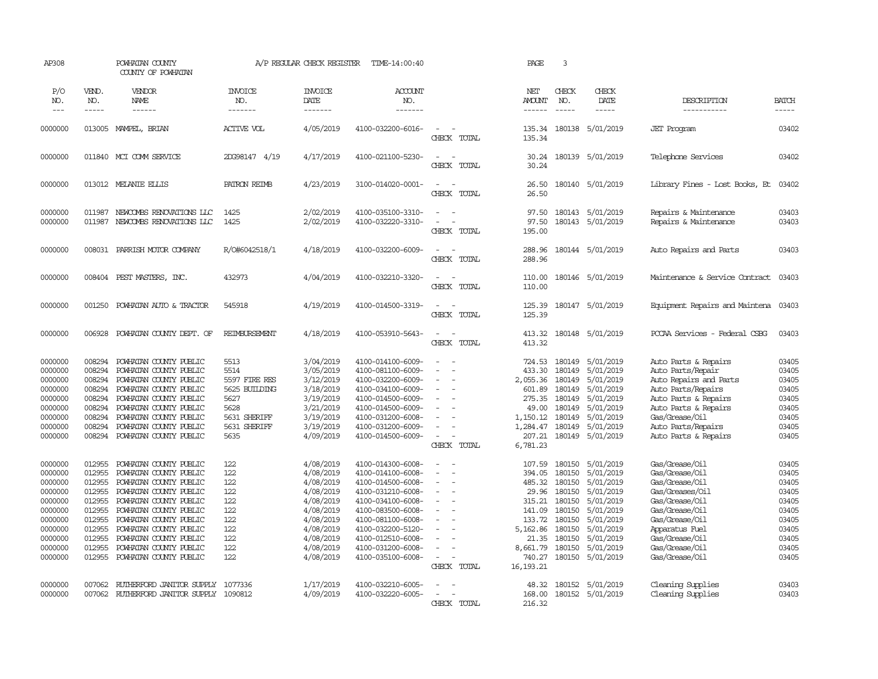AP308 POWHATAN COUNTY A/P REGULAR CHECK REGISTER TIME-14:00:40 PAGE 3
COUNTY OF POWHATAN

| P/O NO. | VEND. NO. | VENDOR NAME | INVOICE NO. | INVOICE DATE | ACCOUNT NO. | | NET AMOUNT | CHECK NO. | CHECK DATE | DESCRIPTION | BATCH |
|---|---|---|---|---|---|---|---|---|---|---|---|
| 0000000 | 013005 | MAMPEL, BRIAN | ACTIVE VOL | 4/05/2019 | 4100-032200-6016- | - - | 135.34 | 180138 | 5/01/2019 | JET Program | 03402 |
| | | | | | | CHECK TOTAL | 135.34 | | | | |
| 0000000 | 011840 | MCI COMM SERVICE | 2DG98147 4/19 | 4/17/2019 | 4100-021100-5230- | - - | 30.24 | 180139 | 5/01/2019 | Telephone Services | 03402 |
| | | | | | | CHECK TOTAL | 30.24 | | | | |
| 0000000 | 013012 | MELANIE ELLIS | PATRON REIMB | 4/23/2019 | 3100-014020-0001- | - - | 26.50 | 180140 | 5/01/2019 | Library Fines - Lost Books, Et | 03402 |
| | | | | | | CHECK TOTAL | 26.50 | | | | |
| 0000000 | 011987 | NEWCOMBS RENOVATIONS LLC | 1425 | 2/02/2019 | 4100-035100-3310- | - - | 97.50 | 180143 | 5/01/2019 | Repairs & Maintenance | 03403 |
| 0000000 | 011987 | NEWCOMBS RENOVATIONS LLC | 1425 | 2/02/2019 | 4100-032220-3310- | - - | 97.50 | 180143 | 5/01/2019 | Repairs & Maintenance | 03403 |
| | | | | | | CHECK TOTAL | 195.00 | | | | |
| 0000000 | 008031 | PARRISH MOTOR COMPANY | R/O#6042518/1 | 4/18/2019 | 4100-032200-6009- | - - | 288.96 | 180144 | 5/01/2019 | Auto Repairs and Parts | 03403 |
| | | | | | | CHECK TOTAL | 288.96 | | | | |
| 0000000 | 008404 | PEST MASTERS, INC. | 432973 | 4/04/2019 | 4100-032210-3320- | - - | 110.00 | 180146 | 5/01/2019 | Maintenance & Service Contract | 03403 |
| | | | | | | CHECK TOTAL | 110.00 | | | | |
| 0000000 | 001250 | POWHATAN AUTO & TRACTOR | 545918 | 4/19/2019 | 4100-014500-3319- | - - | 125.39 | 180147 | 5/01/2019 | Equipment Repairs and Maintena | 03403 |
| | | | | | | CHECK TOTAL | 125.39 | | | | |
| 0000000 | 006928 | POWHATAN COUNTY DEPT. OF | REIMBURSEMENT | 4/18/2019 | 4100-053910-5643- | - - | 413.32 | 180148 | 5/01/2019 | PCCAA Services - Federal CSBG | 03403 |
| | | | | | | CHECK TOTAL | 413.32 | | | | |
| 0000000 | 008294 | POWHATAN COUNTY PUBLIC | 5513 | 3/04/2019 | 4100-014100-6009- | - - | 724.53 | 180149 | 5/01/2019 | Auto Parts & Repairs | 03405 |
| 0000000 | 008294 | POWHATAN COUNTY PUBLIC | 5514 | 3/05/2019 | 4100-081100-6009- | - - | 433.30 | 180149 | 5/01/2019 | Auto Parts/Repair | 03405 |
| 0000000 | 008294 | POWHATAN COUNTY PUBLIC | 5597 FIRE RES | 3/12/2019 | 4100-032200-6009- | - - | 2,055.36 | 180149 | 5/01/2019 | Auto Repairs and Parts | 03405 |
| 0000000 | 008294 | POWHATAN COUNTY PUBLIC | 5625 BUILDING | 3/18/2019 | 4100-034100-6009- | - - | 601.89 | 180149 | 5/01/2019 | Auto Parts/Repairs | 03405 |
| 0000000 | 008294 | POWHATAN COUNTY PUBLIC | 5627 | 3/19/2019 | 4100-014500-6009- | - - | 275.35 | 180149 | 5/01/2019 | Auto Parts & Repairs | 03405 |
| 0000000 | 008294 | POWHATAN COUNTY PUBLIC | 5628 | 3/21/2019 | 4100-014500-6009- | - - | 49.00 | 180149 | 5/01/2019 | Auto Parts & Repairs | 03405 |
| 0000000 | 008294 | POWHATAN COUNTY PUBLIC | 5631 SHERIFF | 3/19/2019 | 4100-031200-6008- | - - | 1,150.12 | 180149 | 5/01/2019 | Gas/Grease/Oil | 03405 |
| 0000000 | 008294 | POWHATAN COUNTY PUBLIC | 5631 SHERIFF | 3/19/2019 | 4100-031200-6009- | - - | 1,284.47 | 180149 | 5/01/2019 | Auto Parts/Repairs | 03405 |
| 0000000 | 008294 | POWHATAN COUNTY PUBLIC | 5635 | 4/09/2019 | 4100-014500-6009- | - - | 207.21 | 180149 | 5/01/2019 | Auto Parts & Repairs | 03405 |
| | | | | | | CHECK TOTAL | 6,781.23 | | | | |
| 0000000 | 012955 | POWHATAN COUNTY PUBLIC | 122 | 4/08/2019 | 4100-014300-6008- | - - | 107.59 | 180150 | 5/01/2019 | Gas/Grease/Oil | 03405 |
| 0000000 | 012955 | POWHATAN COUNTY PUBLIC | 122 | 4/08/2019 | 4100-014100-6008- | - - | 394.05 | 180150 | 5/01/2019 | Gas/Grease/Oil | 03405 |
| 0000000 | 012955 | POWHATAN COUNTY PUBLIC | 122 | 4/08/2019 | 4100-014500-6008- | - - | 485.32 | 180150 | 5/01/2019 | Gas/Grease/Oil | 03405 |
| 0000000 | 012955 | POWHATAN COUNTY PUBLIC | 122 | 4/08/2019 | 4100-031210-6008- | - - | 29.96 | 180150 | 5/01/2019 | Gas/Greases/Oil | 03405 |
| 0000000 | 012955 | POWHATAN COUNTY PUBLIC | 122 | 4/08/2019 | 4100-034100-6008- | - - | 315.21 | 180150 | 5/01/2019 | Gas/Grease/Oil | 03405 |
| 0000000 | 012955 | POWHATAN COUNTY PUBLIC | 122 | 4/08/2019 | 4100-083500-6008- | - - | 141.09 | 180150 | 5/01/2019 | Gas/Grease/Oil | 03405 |
| 0000000 | 012955 | POWHATAN COUNTY PUBLIC | 122 | 4/08/2019 | 4100-081100-6008- | - - | 133.72 | 180150 | 5/01/2019 | Gas/Grease/Oil | 03405 |
| 0000000 | 012955 | POWHATAN COUNTY PUBLIC | 122 | 4/08/2019 | 4100-032200-5120- | - - | 5,162.86 | 180150 | 5/01/2019 | Apparatus Fuel | 03405 |
| 0000000 | 012955 | POWHATAN COUNTY PUBLIC | 122 | 4/08/2019 | 4100-012510-6008- | - - | 21.35 | 180150 | 5/01/2019 | Gas/Grease/Oil | 03405 |
| 0000000 | 012955 | POWHATAN COUNTY PUBLIC | 122 | 4/08/2019 | 4100-031200-6008- | - - | 8,661.79 | 180150 | 5/01/2019 | Gas/Grease/Oil | 03405 |
| 0000000 | 012955 | POWHATAN COUNTY PUBLIC | 122 | 4/08/2019 | 4100-035100-6008- | - - | 740.27 | 180150 | 5/01/2019 | Gas/Grease/Oil | 03405 |
| | | | | | | CHECK TOTAL | 16,193.21 | | | | |
| 0000000 | 007062 | RUTHERFORD JANITOR SUPPLY | 1077336 | 1/17/2019 | 4100-032210-6005- | - - | 48.32 | 180152 | 5/01/2019 | Cleaning Supplies | 03403 |
| 0000000 | 007062 | RUTHERFORD JANITOR SUPPLY | 1090812 | 4/09/2019 | 4100-032220-6005- | - - | 168.00 | 180152 | 5/01/2019 | Cleaning Supplies | 03403 |
| | | | | | | CHECK TOTAL | 216.32 | | | | |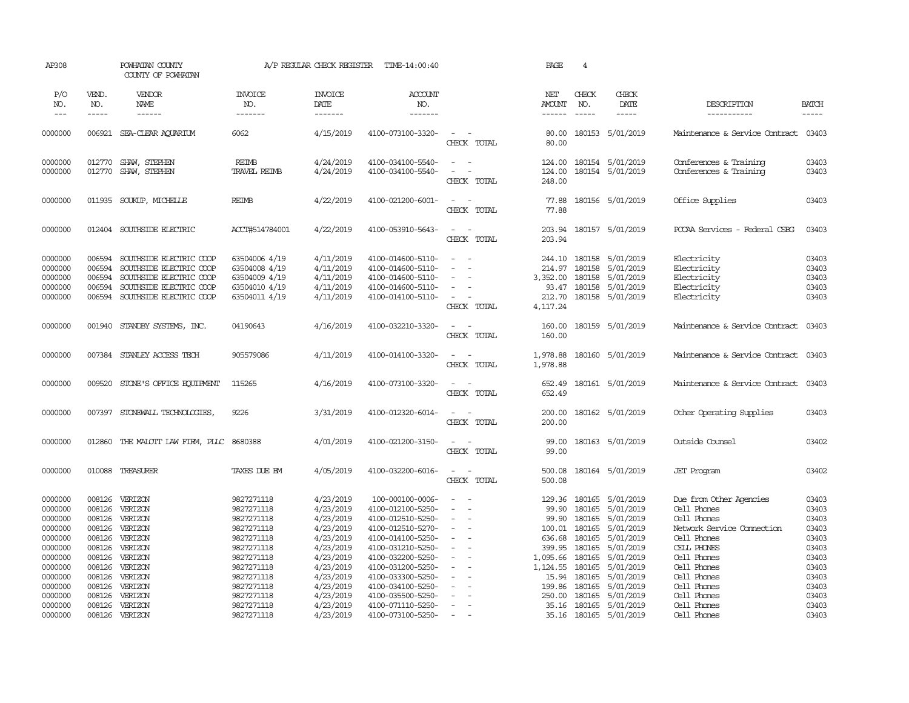AP308 POWHATAN COUNTY A/P REGULAR CHECK REGISTER TIME-14:00:40 PAGE 4

COUNTY OF POWHATAN

| P/O NO. | VEND. NO. | VENDOR NAME | INVOICE NO. | INVOICE DATE | ACCOUNT NO. | | NET AMOUNT | CHECK NO. | CHECK DATE | DESCRIPTION | BATCH |
|---|---|---|---|---|---|---|---|---|---|---|---|
| 0000000 | 006921 | SEA-CLEAR AQUARIUM | 6062 | 4/15/2019 | 4100-073100-3320- | - - | 80.00 | 180153 | 5/01/2019 | Maintenance & Service Contract | 03403 |
| | | | | | | CHECK TOTAL | 80.00 | | | | |
| 0000000 | 012770 | SHAW, STEPHEN | REIMB | 4/24/2019 | 4100-034100-5540- | - - | 124.00 | 180154 | 5/01/2019 | Conferences & Training | 03403 |
| 0000000 | 012770 | SHAW, STEPHEN | TRAVEL REIMB | 4/24/2019 | 4100-034100-5540- | - - | 124.00 | 180154 | 5/01/2019 | Conferences & Training | 03403 |
| | | | | | | CHECK TOTAL | 248.00 | | | | |
| 0000000 | 011935 | SOUKUP, MICHELLE | REIMB | 4/22/2019 | 4100-021200-6001- | - - | 77.88 | 180156 | 5/01/2019 | Office Supplies | 03403 |
| | | | | | | CHECK TOTAL | 77.88 | | | | |
| 0000000 | 012404 | SOUTHSIDE ELECTRIC | ACCT#514784001 | 4/22/2019 | 4100-053910-5643- | - - | 203.94 | 180157 | 5/01/2019 | PCCAA Services - Federal CSBG | 03403 |
| | | | | | | CHECK TOTAL | 203.94 | | | | |
| 0000000 | 006594 | SOUTHSIDE ELECTRIC COOP | 63504006 4/19 | 4/11/2019 | 4100-014600-5110- | - - | 244.10 | 180158 | 5/01/2019 | Electricity | 03403 |
| 0000000 | 006594 | SOUTHSIDE ELECTRIC COOP | 63504008 4/19 | 4/11/2019 | 4100-014600-5110- | - - | 214.97 | 180158 | 5/01/2019 | Electricity | 03403 |
| 0000000 | 006594 | SOUTHSIDE ELECTRIC COOP | 63504009 4/19 | 4/11/2019 | 4100-014600-5110- | - - | 3,352.00 | 180158 | 5/01/2019 | Electricity | 03403 |
| 0000000 | 006594 | SOUTHSIDE ELECTRIC COOP | 63504010 4/19 | 4/11/2019 | 4100-014600-5110- | - - | 93.47 | 180158 | 5/01/2019 | Electricity | 03403 |
| 0000000 | 006594 | SOUTHSIDE ELECTRIC COOP | 63504011 4/19 | 4/11/2019 | 4100-014100-5110- | - - | 212.70 | 180158 | 5/01/2019 | Electricity | 03403 |
| | | | | | | CHECK TOTAL | 4,117.24 | | | | |
| 0000000 | 001940 | STANDBY SYSTEMS, INC. | 04190643 | 4/16/2019 | 4100-032210-3320- | - - | 160.00 | 180159 | 5/01/2019 | Maintenance & Service Contract | 03403 |
| | | | | | | CHECK TOTAL | 160.00 | | | | |
| 0000000 | 007384 | STANLEY ACCESS TECH | 905579086 | 4/11/2019 | 4100-014100-3320- | - - | 1,978.88 | 180160 | 5/01/2019 | Maintenance & Service Contract | 03403 |
| | | | | | | CHECK TOTAL | 1,978.88 | | | | |
| 0000000 | 009520 | STONE'S OFFICE EQUIPMENT | 115265 | 4/16/2019 | 4100-073100-3320- | - - | 652.49 | 180161 | 5/01/2019 | Maintenance & Service Contract | 03403 |
| | | | | | | CHECK TOTAL | 652.49 | | | | |
| 0000000 | 007397 | STONEWALL TECHNOLOGIES, | 9226 | 3/31/2019 | 4100-012320-6014- | - - | 200.00 | 180162 | 5/01/2019 | Other Operating Supplies | 03403 |
| | | | | | | CHECK TOTAL | 200.00 | | | | |
| 0000000 | 012860 | THE MALOTT LAW FIRM, PLLC | 8680388 | 4/01/2019 | 4100-021200-3150- | - - | 99.00 | 180163 | 5/01/2019 | Outside Counsel | 03402 |
| | | | | | | CHECK TOTAL | 99.00 | | | | |
| 0000000 | 010088 | TREASURER | TAXES DUE BM | 4/05/2019 | 4100-032200-6016- | - - | 500.08 | 180164 | 5/01/2019 | JET Program | 03402 |
| | | | | | | CHECK TOTAL | 500.08 | | | | |
| 0000000 | 008126 | VERIZON | 9827271118 | 4/23/2019 | 100-000100-0006- | - - | 129.36 | 180165 | 5/01/2019 | Due from Other Agencies | 03403 |
| 0000000 | 008126 | VERIZON | 9827271118 | 4/23/2019 | 4100-012100-5250- | - - | 99.90 | 180165 | 5/01/2019 | Cell Phones | 03403 |
| 0000000 | 008126 | VERIZON | 9827271118 | 4/23/2019 | 4100-012510-5250- | - - | 99.90 | 180165 | 5/01/2019 | Cell Phones | 03403 |
| 0000000 | 008126 | VERIZON | 9827271118 | 4/23/2019 | 4100-012510-5270- | - - | 100.01 | 180165 | 5/01/2019 | Network Service Connection | 03403 |
| 0000000 | 008126 | VERIZON | 9827271118 | 4/23/2019 | 4100-014100-5250- | - - | 636.68 | 180165 | 5/01/2019 | Cell Phones | 03403 |
| 0000000 | 008126 | VERIZON | 9827271118 | 4/23/2019 | 4100-031210-5250- | - - | 399.95 | 180165 | 5/01/2019 | CELL PHONES | 03403 |
| 0000000 | 008126 | VERIZON | 9827271118 | 4/23/2019 | 4100-032200-5250- | - - | 1,095.66 | 180165 | 5/01/2019 | Cell Phones | 03403 |
| 0000000 | 008126 | VERIZON | 9827271118 | 4/23/2019 | 4100-031200-5250- | - - | 1,124.55 | 180165 | 5/01/2019 | Cell Phones | 03403 |
| 0000000 | 008126 | VERIZON | 9827271118 | 4/23/2019 | 4100-033300-5250- | - - | 15.94 | 180165 | 5/01/2019 | Cell Phones | 03403 |
| 0000000 | 008126 | VERIZON | 9827271118 | 4/23/2019 | 4100-034100-5250- | - - | 199.86 | 180165 | 5/01/2019 | Cell Phones | 03403 |
| 0000000 | 008126 | VERIZON | 9827271118 | 4/23/2019 | 4100-035500-5250- | - - | 250.00 | 180165 | 5/01/2019 | Cell Phones | 03403 |
| 0000000 | 008126 | VERIZON | 9827271118 | 4/23/2019 | 4100-071110-5250- | - - | 35.16 | 180165 | 5/01/2019 | Cell Phones | 03403 |
| 0000000 | 008126 | VERIZON | 9827271118 | 4/23/2019 | 4100-073100-5250- | - - | 35.16 | 180165 | 5/01/2019 | Cell Phones | 03403 |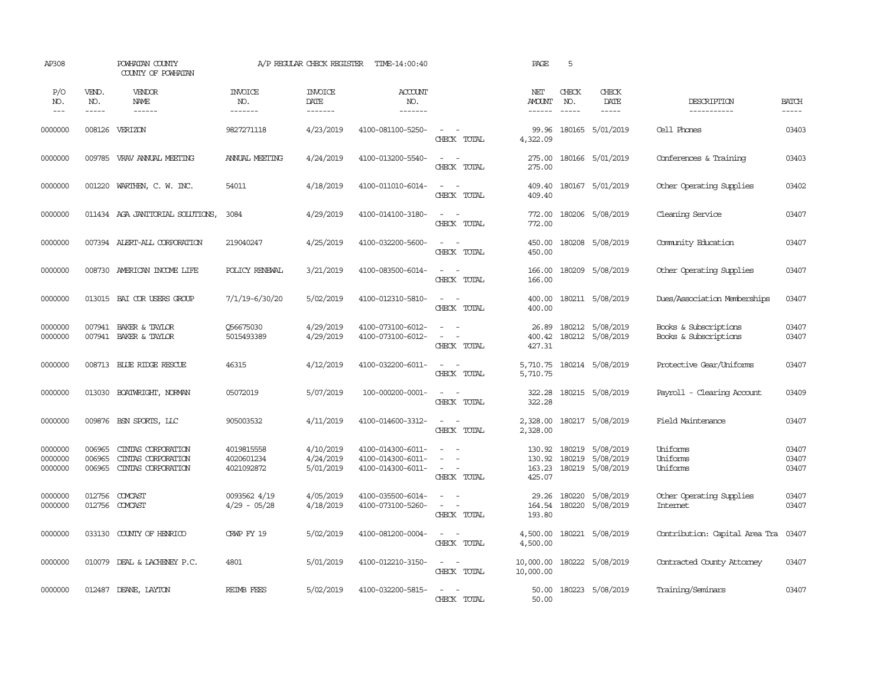AP308 POWHATAN COUNTY COUNTY OF POWHATAN A/P REGULAR CHECK REGISTER TIME-14:00:40 PAGE 5

| P/O NO. | VEND. NO. | VENDOR NAME | INVOICE NO. | INVOICE DATE | ACCOUNT NO. | | NET AMOUNT | CHECK NO. | CHECK DATE | DESCRIPTION | BATCH |
|---|---|---|---|---|---|---|---|---|---|---|---|
| 0000000 | 008126 | VERIZON | 9827271118 | 4/23/2019 | 4100-081100-5250- | - - | 99.96 | 180165 | 5/01/2019 | Cell Phones | 03403 |
| | | | | | | CHECK TOTAL | 4,322.09 | | | | |
| 0000000 | 009785 | VRAV ANNUAL MEETING | ANNUAL MEETING | 4/24/2019 | 4100-013200-5540- | - - | 275.00 | 180166 | 5/01/2019 | Conferences & Training | 03403 |
| | | | | | | CHECK TOTAL | 275.00 | | | | |
| 0000000 | 001220 | WARTHEN, C. W. INC. | 54011 | 4/18/2019 | 4100-011010-6014- | - - | 409.40 | 180167 | 5/01/2019 | Other Operating Supplies | 03402 |
| | | | | | | CHECK TOTAL | 409.40 | | | | |
| 0000000 | 011434 | AGA JANITORIAL SOLUTIONS, | 3084 | 4/29/2019 | 4100-014100-3180- | - - | 772.00 | 180206 | 5/08/2019 | Cleaning Service | 03407 |
| | | | | | | CHECK TOTAL | 772.00 | | | | |
| 0000000 | 007394 | ALERT-ALL CORPORATION | 219040247 | 4/25/2019 | 4100-032200-5600- | - - | 450.00 | 180208 | 5/08/2019 | Community Education | 03407 |
| | | | | | | CHECK TOTAL | 450.00 | | | | |
| 0000000 | 008730 | AMERICAN INCOME LIFE | POLICY RENEWAL | 3/21/2019 | 4100-083500-6014- | - - | 166.00 | 180209 | 5/08/2019 | Other Operating Supplies | 03407 |
| | | | | | | CHECK TOTAL | 166.00 | | | | |
| 0000000 | 013015 | BAI COR USERS GROUP | 7/1/19-6/30/20 | 5/02/2019 | 4100-012310-5810- | - - | 400.00 | 180211 | 5/08/2019 | Dues/Association Memberships | 03407 |
| | | | | | | CHECK TOTAL | 400.00 | | | | |
| 0000000 | 007941 | BAKER & TAYLOR | Q56675030 | 4/29/2019 | 4100-073100-6012- | - - | 26.89 | 180212 | 5/08/2019 | Books & Subscriptions | 03407 |
| 0000000 | 007941 | BAKER & TAYLOR | 5015493389 | 4/29/2019 | 4100-073100-6012- | - - | 400.42 | 180212 | 5/08/2019 | Books & Subscriptions | 03407 |
| | | | | | | CHECK TOTAL | 427.31 | | | | |
| 0000000 | 008713 | BLUE RIDGE RESCUE | 46315 | 4/12/2019 | 4100-032200-6011- | - - | 5,710.75 | 180214 | 5/08/2019 | Protective Gear/Uniforms | 03407 |
| | | | | | | CHECK TOTAL | 5,710.75 | | | | |
| 0000000 | 013030 | BOATWRIGHT, NORMAN | 05072019 | 5/07/2019 | 100-000200-0001- | - - | 322.28 | 180215 | 5/08/2019 | Payroll - Clearing Account | 03409 |
| | | | | | | CHECK TOTAL | 322.28 | | | | |
| 0000000 | 009876 | BSN SPORTS, LLC | 905003532 | 4/11/2019 | 4100-014600-3312- | - - | 2,328.00 | 180217 | 5/08/2019 | Field Maintenance | 03407 |
| | | | | | | CHECK TOTAL | 2,328.00 | | | | |
| 0000000 | 006965 | CINTAS CORPORATION | 4019815558 | 4/10/2019 | 4100-014300-6011- | - - | 130.92 | 180219 | 5/08/2019 | Uniforms | 03407 |
| 0000000 | 006965 | CINTAS CORPORATION | 4020601234 | 4/24/2019 | 4100-014300-6011- | - - | 130.92 | 180219 | 5/08/2019 | Uniforms | 03407 |
| 0000000 | 006965 | CINTAS CORPORATION | 4021092872 | 5/01/2019 | 4100-014300-6011- | - - | 163.23 | 180219 | 5/08/2019 | Uniforms | 03407 |
| | | | | | | CHECK TOTAL | 425.07 | | | | |
| 0000000 | 012756 | COMCAST | 0093562 4/19 | 4/05/2019 | 4100-035500-6014- | - - | 29.26 | 180220 | 5/08/2019 | Other Operating Supplies | 03407 |
| 0000000 | 012756 | COMCAST | 4/29 - 05/28 | 4/18/2019 | 4100-073100-5260- | - - | 164.54 | 180220 | 5/08/2019 | Internet | 03407 |
| | | | | | | CHECK TOTAL | 193.80 | | | | |
| 0000000 | 033130 | COUNTY OF HENRICO | CRWP FY 19 | 5/02/2019 | 4100-081200-0004- | - - | 4,500.00 | 180221 | 5/08/2019 | Contribution: Capital Area Tra | 03407 |
| | | | | | | CHECK TOTAL | 4,500.00 | | | | |
| 0000000 | 010079 | DEAL & LACHENEY P.C. | 4801 | 5/01/2019 | 4100-012210-3150- | - - | 10,000.00 | 180222 | 5/08/2019 | Contracted County Attorney | 03407 |
| | | | | | | CHECK TOTAL | 10,000.00 | | | | |
| 0000000 | 012487 | DEANE, LAYTON | REIMB FEES | 5/02/2019 | 4100-032200-5815- | - - | 50.00 | 180223 | 5/08/2019 | Training/Seminars | 03407 |
| | | | | | | CHECK TOTAL | 50.00 | | | | |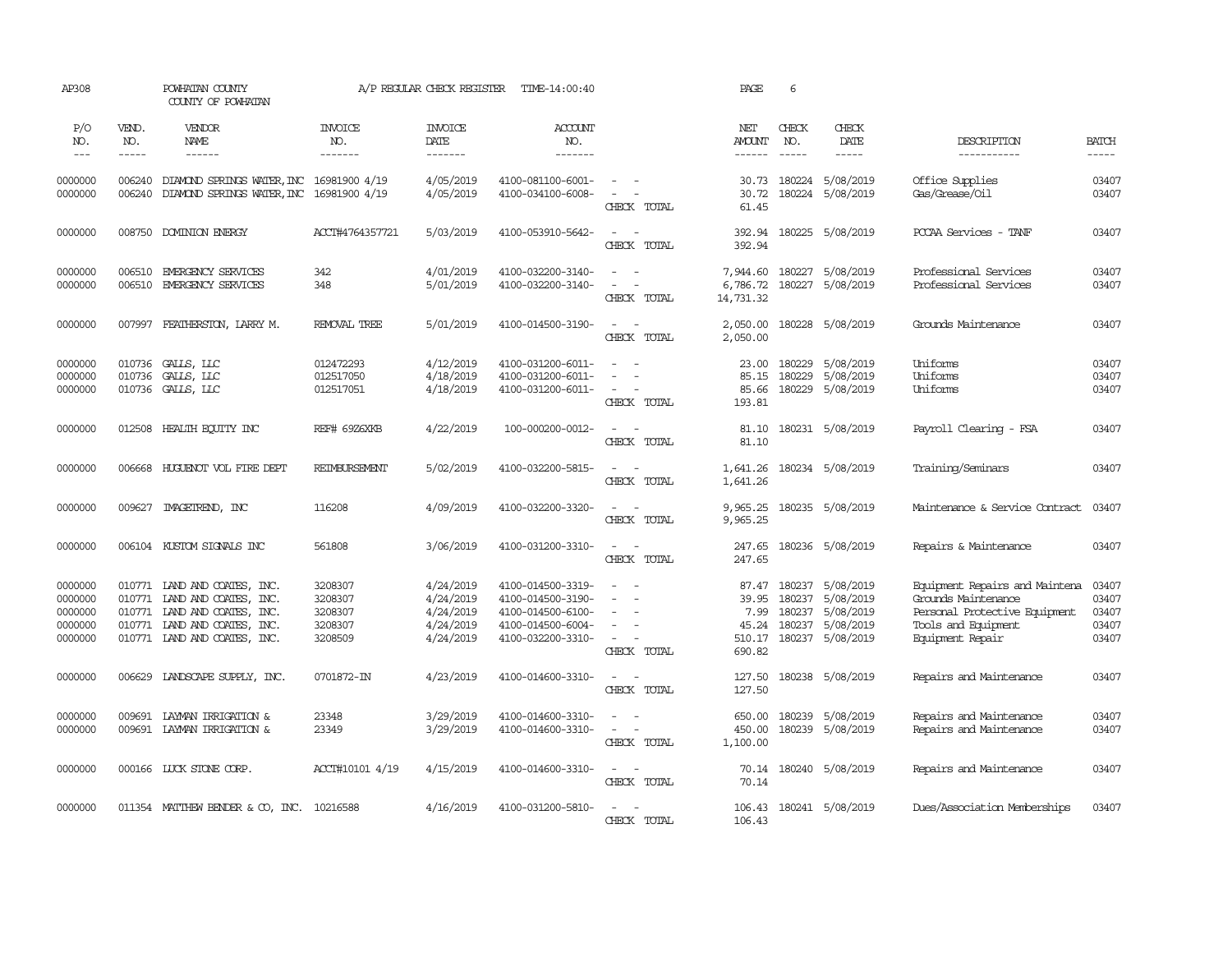AP308 POWHATAN COUNTY A/P REGULAR CHECK REGISTER TIME-14:00:40 PAGE 6

COUNTY OF POWHATAN

| P/O NO. | VEND. NO. | VENDOR NAME | INVOICE NO. | INVOICE DATE | ACCOUNT NO. | | NET AMOUNT | CHECK NO. | CHECK DATE | DESCRIPTION | BATCH |
|---|---|---|---|---|---|---|---|---|---|---|---|
| 0000000 | 006240 | DIAMOND SPRINGS WATER, INC | 16981900 4/19 | 4/05/2019 | 4100-081100-6001- | - - | 30.73 | 180224 | 5/08/2019 | Office Supplies | 03407 |
| 0000000 | 006240 | DIAMOND SPRINGS WATER, INC | 16981900 4/19 | 4/05/2019 | 4100-034100-6008- | - - | 30.72 | 180224 | 5/08/2019 | Gas/Grease/Oil | 03407 |
| | | | | | | CHECK TOTAL | 61.45 | | | | |
| 0000000 | 008750 | DOMINION ENERGY | ACCT#4764357721 | 5/03/2019 | 4100-053910-5642- | - - | 392.94 | 180225 | 5/08/2019 | PCCAA Services - TANF | 03407 |
| | | | | | | CHECK TOTAL | 392.94 | | | | |
| 0000000 | 006510 | EMERGENCY SERVICES | 342 | 4/01/2019 | 4100-032200-3140- | - - | 7,944.60 | 180227 | 5/08/2019 | Professional Services | 03407 |
| 0000000 | 006510 | EMERGENCY SERVICES | 348 | 5/01/2019 | 4100-032200-3140- | - - | 6,786.72 | 180227 | 5/08/2019 | Professional Services | 03407 |
| | | | | | | CHECK TOTAL | 14,731.32 | | | | |
| 0000000 | 007997 | FEATHERSTON, LARRY M. | REMOVAL TREE | 5/01/2019 | 4100-014500-3190- | - - | 2,050.00 | 180228 | 5/08/2019 | Grounds Maintenance | 03407 |
| | | | | | | CHECK TOTAL | 2,050.00 | | | | |
| 0000000 | 010736 | GALLS, LLC | 012472293 | 4/12/2019 | 4100-031200-6011- | - - | 23.00 | 180229 | 5/08/2019 | Uniforms | 03407 |
| 0000000 | 010736 | GALLS, LLC | 012517050 | 4/18/2019 | 4100-031200-6011- | - - | 85.15 | 180229 | 5/08/2019 | Uniforms | 03407 |
| 0000000 | 010736 | GALLS, LLC | 012517051 | 4/18/2019 | 4100-031200-6011- | - - | 85.66 | 180229 | 5/08/2019 | Uniforms | 03407 |
| | | | | | | CHECK TOTAL | 193.81 | | | | |
| 0000000 | 012508 | HEALTH EQUITY INC | REF# 69Z6XKB | 4/22/2019 | 100-000200-0012- | - - | 81.10 | 180231 | 5/08/2019 | Payroll Clearing - FSA | 03407 |
| | | | | | | CHECK TOTAL | 81.10 | | | | |
| 0000000 | 006668 | HUGUENOT VOL FIRE DEPT | REIMBURSEMENT | 5/02/2019 | 4100-032200-5815- | - - | 1,641.26 | 180234 | 5/08/2019 | Training/Seminars | 03407 |
| | | | | | | CHECK TOTAL | 1,641.26 | | | | |
| 0000000 | 009627 | IMAGETREND, INC | 116208 | 4/09/2019 | 4100-032200-3320- | - - | 9,965.25 | 180235 | 5/08/2019 | Maintenance & Service Contract | 03407 |
| | | | | | | CHECK TOTAL | 9,965.25 | | | | |
| 0000000 | 006104 | KUSTOM SIGNALS INC | 561808 | 3/06/2019 | 4100-031200-3310- | - - | 247.65 | 180236 | 5/08/2019 | Repairs & Maintenance | 03407 |
| | | | | | | CHECK TOTAL | 247.65 | | | | |
| 0000000 | 010771 | LAND AND COATES, INC. | 3208307 | 4/24/2019 | 4100-014500-3319- | - - | 87.47 | 180237 | 5/08/2019 | Equipment Repairs and Maintena | 03407 |
| 0000000 | 010771 | LAND AND COATES, INC. | 3208307 | 4/24/2019 | 4100-014500-3190- | - - | 39.95 | 180237 | 5/08/2019 | Grounds Maintenance | 03407 |
| 0000000 | 010771 | LAND AND COATES, INC. | 3208307 | 4/24/2019 | 4100-014500-6100- | - - | 7.99 | 180237 | 5/08/2019 | Personal Protective Equipment | 03407 |
| 0000000 | 010771 | LAND AND COATES, INC. | 3208307 | 4/24/2019 | 4100-014500-6004- | - - | 45.24 | 180237 | 5/08/2019 | Tools and Equipment | 03407 |
| 0000000 | 010771 | LAND AND COATES, INC. | 3208509 | 4/24/2019 | 4100-032200-3310- | - - | 510.17 | 180237 | 5/08/2019 | Equipment Repair | 03407 |
| | | | | | | CHECK TOTAL | 690.82 | | | | |
| 0000000 | 006629 | LANDSCAPE SUPPLY, INC. | 0701872-IN | 4/23/2019 | 4100-014600-3310- | - - | 127.50 | 180238 | 5/08/2019 | Repairs and Maintenance | 03407 |
| | | | | | | CHECK TOTAL | 127.50 | | | | |
| 0000000 | 009691 | LAYMAN IRRIGATION & | 23348 | 3/29/2019 | 4100-014600-3310- | - - | 650.00 | 180239 | 5/08/2019 | Repairs and Maintenance | 03407 |
| 0000000 | 009691 | LAYMAN IRRIGATION & | 23349 | 3/29/2019 | 4100-014600-3310- | - - | 450.00 | 180239 | 5/08/2019 | Repairs and Maintenance | 03407 |
| | | | | | | CHECK TOTAL | 1,100.00 | | | | |
| 0000000 | 000166 | LUCK STONE CORP. | ACCT#10101 4/19 | 4/15/2019 | 4100-014600-3310- | - - | 70.14 | 180240 | 5/08/2019 | Repairs and Maintenance | 03407 |
| | | | | | | CHECK TOTAL | 70.14 | | | | |
| 0000000 | 011354 | MATTHEW BENDER & CO, INC. | 10216588 | 4/16/2019 | 4100-031200-5810- | - - | 106.43 | 180241 | 5/08/2019 | Dues/Association Memberships | 03407 |
| | | | | | | CHECK TOTAL | 106.43 | | | | |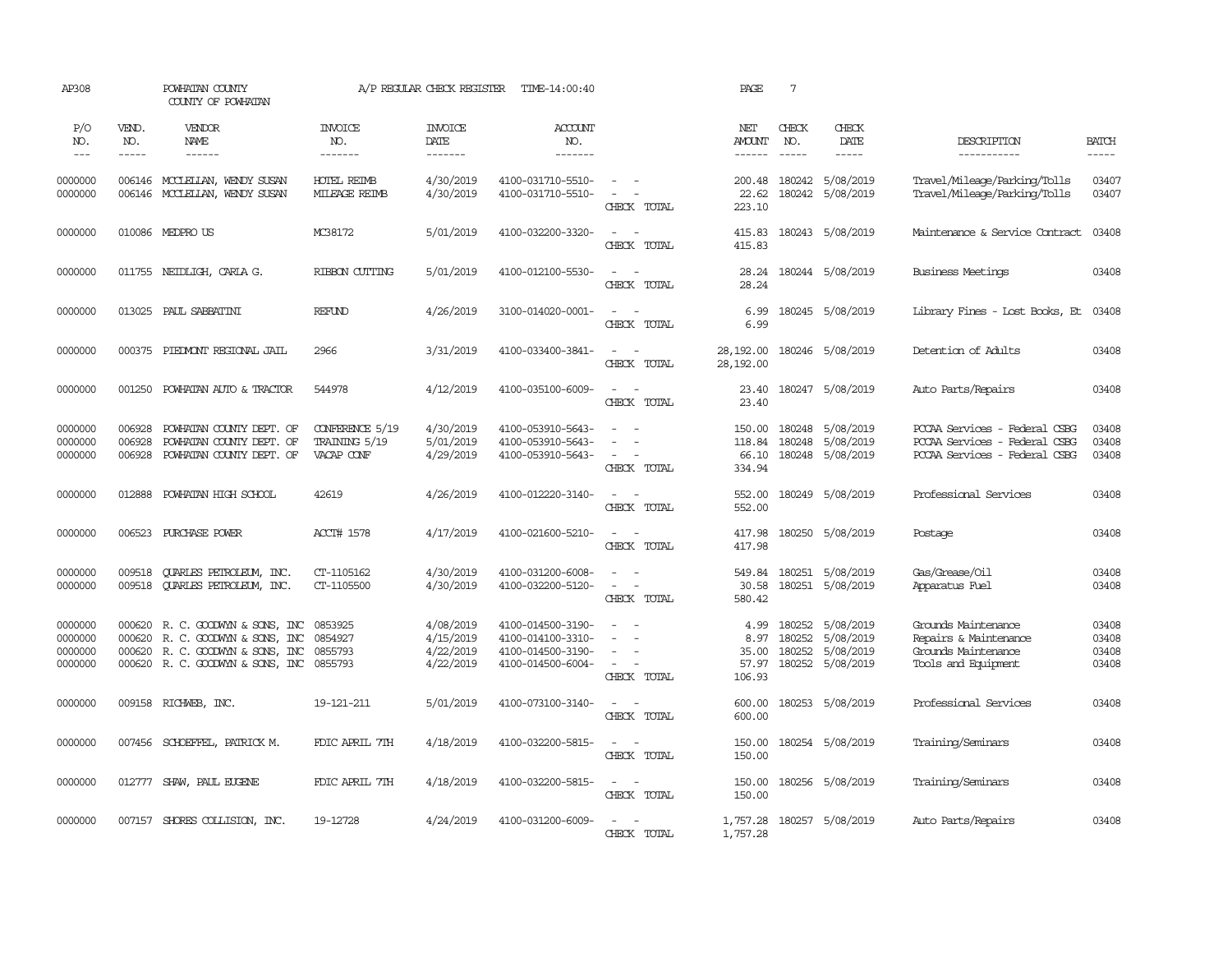AP308 POWHATAN COUNTY A/P REGULAR CHECK REGISTER TIME-14:00:40 PAGE 7

COUNTY OF POWHATAN

| P/O NO. | VEND. NO. | VENDOR NAME | INVOICE NO. | INVOICE DATE | ACCOUNT NO. | | NET AMOUNT | CHECK NO. | CHECK DATE | DESCRIPTION | BATCH |
|---|---|---|---|---|---|---|---|---|---|---|---|
| 0000000 | 006146 | MCCLELLAN, WENDY SUSAN | HOTEL REIMB | 4/30/2019 | 4100-031710-5510- | - - | 200.48 | 180242 | 5/08/2019 | Travel/Mileage/Parking/Tolls | 03407 |
| 0000000 | 006146 | MCCLELLAN, WENDY SUSAN | MILEAGE REIMB | 4/30/2019 | 4100-031710-5510- | - - | 22.62 | 180242 | 5/08/2019 | Travel/Mileage/Parking/Tolls | 03407 |
| | | | | | | CHECK TOTAL | 223.10 | | | | |
| 0000000 | 010086 | MEDPRO US | MC38172 | 5/01/2019 | 4100-032200-3320- | - - | 415.83 | 180243 | 5/08/2019 | Maintenance & Service Contract | 03408 |
| | | | | | | CHECK TOTAL | 415.83 | | | | |
| 0000000 | 011755 | NEIDLIGH, CARLA G. | RIBBON CUTTING | 5/01/2019 | 4100-012100-5530- | - - | 28.24 | 180244 | 5/08/2019 | Business Meetings | 03408 |
| | | | | | | CHECK TOTAL | 28.24 | | | | |
| 0000000 | 013025 | PAUL SABBATINI | REFUND | 4/26/2019 | 3100-014020-0001- | - - | 6.99 | 180245 | 5/08/2019 | Library Fines - Lost Books, Et | 03408 |
| | | | | | | CHECK TOTAL | 6.99 | | | | |
| 0000000 | 000375 | PIEDMONT REGIONAL JAIL | 2966 | 3/31/2019 | 4100-033400-3841- | - - | 28,192.00 | 180246 | 5/08/2019 | Detention of Adults | 03408 |
| | | | | | | CHECK TOTAL | 28,192.00 | | | | |
| 0000000 | 001250 | POWHATAN AUTO & TRACTOR | 544978 | 4/12/2019 | 4100-035100-6009- | - - | 23.40 | 180247 | 5/08/2019 | Auto Parts/Repairs | 03408 |
| | | | | | | CHECK TOTAL | 23.40 | | | | |
| 0000000 | 006928 | POWHATAN COUNTY DEPT. OF | CONFERENCE 5/19 | 4/30/2019 | 4100-053910-5643- | - - | 150.00 | 180248 | 5/08/2019 | PCCAA Services - Federal CSBG | 03408 |
| 0000000 | 006928 | POWHATAN COUNTY DEPT. OF | TRAINING 5/19 | 5/01/2019 | 4100-053910-5643- | - - | 118.84 | 180248 | 5/08/2019 | PCCAA Services - Federal CSBG | 03408 |
| 0000000 | 006928 | POWHATAN COUNTY DEPT. OF | VACAP CONF | 4/29/2019 | 4100-053910-5643- | - - | 66.10 | 180248 | 5/08/2019 | PCCAA Services - Federal CSBG | 03408 |
| | | | | | | CHECK TOTAL | 334.94 | | | | |
| 0000000 | 012888 | POWHATAN HIGH SCHOOL | 42619 | 4/26/2019 | 4100-012220-3140- | - - | 552.00 | 180249 | 5/08/2019 | Professional Services | 03408 |
| | | | | | | CHECK TOTAL | 552.00 | | | | |
| 0000000 | 006523 | PURCHASE POWER | ACCT# 1578 | 4/17/2019 | 4100-021600-5210- | - - | 417.98 | 180250 | 5/08/2019 | Postage | 03408 |
| | | | | | | CHECK TOTAL | 417.98 | | | | |
| 0000000 | 009518 | QUARLES PETROLEUM, INC. | CT-1105162 | 4/30/2019 | 4100-031200-6008- | - - | 549.84 | 180251 | 5/08/2019 | Gas/Grease/Oil | 03408 |
| 0000000 | 009518 | QUARLES PETROLEUM, INC. | CT-1105500 | 4/30/2019 | 4100-032200-5120- | - - | 30.58 | 180251 | 5/08/2019 | Apparatus Fuel | 03408 |
| | | | | | | CHECK TOTAL | 580.42 | | | | |
| 0000000 | 000620 | R. C. GOODWYN & SONS, INC | 0853925 | 4/08/2019 | 4100-014500-3190- | - - | 4.99 | 180252 | 5/08/2019 | Grounds Maintenance | 03408 |
| 0000000 | 000620 | R. C. GOODWYN & SONS, INC | 0854927 | 4/15/2019 | 4100-014100-3310- | - - | 8.97 | 180252 | 5/08/2019 | Repairs & Maintenance | 03408 |
| 0000000 | 000620 | R. C. GOODWYN & SONS, INC | 0855793 | 4/22/2019 | 4100-014500-3190- | - - | 35.00 | 180252 | 5/08/2019 | Grounds Maintenance | 03408 |
| 0000000 | 000620 | R. C. GOODWYN & SONS, INC | 0855793 | 4/22/2019 | 4100-014500-6004- | - - | 57.97 | 180252 | 5/08/2019 | Tools and Equipment | 03408 |
| | | | | | | CHECK TOTAL | 106.93 | | | | |
| 0000000 | 009158 | RICHWEB, INC. | 19-121-211 | 5/01/2019 | 4100-073100-3140- | - - | 600.00 | 180253 | 5/08/2019 | Professional Services | 03408 |
| | | | | | | CHECK TOTAL | 600.00 | | | | |
| 0000000 | 007456 | SCHOEFFEL, PATRICK M. | FDIC APRIL 7TH | 4/18/2019 | 4100-032200-5815- | - - | 150.00 | 180254 | 5/08/2019 | Training/Seminars | 03408 |
| | | | | | | CHECK TOTAL | 150.00 | | | | |
| 0000000 | 012777 | SHAW, PAUL EUGENE | FDIC APRIL 7TH | 4/18/2019 | 4100-032200-5815- | - - | 150.00 | 180256 | 5/08/2019 | Training/Seminars | 03408 |
| | | | | | | CHECK TOTAL | 150.00 | | | | |
| 0000000 | 007157 | SHORES COLLISION, INC. | 19-12728 | 4/24/2019 | 4100-031200-6009- | - - | 1,757.28 | 180257 | 5/08/2019 | Auto Parts/Repairs | 03408 |
| | | | | | | CHECK TOTAL | 1,757.28 | | | | |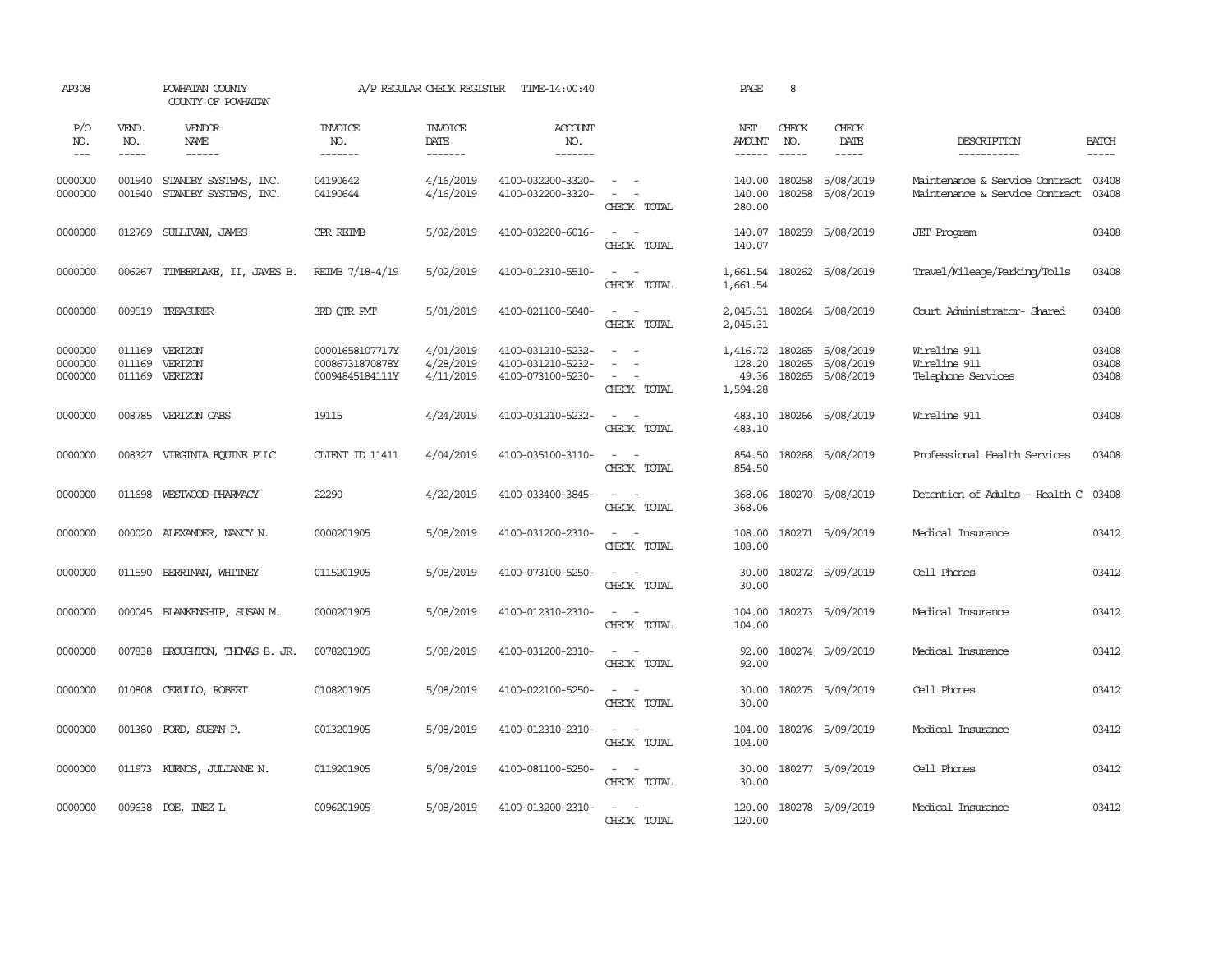AP308 POWHATAN COUNTY A/P REGULAR CHECK REGISTER TIME-14:00:40 PAGE 8

COUNTY OF POWHATAN

| P/O NO. | VEND. NO. | VENDOR NAME | INVOICE NO. | INVOICE DATE | ACCOUNT NO. | | NET AMOUNT | CHECK NO. | CHECK DATE | DESCRIPTION | BATCH |
|---|---|---|---|---|---|---|---|---|---|---|---|
| --- | ----- | ------ | ------- | ------- | ------- | | ------ | ----- | ----- | ----------- | ----- |
| 0000000 | 001940 | STANDBY SYSTEMS, INC. | 04190642 | 4/16/2019 | 4100-032200-3320- | - - | 140.00 | 180258 | 5/08/2019 | Maintenance & Service Contract | 03408 |
| 0000000 | 001940 | STANDBY SYSTEMS, INC. | 04190644 | 4/16/2019 | 4100-032200-3320- | - - | 140.00 | 180258 | 5/08/2019 | Maintenance & Service Contract | 03408 |
| | | | | | | CHECK TOTAL | 280.00 | | | | |
| 0000000 | 012769 | SULLIVAN, JAMES | CPR REIMB | 5/02/2019 | 4100-032200-6016- | - - | 140.07 | 180259 | 5/08/2019 | JET Program | 03408 |
| | | | | | | CHECK TOTAL | 140.07 | | | | |
| 0000000 | 006267 | TIMBERLAKE, II, JAMES B. | REIMB 7/18-4/19 | 5/02/2019 | 4100-012310-5510- | - - | 1,661.54 | 180262 | 5/08/2019 | Travel/Mileage/Parking/Tolls | 03408 |
| | | | | | | CHECK TOTAL | 1,661.54 | | | | |
| 0000000 | 009519 | TREASURER | 3RD QTR PMT | 5/01/2019 | 4100-021100-5840- | - - | 2,045.31 | 180264 | 5/08/2019 | Court Administrator- Shared | 03408 |
| | | | | | | CHECK TOTAL | 2,045.31 | | | | |
| 0000000 | 011169 | VERIZON | 00001658107717Y | 4/01/2019 | 4100-031210-5232- | - - | 1,416.72 | 180265 | 5/08/2019 | Wireline 911 | 03408 |
| 0000000 | 011169 | VERIZON | 00086731870878Y | 4/28/2019 | 4100-031210-5232- | - - | 128.20 | 180265 | 5/08/2019 | Wireline 911 | 03408 |
| 0000000 | 011169 | VERIZON | 00094845184111Y | 4/11/2019 | 4100-073100-5230- | - - | 49.36 | 180265 | 5/08/2019 | Telephone Services | 03408 |
| | | | | | | CHECK TOTAL | 1,594.28 | | | | |
| 0000000 | 008785 | VERIZON CABS | 19115 | 4/24/2019 | 4100-031210-5232- | - - | 483.10 | 180266 | 5/08/2019 | Wireline 911 | 03408 |
| | | | | | | CHECK TOTAL | 483.10 | | | | |
| 0000000 | 008327 | VIRGINIA EQUINE PLLC | CLIENT ID 11411 | 4/04/2019 | 4100-035100-3110- | - - | 854.50 | 180268 | 5/08/2019 | Professional Health Services | 03408 |
| | | | | | | CHECK TOTAL | 854.50 | | | | |
| 0000000 | 011698 | WESTWOOD PHARMACY | 22290 | 4/22/2019 | 4100-033400-3845- | - - | 368.06 | 180270 | 5/08/2019 | Detention of Adults - Health C | 03408 |
| | | | | | | CHECK TOTAL | 368.06 | | | | |
| 0000000 | 000020 | ALEXANDER, NANCY N. | 0000201905 | 5/08/2019 | 4100-031200-2310- | - - | 108.00 | 180271 | 5/09/2019 | Medical Insurance | 03412 |
| | | | | | | CHECK TOTAL | 108.00 | | | | |
| 0000000 | 011590 | BERRIMAN, WHITNEY | 0115201905 | 5/08/2019 | 4100-073100-5250- | - - | 30.00 | 180272 | 5/09/2019 | Cell Phones | 03412 |
| | | | | | | CHECK TOTAL | 30.00 | | | | |
| 0000000 | 000045 | BLANKENSHIP, SUSAN M. | 0000201905 | 5/08/2019 | 4100-012310-2310- | - - | 104.00 | 180273 | 5/09/2019 | Medical Insurance | 03412 |
| | | | | | | CHECK TOTAL | 104.00 | | | | |
| 0000000 | 007838 | BROUGHTON, THOMAS B. JR. | 0078201905 | 5/08/2019 | 4100-031200-2310- | - - | 92.00 | 180274 | 5/09/2019 | Medical Insurance | 03412 |
| | | | | | | CHECK TOTAL | 92.00 | | | | |
| 0000000 | 010808 | CERULLO, ROBERT | 0108201905 | 5/08/2019 | 4100-022100-5250- | - - | 30.00 | 180275 | 5/09/2019 | Cell Phones | 03412 |
| | | | | | | CHECK TOTAL | 30.00 | | | | |
| 0000000 | 001380 | FORD, SUSAN P. | 0013201905 | 5/08/2019 | 4100-012310-2310- | - - | 104.00 | 180276 | 5/09/2019 | Medical Insurance | 03412 |
| | | | | | | CHECK TOTAL | 104.00 | | | | |
| 0000000 | 011973 | KURNOS, JULIANNE N. | 0119201905 | 5/08/2019 | 4100-081100-5250- | - - | 30.00 | 180277 | 5/09/2019 | Cell Phones | 03412 |
| | | | | | | CHECK TOTAL | 30.00 | | | | |
| 0000000 | 009638 | POE, INEZ L | 0096201905 | 5/08/2019 | 4100-013200-2310- | - - | 120.00 | 180278 | 5/09/2019 | Medical Insurance | 03412 |
| | | | | | | CHECK TOTAL | 120.00 | | | | |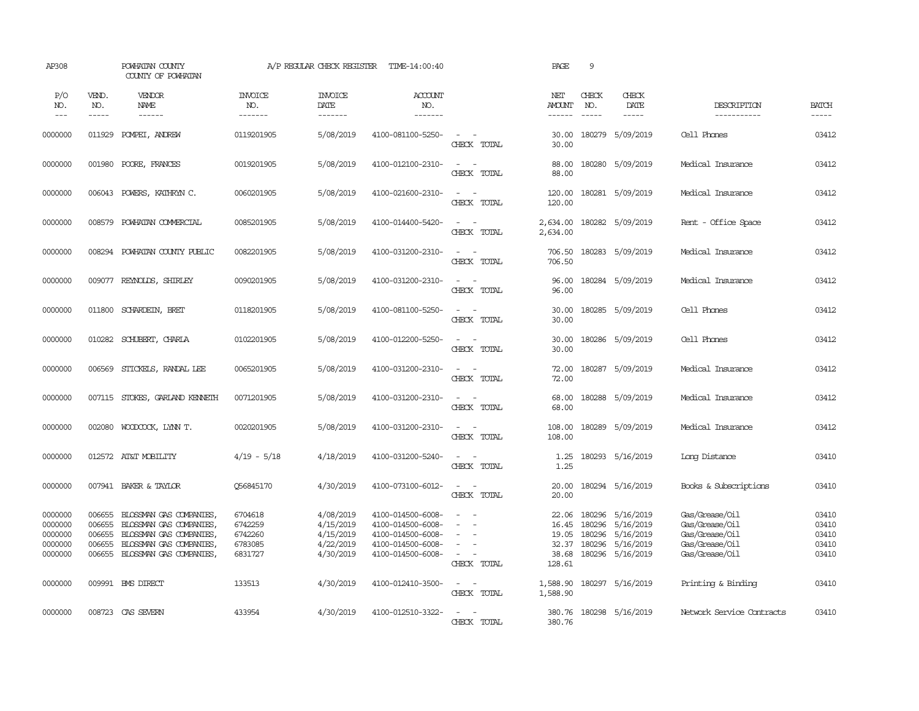AP308 POWHATAN COUNTY A/P REGULAR CHECK REGISTER TIME-14:00:40 PAGE 9

COUNTY OF POWHATAN

| P/O NO. | VEND. NO. | VENDOR NAME | INVOICE NO. | INVOICE DATE | ACCOUNT NO. | | NET AMOUNT | CHECK NO. | CHECK DATE | DESCRIPTION | BATCH |
|---|---|---|---|---|---|---|---|---|---|---|---|
| --- | ----- | ------ | ------- | ------- | ------- | | ------ | ----- | ----- | ----------- | ----- |
| 0000000 | 011929 | POMPEI, ANDREW | 0119201905 | 5/08/2019 | 4100-081100-5250- | - - | 30.00 | 180279 | 5/09/2019 | Cell Phones | 03412 |
| | | | | | | CHECK TOTAL | 30.00 | | | | |
| 0000000 | 001980 | POORE, FRANCES | 0019201905 | 5/08/2019 | 4100-012100-2310- | - - | 88.00 | 180280 | 5/09/2019 | Medical Insurance | 03412 |
| | | | | | | CHECK TOTAL | 88.00 | | | | |
| 0000000 | 006043 | POWERS, KATHRYN C. | 0060201905 | 5/08/2019 | 4100-021600-2310- | - - | 120.00 | 180281 | 5/09/2019 | Medical Insurance | 03412 |
| | | | | | | CHECK TOTAL | 120.00 | | | | |
| 0000000 | 008579 | POWHATAN COMMERCIAL | 0085201905 | 5/08/2019 | 4100-014400-5420- | - - | 2,634.00 | 180282 | 5/09/2019 | Rent - Office Space | 03412 |
| | | | | | | CHECK TOTAL | 2,634.00 | | | | |
| 0000000 | 008294 | POWHATAN COUNTY PUBLIC | 0082201905 | 5/08/2019 | 4100-031200-2310- | - - | 706.50 | 180283 | 5/09/2019 | Medical Insurance | 03412 |
| | | | | | | CHECK TOTAL | 706.50 | | | | |
| 0000000 | 009077 | REYNOLDS, SHIRLEY | 0090201905 | 5/08/2019 | 4100-031200-2310- | - - | 96.00 | 180284 | 5/09/2019 | Medical Insurance | 03412 |
| | | | | | | CHECK TOTAL | 96.00 | | | | |
| 0000000 | 011800 | SCHARDEIN, BRET | 0118201905 | 5/08/2019 | 4100-081100-5250- | - - | 30.00 | 180285 | 5/09/2019 | Cell Phones | 03412 |
| | | | | | | CHECK TOTAL | 30.00 | | | | |
| 0000000 | 010282 | SCHUBERT, CHARLA | 0102201905 | 5/08/2019 | 4100-012200-5250- | - - | 30.00 | 180286 | 5/09/2019 | Cell Phones | 03412 |
| | | | | | | CHECK TOTAL | 30.00 | | | | |
| 0000000 | 006569 | STICKELS, RANDAL LEE | 0065201905 | 5/08/2019 | 4100-031200-2310- | - - | 72.00 | 180287 | 5/09/2019 | Medical Insurance | 03412 |
| | | | | | | CHECK TOTAL | 72.00 | | | | |
| 0000000 | 007115 | STOKES, GARLAND KENNETH | 0071201905 | 5/08/2019 | 4100-031200-2310- | - - | 68.00 | 180288 | 5/09/2019 | Medical Insurance | 03412 |
| | | | | | | CHECK TOTAL | 68.00 | | | | |
| 0000000 | 002080 | WOODCOCK, LYNN T. | 0020201905 | 5/08/2019 | 4100-031200-2310- | - - | 108.00 | 180289 | 5/09/2019 | Medical Insurance | 03412 |
| | | | | | | CHECK TOTAL | 108.00 | | | | |
| 0000000 | 012572 | AT&T MOBILITY | 4/19 - 5/18 | 4/18/2019 | 4100-031200-5240- | - - | 1.25 | 180293 | 5/16/2019 | Long Distance | 03410 |
| | | | | | | CHECK TOTAL | 1.25 | | | | |
| 0000000 | 007941 | BAKER & TAYLOR | Q56845170 | 4/30/2019 | 4100-073100-6012- | - - | 20.00 | 180294 | 5/16/2019 | Books & Subscriptions | 03410 |
| | | | | | | CHECK TOTAL | 20.00 | | | | |
| 0000000 | 006655 | BLOSSMAN GAS COMPANIES, | 6704618 | 4/08/2019 | 4100-014500-6008- | - - | 22.06 | 180296 | 5/16/2019 | Gas/Grease/Oil | 03410 |
| 0000000 | 006655 | BLOSSMAN GAS COMPANIES, | 6742259 | 4/15/2019 | 4100-014500-6008- | - - | 16.45 | 180296 | 5/16/2019 | Gas/Grease/Oil | 03410 |
| 0000000 | 006655 | BLOSSMAN GAS COMPANIES, | 6742260 | 4/15/2019 | 4100-014500-6008- | - - | 19.05 | 180296 | 5/16/2019 | Gas/Grease/Oil | 03410 |
| 0000000 | 006655 | BLOSSMAN GAS COMPANIES, | 6783085 | 4/22/2019 | 4100-014500-6008- | - - | 32.37 | 180296 | 5/16/2019 | Gas/Grease/Oil | 03410 |
| 0000000 | 006655 | BLOSSMAN GAS COMPANIES, | 6831727 | 4/30/2019 | 4100-014500-6008- | - - | 38.68 | 180296 | 5/16/2019 | Gas/Grease/Oil | 03410 |
| | | | | | | CHECK TOTAL | 128.61 | | | | |
| 0000000 | 009991 | BMS DIRECT | 133513 | 4/30/2019 | 4100-012410-3500- | - - | 1,588.90 | 180297 | 5/16/2019 | Printing & Binding | 03410 |
| | | | | | | CHECK TOTAL | 1,588.90 | | | | |
| 0000000 | 008723 | CAS SEVERN | 433954 | 4/30/2019 | 4100-012510-3322- | - - | 380.76 | 180298 | 5/16/2019 | Network Service Contracts | 03410 |
| | | | | | | CHECK TOTAL | 380.76 | | | | |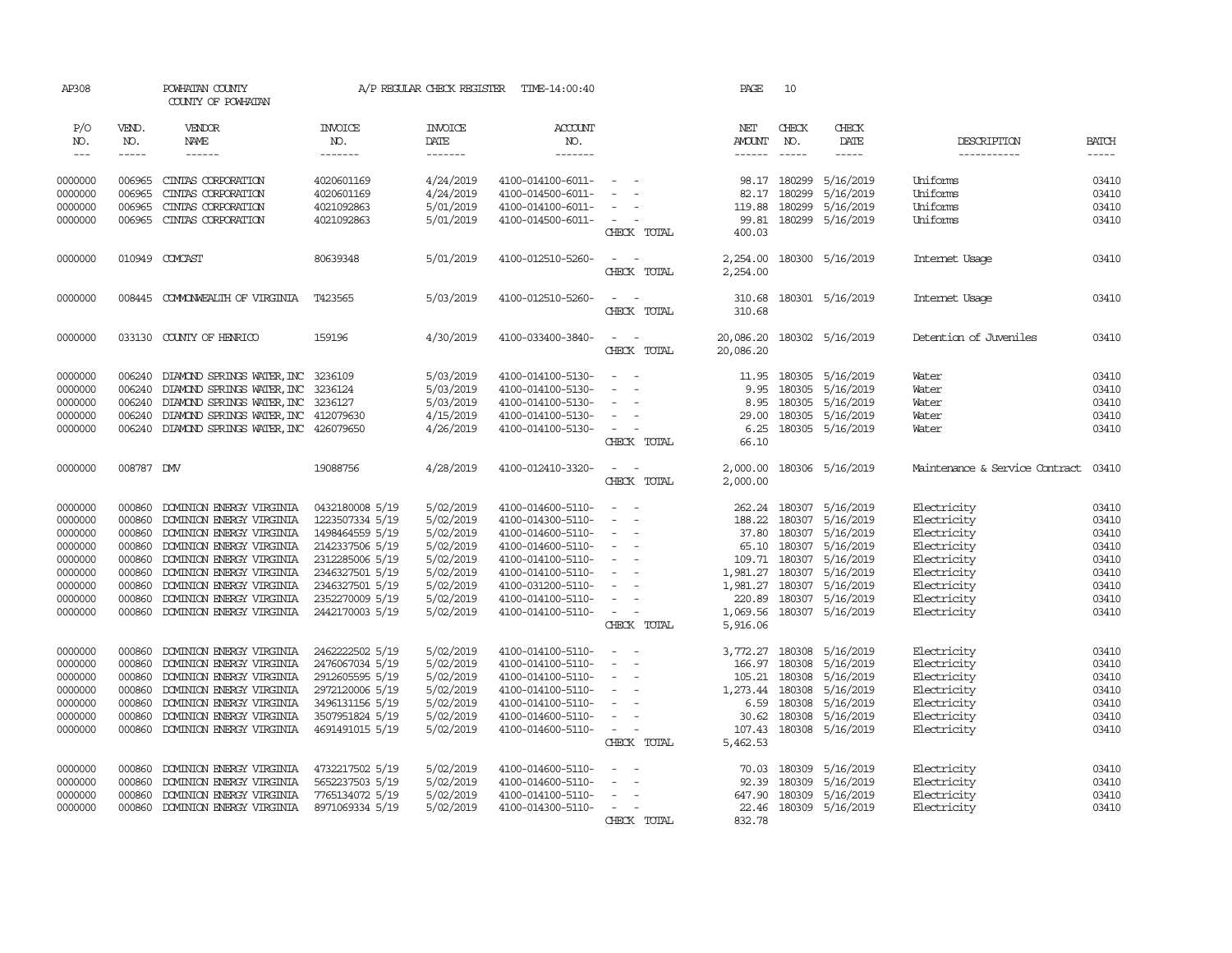AP308 POWHATAN COUNTY COUNTY OF POWHATAN A/P REGULAR CHECK REGISTER TIME-14:00:40 PAGE 10

| P/O NO. | VEND. NO. | VENDOR NAME | INVOICE NO. | INVOICE DATE | ACCOUNT NO. | | NET AMOUNT | CHECK NO. | CHECK DATE | DESCRIPTION | BATCH |
|---|---|---|---|---|---|---|---|---|---|---|---|
| 0000000 | 006965 | CINTAS CORPORATION | 4020601169 | 4/24/2019 | 4100-014100-6011- | - - | 98.17 | 180299 | 5/16/2019 | Uniforms | 03410 |
| 0000000 | 006965 | CINTAS CORPORATION | 4020601169 | 4/24/2019 | 4100-014500-6011- | - - | 82.17 | 180299 | 5/16/2019 | Uniforms | 03410 |
| 0000000 | 006965 | CINTAS CORPORATION | 4021092863 | 5/01/2019 | 4100-014100-6011- | - - | 119.88 | 180299 | 5/16/2019 | Uniforms | 03410 |
| 0000000 | 006965 | CINTAS CORPORATION | 4021092863 | 5/01/2019 | 4100-014500-6011- | - - | 99.81 | 180299 | 5/16/2019 | Uniforms | 03410 |
| | | | | | | CHECK TOTAL | 400.03 | | | | |
| 0000000 | 010949 | COMCAST | 80639348 | 5/01/2019 | 4100-012510-5260- | - - | 2,254.00 | 180300 | 5/16/2019 | Internet Usage | 03410 |
| | | | | | | CHECK TOTAL | 2,254.00 | | | | |
| 0000000 | 008445 | COMMONWEALTH OF VIRGINIA | T423565 | 5/03/2019 | 4100-012510-5260- | - - | 310.68 | 180301 | 5/16/2019 | Internet Usage | 03410 |
| | | | | | | CHECK TOTAL | 310.68 | | | | |
| 0000000 | 033130 | COUNTY OF HENRICO | 159196 | 4/30/2019 | 4100-033400-3840- | - - | 20,086.20 | 180302 | 5/16/2019 | Detention of Juveniles | 03410 |
| | | | | | | CHECK TOTAL | 20,086.20 | | | | |
| 0000000 | 006240 | DIAMOND SPRINGS WATER, INC | 3236109 | 5/03/2019 | 4100-014100-5130- | - - | 11.95 | 180305 | 5/16/2019 | Water | 03410 |
| 0000000 | 006240 | DIAMOND SPRINGS WATER, INC | 3236124 | 5/03/2019 | 4100-014100-5130- | - - | 9.95 | 180305 | 5/16/2019 | Water | 03410 |
| 0000000 | 006240 | DIAMOND SPRINGS WATER, INC | 3236127 | 5/03/2019 | 4100-014100-5130- | - - | 8.95 | 180305 | 5/16/2019 | Water | 03410 |
| 0000000 | 006240 | DIAMOND SPRINGS WATER, INC | 412079630 | 4/15/2019 | 4100-014100-5130- | - - | 29.00 | 180305 | 5/16/2019 | Water | 03410 |
| 0000000 | 006240 | DIAMOND SPRINGS WATER, INC | 426079650 | 4/26/2019 | 4100-014100-5130- | - - | 6.25 | 180305 | 5/16/2019 | Water | 03410 |
| | | | | | | CHECK TOTAL | 66.10 | | | | |
| 0000000 | 008787 | DMV | 19088756 | 4/28/2019 | 4100-012410-3320- | - - | 2,000.00 | 180306 | 5/16/2019 | Maintenance & Service Contract | 03410 |
| | | | | | | CHECK TOTAL | 2,000.00 | | | | |
| 0000000 | 000860 | DOMINION ENERGY VIRGINIA | 0432180008 5/19 | 5/02/2019 | 4100-014600-5110- | - - | 262.24 | 180307 | 5/16/2019 | Electricity | 03410 |
| 0000000 | 000860 | DOMINION ENERGY VIRGINIA | 1223507334 5/19 | 5/02/2019 | 4100-014300-5110- | - - | 188.22 | 180307 | 5/16/2019 | Electricity | 03410 |
| 0000000 | 000860 | DOMINION ENERGY VIRGINIA | 1498464559 5/19 | 5/02/2019 | 4100-014600-5110- | - - | 37.80 | 180307 | 5/16/2019 | Electricity | 03410 |
| 0000000 | 000860 | DOMINION ENERGY VIRGINIA | 2142337506 5/19 | 5/02/2019 | 4100-014600-5110- | - - | 65.10 | 180307 | 5/16/2019 | Electricity | 03410 |
| 0000000 | 000860 | DOMINION ENERGY VIRGINIA | 2312285006 5/19 | 5/02/2019 | 4100-014100-5110- | - - | 109.71 | 180307 | 5/16/2019 | Electricity | 03410 |
| 0000000 | 000860 | DOMINION ENERGY VIRGINIA | 2346327501 5/19 | 5/02/2019 | 4100-014100-5110- | - - | 1,981.27 | 180307 | 5/16/2019 | Electricity | 03410 |
| 0000000 | 000860 | DOMINION ENERGY VIRGINIA | 2346327501 5/19 | 5/02/2019 | 4100-031200-5110- | - - | 1,981.27 | 180307 | 5/16/2019 | Electricity | 03410 |
| 0000000 | 000860 | DOMINION ENERGY VIRGINIA | 2352270009 5/19 | 5/02/2019 | 4100-014100-5110- | - - | 220.89 | 180307 | 5/16/2019 | Electricity | 03410 |
| 0000000 | 000860 | DOMINION ENERGY VIRGINIA | 2442170003 5/19 | 5/02/2019 | 4100-014100-5110- | - - | 1,069.56 | 180307 | 5/16/2019 | Electricity | 03410 |
| | | | | | | CHECK TOTAL | 5,916.06 | | | | |
| 0000000 | 000860 | DOMINION ENERGY VIRGINIA | 2462222502 5/19 | 5/02/2019 | 4100-014100-5110- | - - | 3,772.27 | 180308 | 5/16/2019 | Electricity | 03410 |
| 0000000 | 000860 | DOMINION ENERGY VIRGINIA | 2476067034 5/19 | 5/02/2019 | 4100-014100-5110- | - - | 166.97 | 180308 | 5/16/2019 | Electricity | 03410 |
| 0000000 | 000860 | DOMINION ENERGY VIRGINIA | 2912605595 5/19 | 5/02/2019 | 4100-014100-5110- | - - | 105.21 | 180308 | 5/16/2019 | Electricity | 03410 |
| 0000000 | 000860 | DOMINION ENERGY VIRGINIA | 2972120006 5/19 | 5/02/2019 | 4100-014100-5110- | - - | 1,273.44 | 180308 | 5/16/2019 | Electricity | 03410 |
| 0000000 | 000860 | DOMINION ENERGY VIRGINIA | 3496131156 5/19 | 5/02/2019 | 4100-014100-5110- | - - | 6.59 | 180308 | 5/16/2019 | Electricity | 03410 |
| 0000000 | 000860 | DOMINION ENERGY VIRGINIA | 3507951824 5/19 | 5/02/2019 | 4100-014600-5110- | - - | 30.62 | 180308 | 5/16/2019 | Electricity | 03410 |
| 0000000 | 000860 | DOMINION ENERGY VIRGINIA | 4691491015 5/19 | 5/02/2019 | 4100-014600-5110- | - - | 107.43 | 180308 | 5/16/2019 | Electricity | 03410 |
| | | | | | | CHECK TOTAL | 5,462.53 | | | | |
| 0000000 | 000860 | DOMINION ENERGY VIRGINIA | 4732217502 5/19 | 5/02/2019 | 4100-014600-5110- | - - | 70.03 | 180309 | 5/16/2019 | Electricity | 03410 |
| 0000000 | 000860 | DOMINION ENERGY VIRGINIA | 5652237503 5/19 | 5/02/2019 | 4100-014600-5110- | - - | 92.39 | 180309 | 5/16/2019 | Electricity | 03410 |
| 0000000 | 000860 | DOMINION ENERGY VIRGINIA | 7765134072 5/19 | 5/02/2019 | 4100-014100-5110- | - - | 647.90 | 180309 | 5/16/2019 | Electricity | 03410 |
| 0000000 | 000860 | DOMINION ENERGY VIRGINIA | 8971069334 5/19 | 5/02/2019 | 4100-014300-5110- | - - | 22.46 | 180309 | 5/16/2019 | Electricity | 03410 |
| | | | | | | CHECK TOTAL | 832.78 | | | | |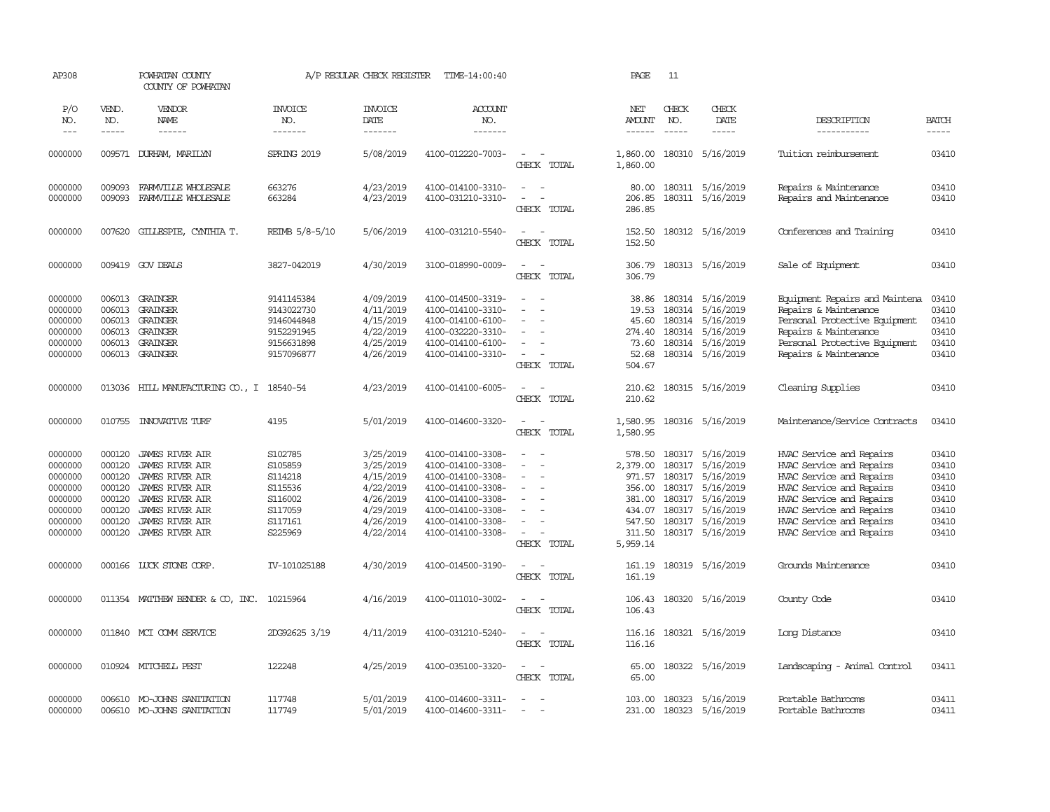AP308 POWHATAN COUNTY A/P REGULAR CHECK REGISTER TIME-14:00:40 PAGE 11

COUNTY OF POWHATAN

| P/O NO. | VEND. NO. | VENDOR NAME | INVOICE NO. | INVOICE DATE | ACCOUNT NO. | | NET AMOUNT | CHECK NO. | CHECK DATE | DESCRIPTION | BATCH |
|---|---|---|---|---|---|---|---|---|---|---|---|
| --- | ----- | ------ | ------- | ------- | ------- | | ------ | ----- | ----- | ----------- | ----- |
| 0000000 | 009571 | DURHAM, MARILYN | SPRING 2019 | 5/08/2019 | 4100-012220-7003- | - - | 1,860.00 | 180310 | 5/16/2019 | Tuition reimbursement | 03410 |
| | | | | | | CHECK TOTAL | 1,860.00 | | | | |
| 0000000 | 009093 | FARMVILLE WHOLESALE | 663276 | 4/23/2019 | 4100-014100-3310- | - - | 80.00 | 180311 | 5/16/2019 | Repairs & Maintenance | 03410 |
| 0000000 | 009093 | FARMVILLE WHOLESALE | 663284 | 4/23/2019 | 4100-031210-3310- | - - | 206.85 | 180311 | 5/16/2019 | Repairs and Maintenance | 03410 |
| | | | | | | CHECK TOTAL | 286.85 | | | | |
| 0000000 | 007620 | GILLESPIE, CYNTHIA T. | REIMB 5/8-5/10 | 5/06/2019 | 4100-031210-5540- | - - | 152.50 | 180312 | 5/16/2019 | Conferences and Training | 03410 |
| | | | | | | CHECK TOTAL | 152.50 | | | | |
| 0000000 | 009419 | GOV DEALS | 3827-042019 | 4/30/2019 | 3100-018990-0009- | - - | 306.79 | 180313 | 5/16/2019 | Sale of Equipment | 03410 |
| | | | | | | CHECK TOTAL | 306.79 | | | | |
| 0000000 | 006013 | GRAINGER | 9141145384 | 4/09/2019 | 4100-014500-3319- | - - | 38.86 | 180314 | 5/16/2019 | Equipment Repairs and Maintena | 03410 |
| 0000000 | 006013 | GRAINGER | 9143022730 | 4/11/2019 | 4100-014100-3310- | - - | 19.53 | 180314 | 5/16/2019 | Repairs & Maintenance | 03410 |
| 0000000 | 006013 | GRAINGER | 9146044848 | 4/15/2019 | 4100-014100-6100- | - - | 45.60 | 180314 | 5/16/2019 | Personal Protective Equipment | 03410 |
| 0000000 | 006013 | GRAINGER | 9152291945 | 4/22/2019 | 4100-032220-3310- | - - | 274.40 | 180314 | 5/16/2019 | Repairs & Maintenance | 03410 |
| 0000000 | 006013 | GRAINGER | 9156631898 | 4/25/2019 | 4100-014100-6100- | - - | 73.60 | 180314 | 5/16/2019 | Personal Protective Equipment | 03410 |
| 0000000 | 006013 | GRAINGER | 9157096877 | 4/26/2019 | 4100-014100-3310- | - - | 52.68 | 180314 | 5/16/2019 | Repairs & Maintenance | 03410 |
| | | | | | | CHECK TOTAL | 504.67 | | | | |
| 0000000 | 013036 | HILL MANUFACTURING CO., I | 18540-54 | 4/23/2019 | 4100-014100-6005- | - - | 210.62 | 180315 | 5/16/2019 | Cleaning Supplies | 03410 |
| | | | | | | CHECK TOTAL | 210.62 | | | | |
| 0000000 | 010755 | INNOVATIVE TURF | 4195 | 5/01/2019 | 4100-014600-3320- | - - | 1,580.95 | 180316 | 5/16/2019 | Maintenance/Service Contracts | 03410 |
| | | | | | | CHECK TOTAL | 1,580.95 | | | | |
| 0000000 | 000120 | JAMES RIVER AIR | S102785 | 3/25/2019 | 4100-014100-3308- | - - | 578.50 | 180317 | 5/16/2019 | HVAC Service and Repairs | 03410 |
| 0000000 | 000120 | JAMES RIVER AIR | S105859 | 3/25/2019 | 4100-014100-3308- | - - | 2,379.00 | 180317 | 5/16/2019 | HVAC Service and Repairs | 03410 |
| 0000000 | 000120 | JAMES RIVER AIR | S114218 | 4/15/2019 | 4100-014100-3308- | - - | 971.57 | 180317 | 5/16/2019 | HVAC Service and Repairs | 03410 |
| 0000000 | 000120 | JAMES RIVER AIR | S115536 | 4/22/2019 | 4100-014100-3308- | - - | 356.00 | 180317 | 5/16/2019 | HVAC Service and Repairs | 03410 |
| 0000000 | 000120 | JAMES RIVER AIR | S116002 | 4/26/2019 | 4100-014100-3308- | - - | 381.00 | 180317 | 5/16/2019 | HVAC Service and Repairs | 03410 |
| 0000000 | 000120 | JAMES RIVER AIR | S117059 | 4/29/2019 | 4100-014100-3308- | - - | 434.07 | 180317 | 5/16/2019 | HVAC Service and Repairs | 03410 |
| 0000000 | 000120 | JAMES RIVER AIR | S117161 | 4/26/2019 | 4100-014100-3308- | - - | 547.50 | 180317 | 5/16/2019 | HVAC Service and Repairs | 03410 |
| 0000000 | 000120 | JAMES RIVER AIR | S225969 | 4/22/2014 | 4100-014100-3308- | - - | 311.50 | 180317 | 5/16/2019 | HVAC Service and Repairs | 03410 |
| | | | | | | CHECK TOTAL | 5,959.14 | | | | |
| 0000000 | 000166 | LUCK STONE CORP. | IV-101025188 | 4/30/2019 | 4100-014500-3190- | - - | 161.19 | 180319 | 5/16/2019 | Grounds Maintenance | 03410 |
| | | | | | | CHECK TOTAL | 161.19 | | | | |
| 0000000 | 011354 | MATTHEW BENDER & CO, INC. | 10215964 | 4/16/2019 | 4100-011010-3002- | - - | 106.43 | 180320 | 5/16/2019 | County Code | 03410 |
| | | | | | | CHECK TOTAL | 106.43 | | | | |
| 0000000 | 011840 | MCI COMM SERVICE | 2DG92625 3/19 | 4/11/2019 | 4100-031210-5240- | - - | 116.16 | 180321 | 5/16/2019 | Long Distance | 03410 |
| | | | | | | CHECK TOTAL | 116.16 | | | | |
| 0000000 | 010924 | MITCHELL PEST | 122248 | 4/25/2019 | 4100-035100-3320- | - - | 65.00 | 180322 | 5/16/2019 | Landscaping - Animal Control | 03411 |
| | | | | | | CHECK TOTAL | 65.00 | | | | |
| 0000000 | 006610 | MO-JOHNS SANITATION | 117748 | 5/01/2019 | 4100-014600-3311- | - - | 103.00 | 180323 | 5/16/2019 | Portable Bathrooms | 03411 |
| 0000000 | 006610 | MO-JOHNS SANITATION | 117749 | 5/01/2019 | 4100-014600-3311- | - - | 231.00 | 180323 | 5/16/2019 | Portable Bathrooms | 03411 |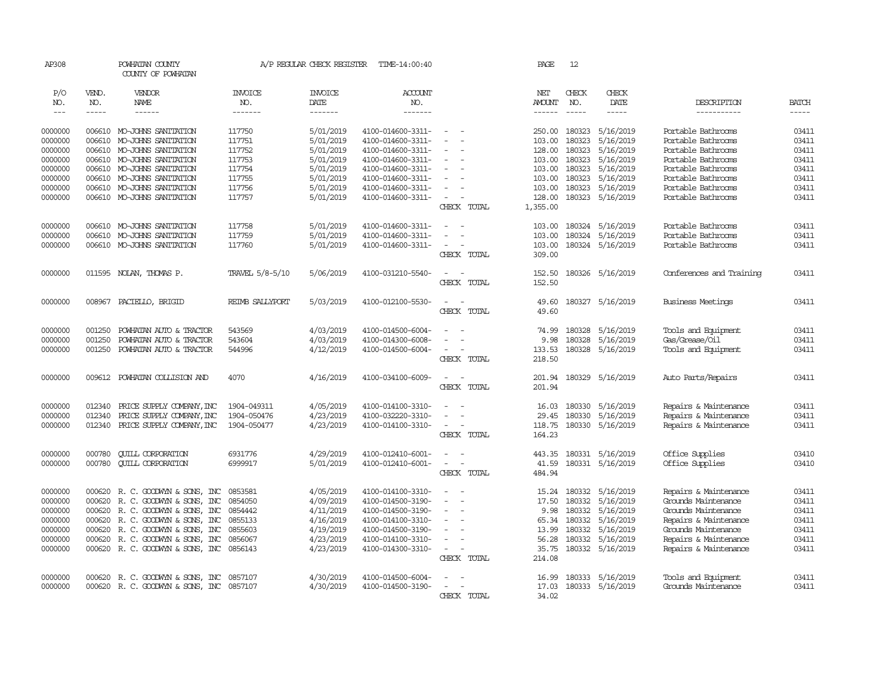AP308 POWHATAN COUNTY A/P REGULAR CHECK REGISTER TIME-14:00:40 PAGE 12
COUNTY OF POWHATAN

| P/O NO. | VEND. NO. | VENDOR NAME | INVOICE NO. | INVOICE DATE | ACCOUNT NO. | | NET AMOUNT | CHECK NO. | CHECK DATE | DESCRIPTION | BATCH |
|---|---|---|---|---|---|---|---|---|---|---|---|
| 0000000 | 006610 | MO-JOHNS SANITATION | 117750 | 5/01/2019 | 4100-014600-3311- | - - | 250.00 | 180323 | 5/16/2019 | Portable Bathrooms | 03411 |
| 0000000 | 006610 | MO-JOHNS SANITATION | 117751 | 5/01/2019 | 4100-014600-3311- | - - | 103.00 | 180323 | 5/16/2019 | Portable Bathrooms | 03411 |
| 0000000 | 006610 | MO-JOHNS SANITATION | 117752 | 5/01/2019 | 4100-014600-3311- | - - | 128.00 | 180323 | 5/16/2019 | Portable Bathrooms | 03411 |
| 0000000 | 006610 | MO-JOHNS SANITATION | 117753 | 5/01/2019 | 4100-014600-3311- | - - | 103.00 | 180323 | 5/16/2019 | Portable Bathrooms | 03411 |
| 0000000 | 006610 | MO-JOHNS SANITATION | 117754 | 5/01/2019 | 4100-014600-3311- | - - | 103.00 | 180323 | 5/16/2019 | Portable Bathrooms | 03411 |
| 0000000 | 006610 | MO-JOHNS SANITATION | 117755 | 5/01/2019 | 4100-014600-3311- | - - | 103.00 | 180323 | 5/16/2019 | Portable Bathrooms | 03411 |
| 0000000 | 006610 | MO-JOHNS SANITATION | 117756 | 5/01/2019 | 4100-014600-3311- | - - | 103.00 | 180323 | 5/16/2019 | Portable Bathrooms | 03411 |
| 0000000 | 006610 | MO-JOHNS SANITATION | 117757 | 5/01/2019 | 4100-014600-3311- | - - | 128.00 | 180323 | 5/16/2019 | Portable Bathrooms | 03411 |
| | | | | | | CHECK TOTAL | 1,355.00 | | | | |
| 0000000 | 006610 | MO-JOHNS SANITATION | 117758 | 5/01/2019 | 4100-014600-3311- | - - | 103.00 | 180324 | 5/16/2019 | Portable Bathrooms | 03411 |
| 0000000 | 006610 | MO-JOHNS SANITATION | 117759 | 5/01/2019 | 4100-014600-3311- | - - | 103.00 | 180324 | 5/16/2019 | Portable Bathrooms | 03411 |
| 0000000 | 006610 | MO-JOHNS SANITATION | 117760 | 5/01/2019 | 4100-014600-3311- | - - | 103.00 | 180324 | 5/16/2019 | Portable Bathrooms | 03411 |
| | | | | | | CHECK TOTAL | 309.00 | | | | |
| 0000000 | 011595 | NOLAN, THOMAS P. | TRAVEL 5/8-5/10 | 5/06/2019 | 4100-031210-5540- | - - | 152.50 | 180326 | 5/16/2019 | Conferences and Training | 03411 |
| | | | | | | CHECK TOTAL | 152.50 | | | | |
| 0000000 | 008967 | PACIELLO, BRIGID | REIMB SALLYPORT | 5/03/2019 | 4100-012100-5530- | - - | 49.60 | 180327 | 5/16/2019 | Business Meetings | 03411 |
| | | | | | | CHECK TOTAL | 49.60 | | | | |
| 0000000 | 001250 | POWHATAN AUTO & TRACTOR | 543569 | 4/03/2019 | 4100-014500-6004- | - - | 74.99 | 180328 | 5/16/2019 | Tools and Equipment | 03411 |
| 0000000 | 001250 | POWHATAN AUTO & TRACTOR | 543604 | 4/03/2019 | 4100-014300-6008- | - - | 9.98 | 180328 | 5/16/2019 | Gas/Grease/Oil | 03411 |
| 0000000 | 001250 | POWHATAN AUTO & TRACTOR | 544996 | 4/12/2019 | 4100-014500-6004- | - - | 133.53 | 180328 | 5/16/2019 | Tools and Equipment | 03411 |
| | | | | | | CHECK TOTAL | 218.50 | | | | |
| 0000000 | 009612 | POWHATAN COLLISION AND | 4070 | 4/16/2019 | 4100-034100-6009- | - - | 201.94 | 180329 | 5/16/2019 | Auto Parts/Repairs | 03411 |
| | | | | | | CHECK TOTAL | 201.94 | | | | |
| 0000000 | 012340 | PRICE SUPPLY COMPANY,INC | 1904-049311 | 4/05/2019 | 4100-014100-3310- | - - | 16.03 | 180330 | 5/16/2019 | Repairs & Maintenance | 03411 |
| 0000000 | 012340 | PRICE SUPPLY COMPANY,INC | 1904-050476 | 4/23/2019 | 4100-032220-3310- | - - | 29.45 | 180330 | 5/16/2019 | Repairs & Maintenance | 03411 |
| 0000000 | 012340 | PRICE SUPPLY COMPANY,INC | 1904-050477 | 4/23/2019 | 4100-014100-3310- | - - | 118.75 | 180330 | 5/16/2019 | Repairs & Maintenance | 03411 |
| | | | | | | CHECK TOTAL | 164.23 | | | | |
| 0000000 | 000780 | QUILL CORPORATION | 6931776 | 4/29/2019 | 4100-012410-6001- | - - | 443.35 | 180331 | 5/16/2019 | Office Supplies | 03410 |
| 0000000 | 000780 | QUILL CORPORATION | 6999917 | 5/01/2019 | 4100-012410-6001- | - - | 41.59 | 180331 | 5/16/2019 | Office Supplies | 03410 |
| | | | | | | CHECK TOTAL | 484.94 | | | | |
| 0000000 | 000620 | R. C. GOODWYN & SONS, INC | 0853581 | 4/05/2019 | 4100-014100-3310- | - - | 15.24 | 180332 | 5/16/2019 | Repairs & Maintenance | 03411 |
| 0000000 | 000620 | R. C. GOODWYN & SONS, INC | 0854050 | 4/09/2019 | 4100-014500-3190- | - - | 17.50 | 180332 | 5/16/2019 | Grounds Maintenance | 03411 |
| 0000000 | 000620 | R. C. GOODWYN & SONS, INC | 0854442 | 4/11/2019 | 4100-014500-3190- | - - | 9.98 | 180332 | 5/16/2019 | Grounds Maintenance | 03411 |
| 0000000 | 000620 | R. C. GOODWYN & SONS, INC | 0855133 | 4/16/2019 | 4100-014100-3310- | - - | 65.34 | 180332 | 5/16/2019 | Repairs & Maintenance | 03411 |
| 0000000 | 000620 | R. C. GOODWYN & SONS, INC | 0855603 | 4/19/2019 | 4100-014500-3190- | - - | 13.99 | 180332 | 5/16/2019 | Grounds Maintenance | 03411 |
| 0000000 | 000620 | R. C. GOODWYN & SONS, INC | 0856067 | 4/23/2019 | 4100-014100-3310- | - - | 56.28 | 180332 | 5/16/2019 | Repairs & Maintenance | 03411 |
| 0000000 | 000620 | R. C. GOODWYN & SONS, INC | 0856143 | 4/23/2019 | 4100-014300-3310- | - - | 35.75 | 180332 | 5/16/2019 | Repairs & Maintenance | 03411 |
| | | | | | | CHECK TOTAL | 214.08 | | | | |
| 0000000 | 000620 | R. C. GOODWYN & SONS, INC | 0857107 | 4/30/2019 | 4100-014500-6004- | - - | 16.99 | 180333 | 5/16/2019 | Tools and Equipment | 03411 |
| 0000000 | 000620 | R. C. GOODWYN & SONS, INC | 0857107 | 4/30/2019 | 4100-014500-3190- | - - | 17.03 | 180333 | 5/16/2019 | Grounds Maintenance | 03411 |
| | | | | | | CHECK TOTAL | 34.02 | | | | |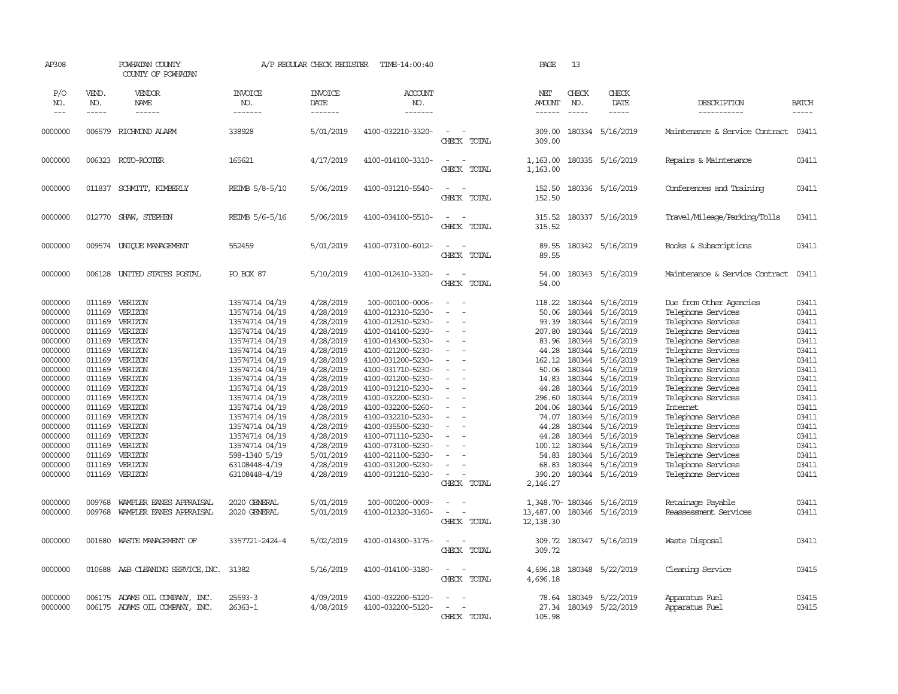AP308 POWHATAN COUNTY A/P REGULAR CHECK REGISTER TIME-14:00:40 PAGE 13

COUNTY OF POWHATAN

| P/O NO. | VEND. NO. | VENDOR NAME | INVOICE NO. | INVOICE DATE | ACCOUNT NO. | | NET AMOUNT | CHECK NO. | CHECK DATE | DESCRIPTION | BATCH |
|---|---|---|---|---|---|---|---|---|---|---|---|
| 0000000 | 006579 | RICHMOND ALARM | 338928 | 5/01/2019 | 4100-032210-3320- | - - | 309.00 | 180334 | 5/16/2019 | Maintenance & Service Contract | 03411 |
| | | | | | | CHECK TOTAL | 309.00 | | | | |
| 0000000 | 006323 | ROTO-ROOTER | 165621 | 4/17/2019 | 4100-014100-3310- | - - | 1,163.00 | 180335 | 5/16/2019 | Repairs & Maintenance | 03411 |
| | | | | | | CHECK TOTAL | 1,163.00 | | | | |
| 0000000 | 011837 | SCHMITT, KIMBERLY | REIMB 5/8-5/10 | 5/06/2019 | 4100-031210-5540- | - - | 152.50 | 180336 | 5/16/2019 | Conferences and Training | 03411 |
| | | | | | | CHECK TOTAL | 152.50 | | | | |
| 0000000 | 012770 | SHAW, STEPHEN | REIMB 5/6-5/16 | 5/06/2019 | 4100-034100-5510- | - - | 315.52 | 180337 | 5/16/2019 | Travel/Mileage/Parking/Tolls | 03411 |
| | | | | | | CHECK TOTAL | 315.52 | | | | |
| 0000000 | 009574 | UNIQUE MANAGEMENT | 552459 | 5/01/2019 | 4100-073100-6012- | - - | 89.55 | 180342 | 5/16/2019 | Books & Subscriptions | 03411 |
| | | | | | | CHECK TOTAL | 89.55 | | | | |
| 0000000 | 006128 | UNITED STATES POSTAL | PO BOX 87 | 5/10/2019 | 4100-012410-3320- | - - | 54.00 | 180343 | 5/16/2019 | Maintenance & Service Contract | 03411 |
| | | | | | | CHECK TOTAL | 54.00 | | | | |
| 0000000 | 011169 | VERIZON | 13574714 04/19 | 4/28/2019 | 100-000100-0006- | - - | 118.22 | 180344 | 5/16/2019 | Due from Other Agencies | 03411 |
| 0000000 | 011169 | VERIZON | 13574714 04/19 | 4/28/2019 | 4100-012310-5230- | - - | 50.06 | 180344 | 5/16/2019 | Telephone Services | 03411 |
| 0000000 | 011169 | VERIZON | 13574714 04/19 | 4/28/2019 | 4100-012510-5230- | - - | 93.39 | 180344 | 5/16/2019 | Telephone Services | 03411 |
| 0000000 | 011169 | VERIZON | 13574714 04/19 | 4/28/2019 | 4100-014100-5230- | - - | 207.80 | 180344 | 5/16/2019 | Telephone Services | 03411 |
| 0000000 | 011169 | VERIZON | 13574714 04/19 | 4/28/2019 | 4100-014300-5230- | - - | 83.96 | 180344 | 5/16/2019 | Telephone Services | 03411 |
| 0000000 | 011169 | VERIZON | 13574714 04/19 | 4/28/2019 | 4100-021200-5230- | - - | 44.28 | 180344 | 5/16/2019 | Telephone Services | 03411 |
| 0000000 | 011169 | VERIZON | 13574714 04/19 | 4/28/2019 | 4100-031200-5230- | - - | 162.12 | 180344 | 5/16/2019 | Telephone Services | 03411 |
| 0000000 | 011169 | VERIZON | 13574714 04/19 | 4/28/2019 | 4100-031710-5230- | - - | 50.06 | 180344 | 5/16/2019 | Telephone Services | 03411 |
| 0000000 | 011169 | VERIZON | 13574714 04/19 | 4/28/2019 | 4100-021200-5230- | - - | 14.83 | 180344 | 5/16/2019 | Telephone Services | 03411 |
| 0000000 | 011169 | VERIZON | 13574714 04/19 | 4/28/2019 | 4100-031210-5230- | - - | 44.28 | 180344 | 5/16/2019 | Telephone Services | 03411 |
| 0000000 | 011169 | VERIZON | 13574714 04/19 | 4/28/2019 | 4100-032200-5230- | - - | 296.60 | 180344 | 5/16/2019 | Telephone Services | 03411 |
| 0000000 | 011169 | VERIZON | 13574714 04/19 | 4/28/2019 | 4100-032200-5260- | - - | 204.06 | 180344 | 5/16/2019 | Internet | 03411 |
| 0000000 | 011169 | VERIZON | 13574714 04/19 | 4/28/2019 | 4100-032210-5230- | - - | 74.07 | 180344 | 5/16/2019 | Telephone Services | 03411 |
| 0000000 | 011169 | VERIZON | 13574714 04/19 | 4/28/2019 | 4100-035500-5230- | - - | 44.28 | 180344 | 5/16/2019 | Telephone Services | 03411 |
| 0000000 | 011169 | VERIZON | 13574714 04/19 | 4/28/2019 | 4100-071110-5230- | - - | 44.28 | 180344 | 5/16/2019 | Telephone Services | 03411 |
| 0000000 | 011169 | VERIZON | 13574714 04/19 | 4/28/2019 | 4100-073100-5230- | - - | 100.12 | 180344 | 5/16/2019 | Telephone Services | 03411 |
| 0000000 | 011169 | VERIZON | 598-1340 5/19 | 5/01/2019 | 4100-021100-5230- | - - | 54.83 | 180344 | 5/16/2019 | Telephone Services | 03411 |
| 0000000 | 011169 | VERIZON | 63108448-4/19 | 4/28/2019 | 4100-031200-5230- | - - | 68.83 | 180344 | 5/16/2019 | Telephone Services | 03411 |
| 0000000 | 011169 | VERIZON | 63108448-4/19 | 4/28/2019 | 4100-031210-5230- | - - | 390.20 | 180344 | 5/16/2019 | Telephone Services | 03411 |
| | | | | | | CHECK TOTAL | 2,146.27 | | | | |
| 0000000 | 009768 | WAMPLER EANES APPRAISAL | 2020 GENERAL | 5/01/2019 | 100-000200-0009- | - - | 1,348.70- | 180346 | 5/16/2019 | Retainage Payable | 03411 |
| 0000000 | 009768 | WAMPLER EANES APPRAISAL | 2020 GENERAL | 5/01/2019 | 4100-012320-3160- | - - | 13,487.00 | 180346 | 5/16/2019 | Reassessment Services | 03411 |
| | | | | | | CHECK TOTAL | 12,138.30 | | | | |
| 0000000 | 001680 | WASTE MANAGEMENT OF | 3357721-2424-4 | 5/02/2019 | 4100-014300-3175- | - - | 309.72 | 180347 | 5/16/2019 | Waste Disposal | 03411 |
| | | | | | | CHECK TOTAL | 309.72 | | | | |
| 0000000 | 010688 | A&B CLEANING SERVICE,INC. | 31382 | 5/16/2019 | 4100-014100-3180- | - - | 4,696.18 | 180348 | 5/22/2019 | Cleaning Service | 03415 |
| | | | | | | CHECK TOTAL | 4,696.18 | | | | |
| 0000000 | 006175 | ADAMS OIL COMPANY, INC. | 25593-3 | 4/09/2019 | 4100-032200-5120- | - - | 78.64 | 180349 | 5/22/2019 | Apparatus Fuel | 03415 |
| 0000000 | 006175 | ADAMS OIL COMPANY, INC. | 26363-1 | 4/08/2019 | 4100-032200-5120- | - - | 27.34 | 180349 | 5/22/2019 | Apparatus Fuel | 03415 |
| | | | | | | CHECK TOTAL | 105.98 | | | | |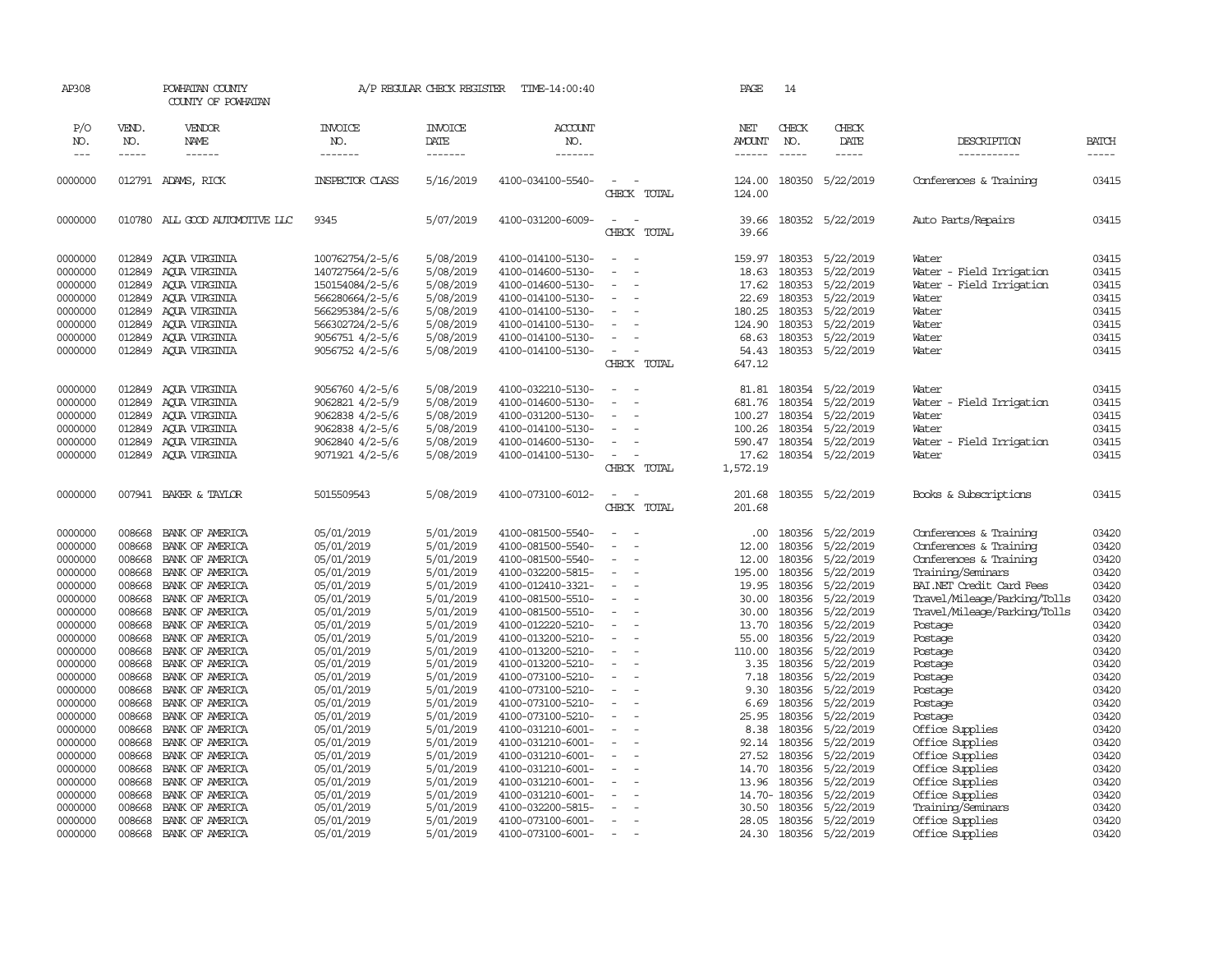AP308 POWHATAN COUNTY A/P REGULAR CHECK REGISTER TIME-14:00:40 PAGE 14

COUNTY OF POWHATAN

| P/O NO. | VEND. NO. | VENDOR NAME | INVOICE NO. | INVOICE DATE | ACCOUNT NO. | | NET AMOUNT | CHECK NO. | CHECK DATE | DESCRIPTION | BATCH |
|---|---|---|---|---|---|---|---|---|---|---|---|
| 0000000 | 012791 | ADAMS, RICK | INSPECTOR CLASS | 5/16/2019 | 4100-034100-5540- | - - | 124.00 | 180350 | 5/22/2019 | Conferences & Training | 03415 |
| | | | | | | CHECK TOTAL | 124.00 | | | | |
| 0000000 | 010780 | ALL GOOD AUTOMOTIVE LLC | 9345 | 5/07/2019 | 4100-031200-6009- | - - | 39.66 | 180352 | 5/22/2019 | Auto Parts/Repairs | 03415 |
| | | | | | | CHECK TOTAL | 39.66 | | | | |
| 0000000 | 012849 | AQUA VIRGINIA | 100762754/2-5/6 | 5/08/2019 | 4100-014100-5130- | - - | 159.97 | 180353 | 5/22/2019 | Water | 03415 |
| 0000000 | 012849 | AQUA VIRGINIA | 140727564/2-5/6 | 5/08/2019 | 4100-014600-5130- | - - | 18.63 | 180353 | 5/22/2019 | Water - Field Irrigation | 03415 |
| 0000000 | 012849 | AQUA VIRGINIA | 150154084/2-5/6 | 5/08/2019 | 4100-014600-5130- | - - | 17.62 | 180353 | 5/22/2019 | Water - Field Irrigation | 03415 |
| 0000000 | 012849 | AQUA VIRGINIA | 566280664/2-5/6 | 5/08/2019 | 4100-014100-5130- | - - | 22.69 | 180353 | 5/22/2019 | Water | 03415 |
| 0000000 | 012849 | AQUA VIRGINIA | 566295384/2-5/6 | 5/08/2019 | 4100-014100-5130- | - - | 180.25 | 180353 | 5/22/2019 | Water | 03415 |
| 0000000 | 012849 | AQUA VIRGINIA | 566302724/2-5/6 | 5/08/2019 | 4100-014100-5130- | - - | 124.90 | 180353 | 5/22/2019 | Water | 03415 |
| 0000000 | 012849 | AQUA VIRGINIA | 9056751 4/2-5/6 | 5/08/2019 | 4100-014100-5130- | - - | 68.63 | 180353 | 5/22/2019 | Water | 03415 |
| 0000000 | 012849 | AQUA VIRGINIA | 9056752 4/2-5/6 | 5/08/2019 | 4100-014100-5130- | - - | 54.43 | 180353 | 5/22/2019 | Water | 03415 |
| | | | | | | CHECK TOTAL | 647.12 | | | | |
| 0000000 | 012849 | AQUA VIRGINIA | 9056760 4/2-5/6 | 5/08/2019 | 4100-032210-5130- | - - | 81.81 | 180354 | 5/22/2019 | Water | 03415 |
| 0000000 | 012849 | AQUA VIRGINIA | 9062821 4/2-5/9 | 5/08/2019 | 4100-014600-5130- | - - | 681.76 | 180354 | 5/22/2019 | Water - Field Irrigation | 03415 |
| 0000000 | 012849 | AQUA VIRGINIA | 9062838 4/2-5/6 | 5/08/2019 | 4100-031200-5130- | - - | 100.27 | 180354 | 5/22/2019 | Water | 03415 |
| 0000000 | 012849 | AQUA VIRGINIA | 9062838 4/2-5/6 | 5/08/2019 | 4100-014100-5130- | - - | 100.26 | 180354 | 5/22/2019 | Water | 03415 |
| 0000000 | 012849 | AQUA VIRGINIA | 9062840 4/2-5/6 | 5/08/2019 | 4100-014600-5130- | - - | 590.47 | 180354 | 5/22/2019 | Water - Field Irrigation | 03415 |
| 0000000 | 012849 | AQUA VIRGINIA | 9071921 4/2-5/6 | 5/08/2019 | 4100-014100-5130- | - - | 17.62 | 180354 | 5/22/2019 | Water | 03415 |
| | | | | | | CHECK TOTAL | 1,572.19 | | | | |
| 0000000 | 007941 | BAKER & TAYLOR | 5015509543 | 5/08/2019 | 4100-073100-6012- | - - | 201.68 | 180355 | 5/22/2019 | Books & Subscriptions | 03415 |
| | | | | | | CHECK TOTAL | 201.68 | | | | |
| 0000000 | 008668 | BANK OF AMERICA | 05/01/2019 | 5/01/2019 | 4100-081500-5540- | - - | .00 | 180356 | 5/22/2019 | Conferences & Training | 03420 |
| 0000000 | 008668 | BANK OF AMERICA | 05/01/2019 | 5/01/2019 | 4100-081500-5540- | - - | 12.00 | 180356 | 5/22/2019 | Conferences & Training | 03420 |
| 0000000 | 008668 | BANK OF AMERICA | 05/01/2019 | 5/01/2019 | 4100-081500-5540- | - - | 12.00 | 180356 | 5/22/2019 | Conferences & Training | 03420 |
| 0000000 | 008668 | BANK OF AMERICA | 05/01/2019 | 5/01/2019 | 4100-032200-5815- | - - | 195.00 | 180356 | 5/22/2019 | Training/Seminars | 03420 |
| 0000000 | 008668 | BANK OF AMERICA | 05/01/2019 | 5/01/2019 | 4100-012410-3321- | - - | 19.95 | 180356 | 5/22/2019 | BAI.NET Credit Card Fees | 03420 |
| 0000000 | 008668 | BANK OF AMERICA | 05/01/2019 | 5/01/2019 | 4100-081500-5510- | - - | 30.00 | 180356 | 5/22/2019 | Travel/Mileage/Parking/Tolls | 03420 |
| 0000000 | 008668 | BANK OF AMERICA | 05/01/2019 | 5/01/2019 | 4100-081500-5510- | - - | 30.00 | 180356 | 5/22/2019 | Travel/Mileage/Parking/Tolls | 03420 |
| 0000000 | 008668 | BANK OF AMERICA | 05/01/2019 | 5/01/2019 | 4100-012220-5210- | - - | 13.70 | 180356 | 5/22/2019 | Postage | 03420 |
| 0000000 | 008668 | BANK OF AMERICA | 05/01/2019 | 5/01/2019 | 4100-013200-5210- | - - | 55.00 | 180356 | 5/22/2019 | Postage | 03420 |
| 0000000 | 008668 | BANK OF AMERICA | 05/01/2019 | 5/01/2019 | 4100-013200-5210- | - - | 110.00 | 180356 | 5/22/2019 | Postage | 03420 |
| 0000000 | 008668 | BANK OF AMERICA | 05/01/2019 | 5/01/2019 | 4100-013200-5210- | - - | 3.35 | 180356 | 5/22/2019 | Postage | 03420 |
| 0000000 | 008668 | BANK OF AMERICA | 05/01/2019 | 5/01/2019 | 4100-073100-5210- | - - | 7.18 | 180356 | 5/22/2019 | Postage | 03420 |
| 0000000 | 008668 | BANK OF AMERICA | 05/01/2019 | 5/01/2019 | 4100-073100-5210- | - - | 9.30 | 180356 | 5/22/2019 | Postage | 03420 |
| 0000000 | 008668 | BANK OF AMERICA | 05/01/2019 | 5/01/2019 | 4100-073100-5210- | - - | 6.69 | 180356 | 5/22/2019 | Postage | 03420 |
| 0000000 | 008668 | BANK OF AMERICA | 05/01/2019 | 5/01/2019 | 4100-073100-5210- | - - | 25.95 | 180356 | 5/22/2019 | Postage | 03420 |
| 0000000 | 008668 | BANK OF AMERICA | 05/01/2019 | 5/01/2019 | 4100-031210-6001- | - - | 8.38 | 180356 | 5/22/2019 | Office Supplies | 03420 |
| 0000000 | 008668 | BANK OF AMERICA | 05/01/2019 | 5/01/2019 | 4100-031210-6001- | - - | 92.14 | 180356 | 5/22/2019 | Office Supplies | 03420 |
| 0000000 | 008668 | BANK OF AMERICA | 05/01/2019 | 5/01/2019 | 4100-031210-6001- | - - | 27.52 | 180356 | 5/22/2019 | Office Supplies | 03420 |
| 0000000 | 008668 | BANK OF AMERICA | 05/01/2019 | 5/01/2019 | 4100-031210-6001- | - - | 14.70 | 180356 | 5/22/2019 | Office Supplies | 03420 |
| 0000000 | 008668 | BANK OF AMERICA | 05/01/2019 | 5/01/2019 | 4100-031210-6001- | - - | 13.96 | 180356 | 5/22/2019 | Office Supplies | 03420 |
| 0000000 | 008668 | BANK OF AMERICA | 05/01/2019 | 5/01/2019 | 4100-031210-6001- | - - | 14.70- | 180356 | 5/22/2019 | Office Supplies | 03420 |
| 0000000 | 008668 | BANK OF AMERICA | 05/01/2019 | 5/01/2019 | 4100-032200-5815- | - - | 30.50 | 180356 | 5/22/2019 | Training/Seminars | 03420 |
| 0000000 | 008668 | BANK OF AMERICA | 05/01/2019 | 5/01/2019 | 4100-073100-6001- | - - | 28.05 | 180356 | 5/22/2019 | Office Supplies | 03420 |
| 0000000 | 008668 | BANK OF AMERICA | 05/01/2019 | 5/01/2019 | 4100-073100-6001- | - - | 24.30 | 180356 | 5/22/2019 | Office Supplies | 03420 |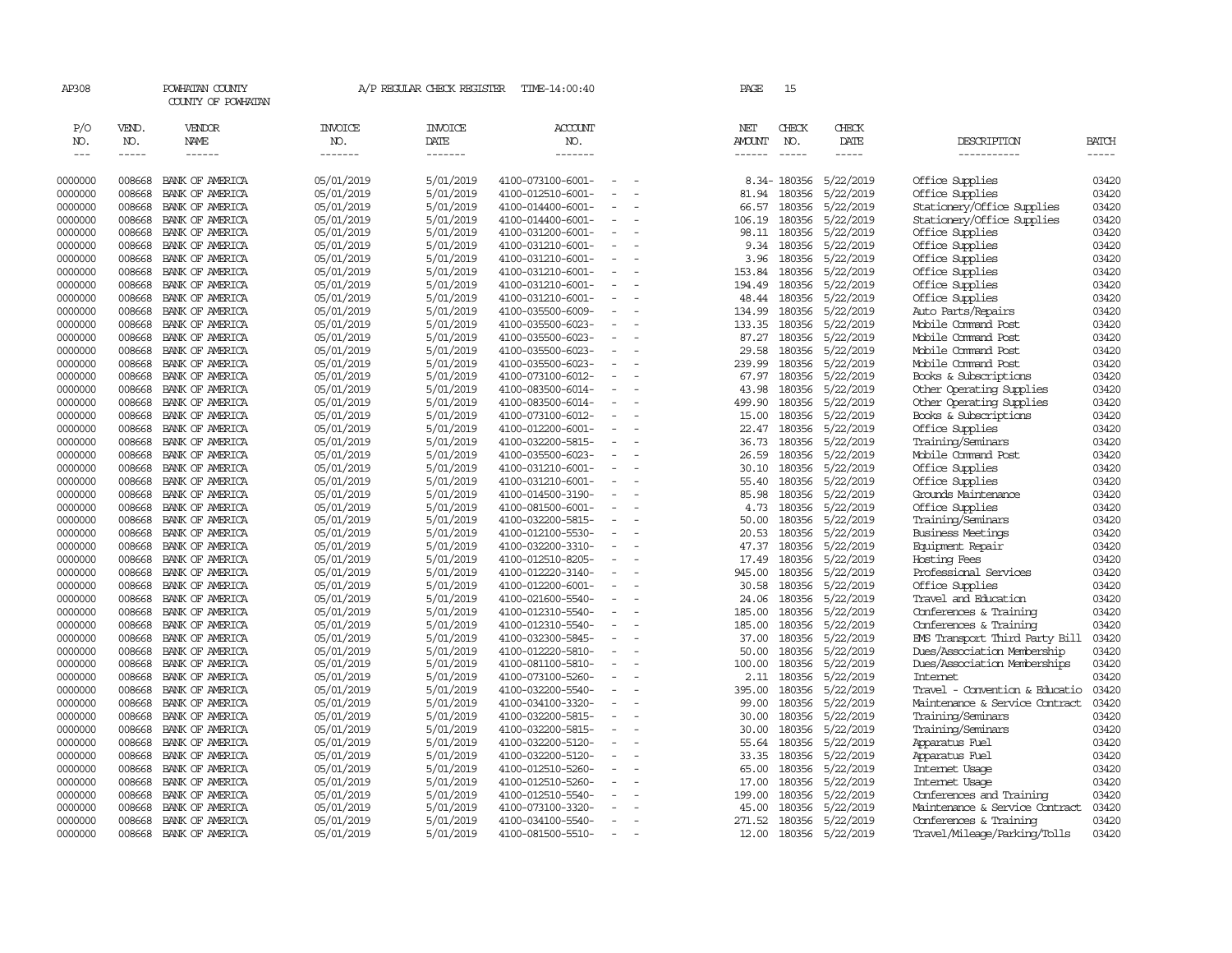AP308 POWHATAN COUNTY A/P REGULAR CHECK REGISTER TIME-14:00:40 PAGE 15

COUNTY OF POWHATAN

| P/O NO. | VEND. NO. | VENDOR NAME | INVOICE NO. | INVOICE DATE | ACCOUNT NO. | | NET AMOUNT | CHECK NO. | CHECK DATE | DESCRIPTION | BATCH |
|---|---|---|---|---|---|---|---|---|---|---|---|
| 0000000 | 008668 | BANK OF AMERICA | 05/01/2019 | 5/01/2019 | 4100-073100-6001- | - - | 8.34- | 180356 | 5/22/2019 | Office Supplies | 03420 |
| 0000000 | 008668 | BANK OF AMERICA | 05/01/2019 | 5/01/2019 | 4100-012510-6001- | - - | 81.94 | 180356 | 5/22/2019 | Office Supplies | 03420 |
| 0000000 | 008668 | BANK OF AMERICA | 05/01/2019 | 5/01/2019 | 4100-014400-6001- | - - | 66.57 | 180356 | 5/22/2019 | Stationery/Office Supplies | 03420 |
| 0000000 | 008668 | BANK OF AMERICA | 05/01/2019 | 5/01/2019 | 4100-014400-6001- | - - | 106.19 | 180356 | 5/22/2019 | Stationery/Office Supplies | 03420 |
| 0000000 | 008668 | BANK OF AMERICA | 05/01/2019 | 5/01/2019 | 4100-031200-6001- | - - | 98.11 | 180356 | 5/22/2019 | Office Supplies | 03420 |
| 0000000 | 008668 | BANK OF AMERICA | 05/01/2019 | 5/01/2019 | 4100-031210-6001- | - - | 9.34 | 180356 | 5/22/2019 | Office Supplies | 03420 |
| 0000000 | 008668 | BANK OF AMERICA | 05/01/2019 | 5/01/2019 | 4100-031210-6001- | - - | 3.96 | 180356 | 5/22/2019 | Office Supplies | 03420 |
| 0000000 | 008668 | BANK OF AMERICA | 05/01/2019 | 5/01/2019 | 4100-031210-6001- | - - | 153.84 | 180356 | 5/22/2019 | Office Supplies | 03420 |
| 0000000 | 008668 | BANK OF AMERICA | 05/01/2019 | 5/01/2019 | 4100-031210-6001- | - - | 194.49 | 180356 | 5/22/2019 | Office Supplies | 03420 |
| 0000000 | 008668 | BANK OF AMERICA | 05/01/2019 | 5/01/2019 | 4100-031210-6001- | - - | 48.44 | 180356 | 5/22/2019 | Office Supplies | 03420 |
| 0000000 | 008668 | BANK OF AMERICA | 05/01/2019 | 5/01/2019 | 4100-035500-6009- | - - | 134.99 | 180356 | 5/22/2019 | Auto Parts/Repairs | 03420 |
| 0000000 | 008668 | BANK OF AMERICA | 05/01/2019 | 5/01/2019 | 4100-035500-6023- | - - | 133.35 | 180356 | 5/22/2019 | Mobile Command Post | 03420 |
| 0000000 | 008668 | BANK OF AMERICA | 05/01/2019 | 5/01/2019 | 4100-035500-6023- | - - | 87.27 | 180356 | 5/22/2019 | Mobile Command Post | 03420 |
| 0000000 | 008668 | BANK OF AMERICA | 05/01/2019 | 5/01/2019 | 4100-035500-6023- | - - | 29.58 | 180356 | 5/22/2019 | Mobile Command Post | 03420 |
| 0000000 | 008668 | BANK OF AMERICA | 05/01/2019 | 5/01/2019 | 4100-035500-6023- | - - | 239.99 | 180356 | 5/22/2019 | Mobile Command Post | 03420 |
| 0000000 | 008668 | BANK OF AMERICA | 05/01/2019 | 5/01/2019 | 4100-073100-6012- | - - | 67.97 | 180356 | 5/22/2019 | Books & Subscriptions | 03420 |
| 0000000 | 008668 | BANK OF AMERICA | 05/01/2019 | 5/01/2019 | 4100-083500-6014- | - - | 43.98 | 180356 | 5/22/2019 | Other Operating Supplies | 03420 |
| 0000000 | 008668 | BANK OF AMERICA | 05/01/2019 | 5/01/2019 | 4100-083500-6014- | - - | 499.90 | 180356 | 5/22/2019 | Other Operating Supplies | 03420 |
| 0000000 | 008668 | BANK OF AMERICA | 05/01/2019 | 5/01/2019 | 4100-073100-6012- | - - | 15.00 | 180356 | 5/22/2019 | Books & Subscriptions | 03420 |
| 0000000 | 008668 | BANK OF AMERICA | 05/01/2019 | 5/01/2019 | 4100-012200-6001- | - - | 22.47 | 180356 | 5/22/2019 | Office Supplies | 03420 |
| 0000000 | 008668 | BANK OF AMERICA | 05/01/2019 | 5/01/2019 | 4100-032200-5815- | - - | 36.73 | 180356 | 5/22/2019 | Training/Seminars | 03420 |
| 0000000 | 008668 | BANK OF AMERICA | 05/01/2019 | 5/01/2019 | 4100-035500-6023- | - - | 26.59 | 180356 | 5/22/2019 | Mobile Command Post | 03420 |
| 0000000 | 008668 | BANK OF AMERICA | 05/01/2019 | 5/01/2019 | 4100-031210-6001- | - - | 30.10 | 180356 | 5/22/2019 | Office Supplies | 03420 |
| 0000000 | 008668 | BANK OF AMERICA | 05/01/2019 | 5/01/2019 | 4100-031210-6001- | - - | 55.40 | 180356 | 5/22/2019 | Office Supplies | 03420 |
| 0000000 | 008668 | BANK OF AMERICA | 05/01/2019 | 5/01/2019 | 4100-014500-3190- | - - | 85.98 | 180356 | 5/22/2019 | Grounds Maintenance | 03420 |
| 0000000 | 008668 | BANK OF AMERICA | 05/01/2019 | 5/01/2019 | 4100-081500-6001- | - - | 4.73 | 180356 | 5/22/2019 | Office Supplies | 03420 |
| 0000000 | 008668 | BANK OF AMERICA | 05/01/2019 | 5/01/2019 | 4100-032200-5815- | - - | 50.00 | 180356 | 5/22/2019 | Training/Seminars | 03420 |
| 0000000 | 008668 | BANK OF AMERICA | 05/01/2019 | 5/01/2019 | 4100-012100-5530- | - - | 20.53 | 180356 | 5/22/2019 | Business Meetings | 03420 |
| 0000000 | 008668 | BANK OF AMERICA | 05/01/2019 | 5/01/2019 | 4100-032200-3310- | - - | 47.37 | 180356 | 5/22/2019 | Equipment Repair | 03420 |
| 0000000 | 008668 | BANK OF AMERICA | 05/01/2019 | 5/01/2019 | 4100-012510-8205- | - - | 17.49 | 180356 | 5/22/2019 | Hosting Fees | 03420 |
| 0000000 | 008668 | BANK OF AMERICA | 05/01/2019 | 5/01/2019 | 4100-012220-3140- | - - | 945.00 | 180356 | 5/22/2019 | Professional Services | 03420 |
| 0000000 | 008668 | BANK OF AMERICA | 05/01/2019 | 5/01/2019 | 4100-012200-6001- | - - | 30.58 | 180356 | 5/22/2019 | Office Supplies | 03420 |
| 0000000 | 008668 | BANK OF AMERICA | 05/01/2019 | 5/01/2019 | 4100-021600-5540- | - - | 24.06 | 180356 | 5/22/2019 | Travel and Education | 03420 |
| 0000000 | 008668 | BANK OF AMERICA | 05/01/2019 | 5/01/2019 | 4100-012310-5540- | - - | 185.00 | 180356 | 5/22/2019 | Conferences & Training | 03420 |
| 0000000 | 008668 | BANK OF AMERICA | 05/01/2019 | 5/01/2019 | 4100-012310-5540- | - - | 185.00 | 180356 | 5/22/2019 | Conferences & Training | 03420 |
| 0000000 | 008668 | BANK OF AMERICA | 05/01/2019 | 5/01/2019 | 4100-032300-5845- | - - | 37.00 | 180356 | 5/22/2019 | EMS Transport Third Party Bill | 03420 |
| 0000000 | 008668 | BANK OF AMERICA | 05/01/2019 | 5/01/2019 | 4100-012220-5810- | - - | 50.00 | 180356 | 5/22/2019 | Dues/Association Membership | 03420 |
| 0000000 | 008668 | BANK OF AMERICA | 05/01/2019 | 5/01/2019 | 4100-081100-5810- | - - | 100.00 | 180356 | 5/22/2019 | Dues/Association Memberships | 03420 |
| 0000000 | 008668 | BANK OF AMERICA | 05/01/2019 | 5/01/2019 | 4100-073100-5260- | - - | 2.11 | 180356 | 5/22/2019 | Internet | 03420 |
| 0000000 | 008668 | BANK OF AMERICA | 05/01/2019 | 5/01/2019 | 4100-032200-5540- | - - | 395.00 | 180356 | 5/22/2019 | Travel - Convention & Educatio | 03420 |
| 0000000 | 008668 | BANK OF AMERICA | 05/01/2019 | 5/01/2019 | 4100-034100-3320- | - - | 99.00 | 180356 | 5/22/2019 | Maintenance & Service Contract | 03420 |
| 0000000 | 008668 | BANK OF AMERICA | 05/01/2019 | 5/01/2019 | 4100-032200-5815- | - - | 30.00 | 180356 | 5/22/2019 | Training/Seminars | 03420 |
| 0000000 | 008668 | BANK OF AMERICA | 05/01/2019 | 5/01/2019 | 4100-032200-5815- | - - | 30.00 | 180356 | 5/22/2019 | Training/Seminars | 03420 |
| 0000000 | 008668 | BANK OF AMERICA | 05/01/2019 | 5/01/2019 | 4100-032200-5120- | - - | 55.64 | 180356 | 5/22/2019 | Apparatus Fuel | 03420 |
| 0000000 | 008668 | BANK OF AMERICA | 05/01/2019 | 5/01/2019 | 4100-032200-5120- | - - | 33.35 | 180356 | 5/22/2019 | Apparatus Fuel | 03420 |
| 0000000 | 008668 | BANK OF AMERICA | 05/01/2019 | 5/01/2019 | 4100-012510-5260- | - - | 65.00 | 180356 | 5/22/2019 | Internet Usage | 03420 |
| 0000000 | 008668 | BANK OF AMERICA | 05/01/2019 | 5/01/2019 | 4100-012510-5260- | - - | 17.00 | 180356 | 5/22/2019 | Internet Usage | 03420 |
| 0000000 | 008668 | BANK OF AMERICA | 05/01/2019 | 5/01/2019 | 4100-012510-5540- | - - | 199.00 | 180356 | 5/22/2019 | Conferences and Training | 03420 |
| 0000000 | 008668 | BANK OF AMERICA | 05/01/2019 | 5/01/2019 | 4100-073100-3320- | - - | 45.00 | 180356 | 5/22/2019 | Maintenance & Service Contract | 03420 |
| 0000000 | 008668 | BANK OF AMERICA | 05/01/2019 | 5/01/2019 | 4100-034100-5540- | - - | 271.52 | 180356 | 5/22/2019 | Conferences & Training | 03420 |
| 0000000 | 008668 | BANK OF AMERICA | 05/01/2019 | 5/01/2019 | 4100-081500-5510- | - - | 12.00 | 180356 | 5/22/2019 | Travel/Mileage/Parking/Tolls | 03420 |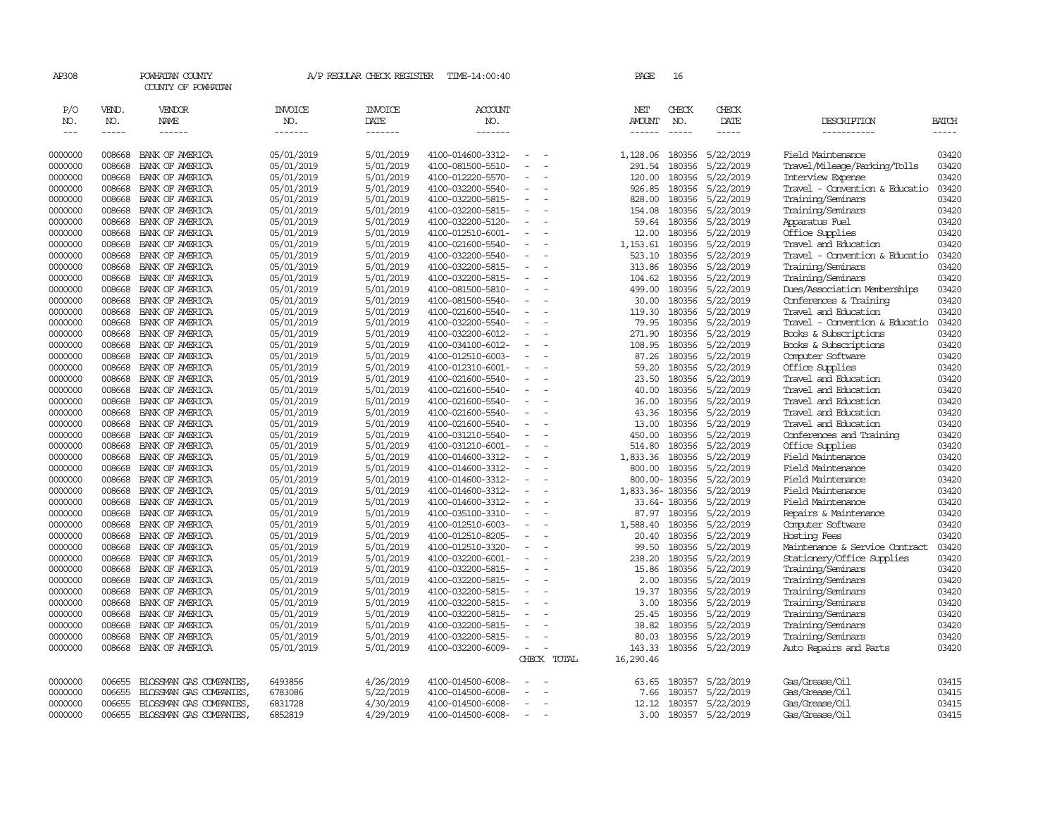AP308 POWHATAN COUNTY A/P REGULAR CHECK REGISTER TIME-14:00:40

COUNTY OF POWHATAN

| P/O NO. | VEND. NO. | VENDOR NAME | INVOICE NO. | INVOICE DATE | ACCOUNT NO. | | NET AMOUNT | CHECK NO. | CHECK DATE | DESCRIPTION | BATCH |
|---|---|---|---|---|---|---|---|---|---|---|---|
| --- | ----- | ------ | ------- | ------- | ------- | | ------ | ----- | ----- | ----------- | ----- |
| 0000000 | 008668 | BANK OF AMERICA | 05/01/2019 | 5/01/2019 | 4100-014600-3312- | - - | 1,128.06 | 180356 | 5/22/2019 | Field Maintenance | 03420 |
| 0000000 | 008668 | BANK OF AMERICA | 05/01/2019 | 5/01/2019 | 4100-081500-5510- | - - | 291.54 | 180356 | 5/22/2019 | Travel/Mileage/Parking/Tolls | 03420 |
| 0000000 | 008668 | BANK OF AMERICA | 05/01/2019 | 5/01/2019 | 4100-012220-5570- | - - | 120.00 | 180356 | 5/22/2019 | Interview Expense | 03420 |
| 0000000 | 008668 | BANK OF AMERICA | 05/01/2019 | 5/01/2019 | 4100-032200-5540- | - - | 926.85 | 180356 | 5/22/2019 | Travel - Convention & Educatio | 03420 |
| 0000000 | 008668 | BANK OF AMERICA | 05/01/2019 | 5/01/2019 | 4100-032200-5815- | - - | 828.00 | 180356 | 5/22/2019 | Training/Seminars | 03420 |
| 0000000 | 008668 | BANK OF AMERICA | 05/01/2019 | 5/01/2019 | 4100-032200-5815- | - - | 154.08 | 180356 | 5/22/2019 | Training/Seminars | 03420 |
| 0000000 | 008668 | BANK OF AMERICA | 05/01/2019 | 5/01/2019 | 4100-032200-5120- | - - | 59.64 | 180356 | 5/22/2019 | Apparatus Fuel | 03420 |
| 0000000 | 008668 | BANK OF AMERICA | 05/01/2019 | 5/01/2019 | 4100-012510-6001- | - - | 12.00 | 180356 | 5/22/2019 | Office Supplies | 03420 |
| 0000000 | 008668 | BANK OF AMERICA | 05/01/2019 | 5/01/2019 | 4100-021600-5540- | - - | 1,153.61 | 180356 | 5/22/2019 | Travel and Education | 03420 |
| 0000000 | 008668 | BANK OF AMERICA | 05/01/2019 | 5/01/2019 | 4100-032200-5540- | - - | 523.10 | 180356 | 5/22/2019 | Travel - Convention & Educatio | 03420 |
| 0000000 | 008668 | BANK OF AMERICA | 05/01/2019 | 5/01/2019 | 4100-032200-5815- | - - | 313.86 | 180356 | 5/22/2019 | Training/Seminars | 03420 |
| 0000000 | 008668 | BANK OF AMERICA | 05/01/2019 | 5/01/2019 | 4100-032200-5815- | - - | 104.62 | 180356 | 5/22/2019 | Training/Seminars | 03420 |
| 0000000 | 008668 | BANK OF AMERICA | 05/01/2019 | 5/01/2019 | 4100-081500-5810- | - - | 499.00 | 180356 | 5/22/2019 | Dues/Association Memberships | 03420 |
| 0000000 | 008668 | BANK OF AMERICA | 05/01/2019 | 5/01/2019 | 4100-081500-5540- | - - | 30.00 | 180356 | 5/22/2019 | Conferences & Training | 03420 |
| 0000000 | 008668 | BANK OF AMERICA | 05/01/2019 | 5/01/2019 | 4100-021600-5540- | - - | 119.30 | 180356 | 5/22/2019 | Travel and Education | 03420 |
| 0000000 | 008668 | BANK OF AMERICA | 05/01/2019 | 5/01/2019 | 4100-032200-5540- | - - | 79.95 | 180356 | 5/22/2019 | Travel - Convention & Educatio | 03420 |
| 0000000 | 008668 | BANK OF AMERICA | 05/01/2019 | 5/01/2019 | 4100-032200-6012- | - - | 271.90 | 180356 | 5/22/2019 | Books & Subscriptions | 03420 |
| 0000000 | 008668 | BANK OF AMERICA | 05/01/2019 | 5/01/2019 | 4100-034100-6012- | - - | 108.95 | 180356 | 5/22/2019 | Books & Subscriptions | 03420 |
| 0000000 | 008668 | BANK OF AMERICA | 05/01/2019 | 5/01/2019 | 4100-012510-6003- | - - | 87.26 | 180356 | 5/22/2019 | Computer Software | 03420 |
| 0000000 | 008668 | BANK OF AMERICA | 05/01/2019 | 5/01/2019 | 4100-012310-6001- | - - | 59.20 | 180356 | 5/22/2019 | Office Supplies | 03420 |
| 0000000 | 008668 | BANK OF AMERICA | 05/01/2019 | 5/01/2019 | 4100-021600-5540- | - - | 23.50 | 180356 | 5/22/2019 | Travel and Education | 03420 |
| 0000000 | 008668 | BANK OF AMERICA | 05/01/2019 | 5/01/2019 | 4100-021600-5540- | - - | 40.00 | 180356 | 5/22/2019 | Travel and Education | 03420 |
| 0000000 | 008668 | BANK OF AMERICA | 05/01/2019 | 5/01/2019 | 4100-021600-5540- | - - | 36.00 | 180356 | 5/22/2019 | Travel and Education | 03420 |
| 0000000 | 008668 | BANK OF AMERICA | 05/01/2019 | 5/01/2019 | 4100-021600-5540- | - - | 43.36 | 180356 | 5/22/2019 | Travel and Education | 03420 |
| 0000000 | 008668 | BANK OF AMERICA | 05/01/2019 | 5/01/2019 | 4100-021600-5540- | - - | 13.00 | 180356 | 5/22/2019 | Travel and Education | 03420 |
| 0000000 | 008668 | BANK OF AMERICA | 05/01/2019 | 5/01/2019 | 4100-031210-5540- | - - | 450.00 | 180356 | 5/22/2019 | Conferences and Training | 03420 |
| 0000000 | 008668 | BANK OF AMERICA | 05/01/2019 | 5/01/2019 | 4100-031210-6001- | - - | 514.80 | 180356 | 5/22/2019 | Office Supplies | 03420 |
| 0000000 | 008668 | BANK OF AMERICA | 05/01/2019 | 5/01/2019 | 4100-014600-3312- | - - | 1,833.36 | 180356 | 5/22/2019 | Field Maintenance | 03420 |
| 0000000 | 008668 | BANK OF AMERICA | 05/01/2019 | 5/01/2019 | 4100-014600-3312- | - - | 800.00 | 180356 | 5/22/2019 | Field Maintenance | 03420 |
| 0000000 | 008668 | BANK OF AMERICA | 05/01/2019 | 5/01/2019 | 4100-014600-3312- | - - | 800.00- | 180356 | 5/22/2019 | Field Maintenance | 03420 |
| 0000000 | 008668 | BANK OF AMERICA | 05/01/2019 | 5/01/2019 | 4100-014600-3312- | - - | 1,833.36- | 180356 | 5/22/2019 | Field Maintenance | 03420 |
| 0000000 | 008668 | BANK OF AMERICA | 05/01/2019 | 5/01/2019 | 4100-014600-3312- | - - | 33.64- | 180356 | 5/22/2019 | Field Maintenance | 03420 |
| 0000000 | 008668 | BANK OF AMERICA | 05/01/2019 | 5/01/2019 | 4100-035100-3310- | - - | 87.97 | 180356 | 5/22/2019 | Repairs & Maintenance | 03420 |
| 0000000 | 008668 | BANK OF AMERICA | 05/01/2019 | 5/01/2019 | 4100-012510-6003- | - - | 1,588.40 | 180356 | 5/22/2019 | Computer Software | 03420 |
| 0000000 | 008668 | BANK OF AMERICA | 05/01/2019 | 5/01/2019 | 4100-012510-8205- | - - | 20.40 | 180356 | 5/22/2019 | Hosting Fees | 03420 |
| 0000000 | 008668 | BANK OF AMERICA | 05/01/2019 | 5/01/2019 | 4100-012510-3320- | - - | 99.50 | 180356 | 5/22/2019 | Maintenance & Service Contract | 03420 |
| 0000000 | 008668 | BANK OF AMERICA | 05/01/2019 | 5/01/2019 | 4100-032200-6001- | - - | 238.20 | 180356 | 5/22/2019 | Stationery/Office Supplies | 03420 |
| 0000000 | 008668 | BANK OF AMERICA | 05/01/2019 | 5/01/2019 | 4100-032200-5815- | - - | 15.86 | 180356 | 5/22/2019 | Training/Seminars | 03420 |
| 0000000 | 008668 | BANK OF AMERICA | 05/01/2019 | 5/01/2019 | 4100-032200-5815- | - - | 2.00 | 180356 | 5/22/2019 | Training/Seminars | 03420 |
| 0000000 | 008668 | BANK OF AMERICA | 05/01/2019 | 5/01/2019 | 4100-032200-5815- | - - | 19.37 | 180356 | 5/22/2019 | Training/Seminars | 03420 |
| 0000000 | 008668 | BANK OF AMERICA | 05/01/2019 | 5/01/2019 | 4100-032200-5815- | - - | 3.00 | 180356 | 5/22/2019 | Training/Seminars | 03420 |
| 0000000 | 008668 | BANK OF AMERICA | 05/01/2019 | 5/01/2019 | 4100-032200-5815- | - - | 25.45 | 180356 | 5/22/2019 | Training/Seminars | 03420 |
| 0000000 | 008668 | BANK OF AMERICA | 05/01/2019 | 5/01/2019 | 4100-032200-5815- | - - | 38.82 | 180356 | 5/22/2019 | Training/Seminars | 03420 |
| 0000000 | 008668 | BANK OF AMERICA | 05/01/2019 | 5/01/2019 | 4100-032200-5815- | - - | 80.03 | 180356 | 5/22/2019 | Training/Seminars | 03420 |
| 0000000 | 008668 | BANK OF AMERICA | 05/01/2019 | 5/01/2019 | 4100-032200-6009- | - - | 143.33 | 180356 | 5/22/2019 | Auto Repairs and Parts | 03420 |
| | | | | | | CHECK TOTAL | 16,290.46 | | | | |
| 0000000 | 006655 | BLOSSMAN GAS COMPANIES, | 6493856 | 4/26/2019 | 4100-014500-6008- | - - | 63.65 | 180357 | 5/22/2019 | Gas/Grease/Oil | 03415 |
| 0000000 | 006655 | BLOSSMAN GAS COMPANIES, | 6783086 | 5/22/2019 | 4100-014500-6008- | - - | 7.66 | 180357 | 5/22/2019 | Gas/Grease/Oil | 03415 |
| 0000000 | 006655 | BLOSSMAN GAS COMPANIES, | 6831728 | 4/30/2019 | 4100-014500-6008- | - - | 12.12 | 180357 | 5/22/2019 | Gas/Grease/Oil | 03415 |
| 0000000 | 006655 | BLOSSMAN GAS COMPANIES, | 6852819 | 4/29/2019 | 4100-014500-6008- | - - | 3.00 | 180357 | 5/22/2019 | Gas/Grease/Oil | 03415 |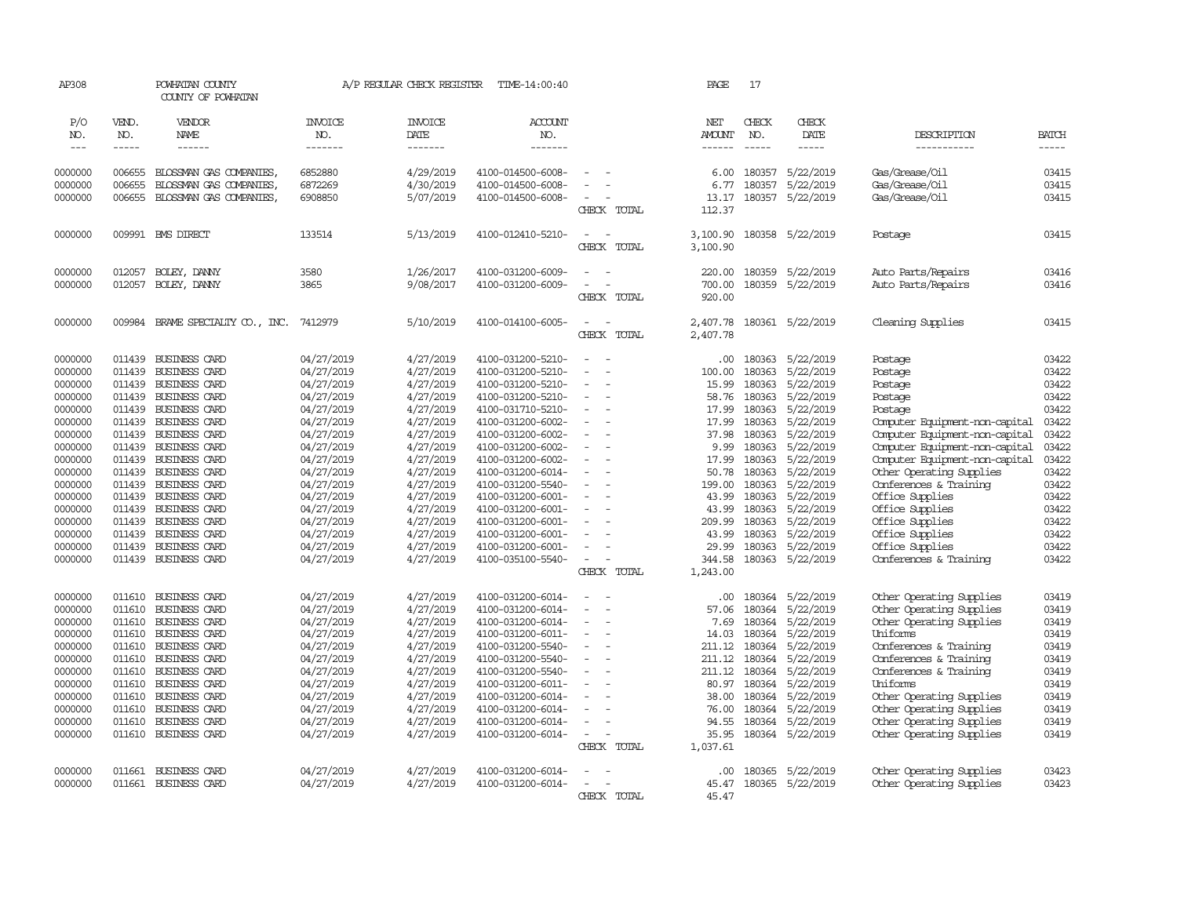AP308 POWHATAN COUNTY A/P REGULAR CHECK REGISTER TIME-14:00:40 PAGE 17

COUNTY OF POWHATAN

| P/O NO. | VEND. NO. | VENDOR NAME | INVOICE NO. | INVOICE DATE | ACCOUNT NO. | | NET AMOUNT | CHECK NO. | CHECK DATE | DESCRIPTION | BATCH |
|---|---|---|---|---|---|---|---|---|---|---|---|
| --- | ----- | ------ | ------- | ------- | ------- | | ------ | ----- | ----- | ----------- | ----- |
| 0000000 | 006655 | BLOSSMAN GAS COMPANIES, | 6852880 | 4/29/2019 | 4100-014500-6008- | - - | 6.00 | 180357 | 5/22/2019 | Gas/Grease/Oil | 03415 |
| 0000000 | 006655 | BLOSSMAN GAS COMPANIES, | 6872269 | 4/30/2019 | 4100-014500-6008- | - - | 6.77 | 180357 | 5/22/2019 | Gas/Grease/Oil | 03415 |
| 0000000 | 006655 | BLOSSMAN GAS COMPANIES, | 6908850 | 5/07/2019 | 4100-014500-6008- | - - | 13.17 | 180357 | 5/22/2019 | Gas/Grease/Oil | 03415 |
| | | | | | | CHECK TOTAL | 112.37 | | | | |
| 0000000 | 009991 | BMS DIRECT | 133514 | 5/13/2019 | 4100-012410-5210- | - - | 3,100.90 | 180358 | 5/22/2019 | Postage | 03415 |
| | | | | | | CHECK TOTAL | 3,100.90 | | | | |
| 0000000 | 012057 | BOLEY, DANNY | 3580 | 1/26/2017 | 4100-031200-6009- | - - | 220.00 | 180359 | 5/22/2019 | Auto Parts/Repairs | 03416 |
| 0000000 | 012057 | BOLEY, DANNY | 3865 | 9/08/2017 | 4100-031200-6009- | - - | 700.00 | 180359 | 5/22/2019 | Auto Parts/Repairs | 03416 |
| | | | | | | CHECK TOTAL | 920.00 | | | | |
| 0000000 | 009984 | BRAME SPECIALTY CO., INC. | 7412979 | 5/10/2019 | 4100-014100-6005- | - - | 2,407.78 | 180361 | 5/22/2019 | Cleaning Supplies | 03415 |
| | | | | | | CHECK TOTAL | 2,407.78 | | | | |
| 0000000 | 011439 | BUSINESS CARD | 04/27/2019 | 4/27/2019 | 4100-031200-5210- | - - | .00 | 180363 | 5/22/2019 | Postage | 03422 |
| 0000000 | 011439 | BUSINESS CARD | 04/27/2019 | 4/27/2019 | 4100-031200-5210- | - - | 100.00 | 180363 | 5/22/2019 | Postage | 03422 |
| 0000000 | 011439 | BUSINESS CARD | 04/27/2019 | 4/27/2019 | 4100-031200-5210- | - - | 15.99 | 180363 | 5/22/2019 | Postage | 03422 |
| 0000000 | 011439 | BUSINESS CARD | 04/27/2019 | 4/27/2019 | 4100-031200-5210- | - - | 58.76 | 180363 | 5/22/2019 | Postage | 03422 |
| 0000000 | 011439 | BUSINESS CARD | 04/27/2019 | 4/27/2019 | 4100-031710-5210- | - - | 17.99 | 180363 | 5/22/2019 | Postage | 03422 |
| 0000000 | 011439 | BUSINESS CARD | 04/27/2019 | 4/27/2019 | 4100-031200-6002- | - - | 17.99 | 180363 | 5/22/2019 | Computer Equipment-non-capital | 03422 |
| 0000000 | 011439 | BUSINESS CARD | 04/27/2019 | 4/27/2019 | 4100-031200-6002- | - - | 37.98 | 180363 | 5/22/2019 | Computer Equipment-non-capital | 03422 |
| 0000000 | 011439 | BUSINESS CARD | 04/27/2019 | 4/27/2019 | 4100-031200-6002- | - - | 9.99 | 180363 | 5/22/2019 | Computer Equipment-non-capital | 03422 |
| 0000000 | 011439 | BUSINESS CARD | 04/27/2019 | 4/27/2019 | 4100-031200-6002- | - - | 17.99 | 180363 | 5/22/2019 | Computer Equipment-non-capital | 03422 |
| 0000000 | 011439 | BUSINESS CARD | 04/27/2019 | 4/27/2019 | 4100-031200-6014- | - - | 50.78 | 180363 | 5/22/2019 | Other Operating Supplies | 03422 |
| 0000000 | 011439 | BUSINESS CARD | 04/27/2019 | 4/27/2019 | 4100-031200-5540- | - - | 199.00 | 180363 | 5/22/2019 | Conferences & Training | 03422 |
| 0000000 | 011439 | BUSINESS CARD | 04/27/2019 | 4/27/2019 | 4100-031200-6001- | - - | 43.99 | 180363 | 5/22/2019 | Office Supplies | 03422 |
| 0000000 | 011439 | BUSINESS CARD | 04/27/2019 | 4/27/2019 | 4100-031200-6001- | - - | 43.99 | 180363 | 5/22/2019 | Office Supplies | 03422 |
| 0000000 | 011439 | BUSINESS CARD | 04/27/2019 | 4/27/2019 | 4100-031200-6001- | - - | 209.99 | 180363 | 5/22/2019 | Office Supplies | 03422 |
| 0000000 | 011439 | BUSINESS CARD | 04/27/2019 | 4/27/2019 | 4100-031200-6001- | - - | 43.99 | 180363 | 5/22/2019 | Office Supplies | 03422 |
| 0000000 | 011439 | BUSINESS CARD | 04/27/2019 | 4/27/2019 | 4100-031200-6001- | - - | 29.99 | 180363 | 5/22/2019 | Office Supplies | 03422 |
| 0000000 | 011439 | BUSINESS CARD | 04/27/2019 | 4/27/2019 | 4100-035100-5540- | - - | 344.58 | 180363 | 5/22/2019 | Conferences & Training | 03422 |
| | | | | | | CHECK TOTAL | 1,243.00 | | | | |
| 0000000 | 011610 | BUSINESS CARD | 04/27/2019 | 4/27/2019 | 4100-031200-6014- | - - | .00 | 180364 | 5/22/2019 | Other Operating Supplies | 03419 |
| 0000000 | 011610 | BUSINESS CARD | 04/27/2019 | 4/27/2019 | 4100-031200-6014- | - - | 57.06 | 180364 | 5/22/2019 | Other Operating Supplies | 03419 |
| 0000000 | 011610 | BUSINESS CARD | 04/27/2019 | 4/27/2019 | 4100-031200-6014- | - - | 7.69 | 180364 | 5/22/2019 | Other Operating Supplies | 03419 |
| 0000000 | 011610 | BUSINESS CARD | 04/27/2019 | 4/27/2019 | 4100-031200-6011- | - - | 14.03 | 180364 | 5/22/2019 | Uniforms | 03419 |
| 0000000 | 011610 | BUSINESS CARD | 04/27/2019 | 4/27/2019 | 4100-031200-5540- | - - | 211.12 | 180364 | 5/22/2019 | Conferences & Training | 03419 |
| 0000000 | 011610 | BUSINESS CARD | 04/27/2019 | 4/27/2019 | 4100-031200-5540- | - - | 211.12 | 180364 | 5/22/2019 | Conferences & Training | 03419 |
| 0000000 | 011610 | BUSINESS CARD | 04/27/2019 | 4/27/2019 | 4100-031200-5540- | - - | 211.12 | 180364 | 5/22/2019 | Conferences & Training | 03419 |
| 0000000 | 011610 | BUSINESS CARD | 04/27/2019 | 4/27/2019 | 4100-031200-6011- | - - | 80.97 | 180364 | 5/22/2019 | Uniforms | 03419 |
| 0000000 | 011610 | BUSINESS CARD | 04/27/2019 | 4/27/2019 | 4100-031200-6014- | - - | 38.00 | 180364 | 5/22/2019 | Other Operating Supplies | 03419 |
| 0000000 | 011610 | BUSINESS CARD | 04/27/2019 | 4/27/2019 | 4100-031200-6014- | - - | 76.00 | 180364 | 5/22/2019 | Other Operating Supplies | 03419 |
| 0000000 | 011610 | BUSINESS CARD | 04/27/2019 | 4/27/2019 | 4100-031200-6014- | - - | 94.55 | 180364 | 5/22/2019 | Other Operating Supplies | 03419 |
| 0000000 | 011610 | BUSINESS CARD | 04/27/2019 | 4/27/2019 | 4100-031200-6014- | - - | 35.95 | 180364 | 5/22/2019 | Other Operating Supplies | 03419 |
| | | | | | | CHECK TOTAL | 1,037.61 | | | | |
| 0000000 | 011661 | BUSINESS CARD | 04/27/2019 | 4/27/2019 | 4100-031200-6014- | - - | .00 | 180365 | 5/22/2019 | Other Operating Supplies | 03423 |
| 0000000 | 011661 | BUSINESS CARD | 04/27/2019 | 4/27/2019 | 4100-031200-6014- | - - | 45.47 | 180365 | 5/22/2019 | Other Operating Supplies | 03423 |
| | | | | | | CHECK TOTAL | 45.47 | | | | |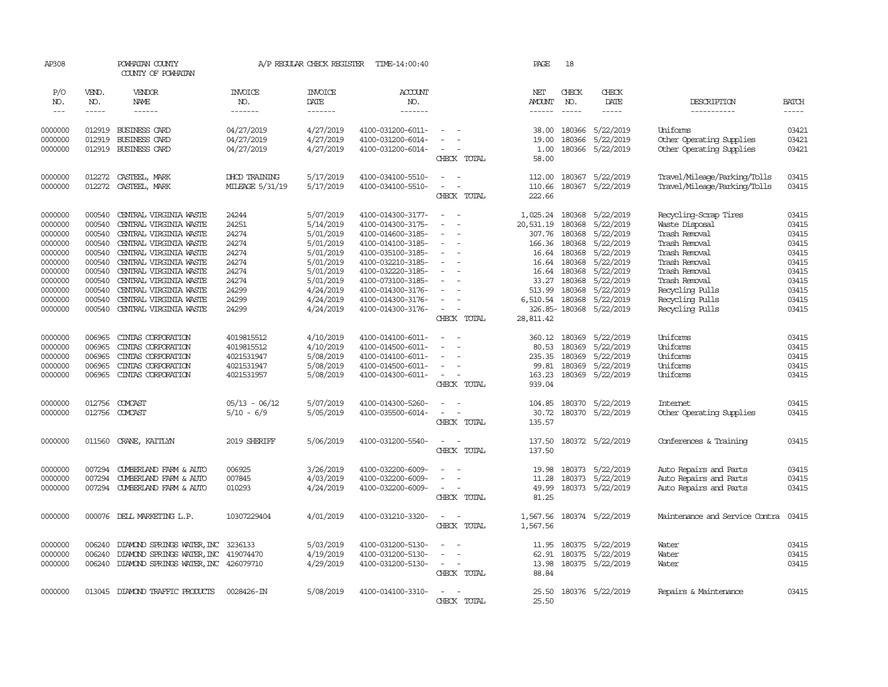AP308 POWHATAN COUNTY A/P REGULAR CHECK REGISTER TIME-14:00:40 PAGE 18
COUNTY OF POWHATAN

| P/O NO. | VEND. NO. | VENDOR NAME | INVOICE NO. | INVOICE DATE | ACCOUNT NO. | | NET AMOUNT | CHECK NO. | CHECK DATE | DESCRIPTION | BATCH |
|---|---|---|---|---|---|---|---|---|---|---|---|
| 0000000 | 012919 | BUSINESS CARD | 04/27/2019 | 4/27/2019 | 4100-031200-6011- | - - | 38.00 | 180366 | 5/22/2019 | Uniforms | 03421 |
| 0000000 | 012919 | BUSINESS CARD | 04/27/2019 | 4/27/2019 | 4100-031200-6014- | - - | 19.00 | 180366 | 5/22/2019 | Other Operating Supplies | 03421 |
| 0000000 | 012919 | BUSINESS CARD | 04/27/2019 | 4/27/2019 | 4100-031200-6014- | - - | 1.00 | 180366 | 5/22/2019 | Other Operating Supplies | 03421 |
| | | | | | | CHECK TOTAL | 58.00 | | | | |
| 0000000 | 012272 | CASTEEL, MARK | DHCD TRAINING | 5/17/2019 | 4100-034100-5510- | - - | 112.00 | 180367 | 5/22/2019 | Travel/Mileage/Parking/Tolls | 03415 |
| 0000000 | 012272 | CASTEEL, MARK | MILEAGE 5/31/19 | 5/17/2019 | 4100-034100-5510- | - - | 110.66 | 180367 | 5/22/2019 | Travel/Mileage/Parking/Tolls | 03415 |
| | | | | | | CHECK TOTAL | 222.66 | | | | |
| 0000000 | 000540 | CENTRAL VIRGINIA WASTE | 24244 | 5/07/2019 | 4100-014300-3177- | - - | 1,025.24 | 180368 | 5/22/2019 | Recycling-Scrap Tires | 03415 |
| 0000000 | 000540 | CENTRAL VIRGINIA WASTE | 24251 | 5/14/2019 | 4100-014300-3175- | - - | 20,531.19 | 180368 | 5/22/2019 | Waste Disposal | 03415 |
| 0000000 | 000540 | CENTRAL VIRGINIA WASTE | 24274 | 5/01/2019 | 4100-014600-3185- | - - | 307.76 | 180368 | 5/22/2019 | Trash Removal | 03415 |
| 0000000 | 000540 | CENTRAL VIRGINIA WASTE | 24274 | 5/01/2019 | 4100-014100-3185- | - - | 166.36 | 180368 | 5/22/2019 | Trash Removal | 03415 |
| 0000000 | 000540 | CENTRAL VIRGINIA WASTE | 24274 | 5/01/2019 | 4100-035100-3185- | - - | 16.64 | 180368 | 5/22/2019 | Trash Removal | 03415 |
| 0000000 | 000540 | CENTRAL VIRGINIA WASTE | 24274 | 5/01/2019 | 4100-032210-3185- | - - | 16.64 | 180368 | 5/22/2019 | Trash Removal | 03415 |
| 0000000 | 000540 | CENTRAL VIRGINIA WASTE | 24274 | 5/01/2019 | 4100-032220-3185- | - - | 16.64 | 180368 | 5/22/2019 | Trash Removal | 03415 |
| 0000000 | 000540 | CENTRAL VIRGINIA WASTE | 24274 | 5/01/2019 | 4100-073100-3185- | - - | 33.27 | 180368 | 5/22/2019 | Trash Removal | 03415 |
| 0000000 | 000540 | CENTRAL VIRGINIA WASTE | 24299 | 4/24/2019 | 4100-014300-3176- | - - | 513.99 | 180368 | 5/22/2019 | Recycling Pulls | 03415 |
| 0000000 | 000540 | CENTRAL VIRGINIA WASTE | 24299 | 4/24/2019 | 4100-014300-3176- | - - | 6,510.54 | 180368 | 5/22/2019 | Recycling Pulls | 03415 |
| 0000000 | 000540 | CENTRAL VIRGINIA WASTE | 24299 | 4/24/2019 | 4100-014300-3176- | - - | 326.85- | 180368 | 5/22/2019 | Recycling Pulls | 03415 |
| | | | | | | CHECK TOTAL | 28,811.42 | | | | |
| 0000000 | 006965 | CINTAS CORPORATION | 4019815512 | 4/10/2019 | 4100-014100-6011- | - - | 360.12 | 180369 | 5/22/2019 | Uniforms | 03415 |
| 0000000 | 006965 | CINTAS CORPORATION | 4019815512 | 4/10/2019 | 4100-014500-6011- | - - | 80.53 | 180369 | 5/22/2019 | Uniforms | 03415 |
| 0000000 | 006965 | CINTAS CORPORATION | 4021531947 | 5/08/2019 | 4100-014100-6011- | - - | 235.35 | 180369 | 5/22/2019 | Uniforms | 03415 |
| 0000000 | 006965 | CINTAS CORPORATION | 4021531947 | 5/08/2019 | 4100-014500-6011- | - - | 99.81 | 180369 | 5/22/2019 | Uniforms | 03415 |
| 0000000 | 006965 | CINTAS CORPORATION | 4021531957 | 5/08/2019 | 4100-014300-6011- | - - | 163.23 | 180369 | 5/22/2019 | Uniforms | 03415 |
| | | | | | | CHECK TOTAL | 939.04 | | | | |
| 0000000 | 012756 | COMCAST | 05/13 - 06/12 | 5/07/2019 | 4100-014300-5260- | - - | 104.85 | 180370 | 5/22/2019 | Internet | 03415 |
| 0000000 | 012756 | COMCAST | 5/10 - 6/9 | 5/05/2019 | 4100-035500-6014- | - - | 30.72 | 180370 | 5/22/2019 | Other Operating Supplies | 03415 |
| | | | | | | CHECK TOTAL | 135.57 | | | | |
| 0000000 | 011560 | CRANE, KAITLYN | 2019 SHERIFF | 5/06/2019 | 4100-031200-5540- | - - | 137.50 | 180372 | 5/22/2019 | Conferences & Training | 03415 |
| | | | | | | CHECK TOTAL | 137.50 | | | | |
| 0000000 | 007294 | CUMBERLAND FARM & AUTO | 006925 | 3/26/2019 | 4100-032200-6009- | - - | 19.98 | 180373 | 5/22/2019 | Auto Repairs and Parts | 03415 |
| 0000000 | 007294 | CUMBERLAND FARM & AUTO | 007845 | 4/03/2019 | 4100-032200-6009- | - - | 11.28 | 180373 | 5/22/2019 | Auto Repairs and Parts | 03415 |
| 0000000 | 007294 | CUMBERLAND FARM & AUTO | 010293 | 4/24/2019 | 4100-032200-6009- | - - | 49.99 | 180373 | 5/22/2019 | Auto Repairs and Parts | 03415 |
| | | | | | | CHECK TOTAL | 81.25 | | | | |
| 0000000 | 000076 | DELL MARKETING L.P. | 10307229404 | 4/01/2019 | 4100-031210-3320- | - - | 1,567.56 | 180374 | 5/22/2019 | Maintenance and Service Contra | 03415 |
| | | | | | | CHECK TOTAL | 1,567.56 | | | | |
| 0000000 | 006240 | DIAMOND SPRINGS WATER, INC | 3236133 | 5/03/2019 | 4100-031200-5130- | - - | 11.95 | 180375 | 5/22/2019 | Water | 03415 |
| 0000000 | 006240 | DIAMOND SPRINGS WATER, INC | 419074470 | 4/19/2019 | 4100-031200-5130- | - - | 62.91 | 180375 | 5/22/2019 | Water | 03415 |
| 0000000 | 006240 | DIAMOND SPRINGS WATER, INC | 426079710 | 4/29/2019 | 4100-031200-5130- | - - | 13.98 | 180375 | 5/22/2019 | Water | 03415 |
| | | | | | | CHECK TOTAL | 88.84 | | | | |
| 0000000 | 013045 | DIAMOND TRAFFIC PRODUCTS | 0028426-IN | 5/08/2019 | 4100-014100-3310- | - - | 25.50 | 180376 | 5/22/2019 | Repairs & Maintenance | 03415 |
| | | | | | | CHECK TOTAL | 25.50 | | | | |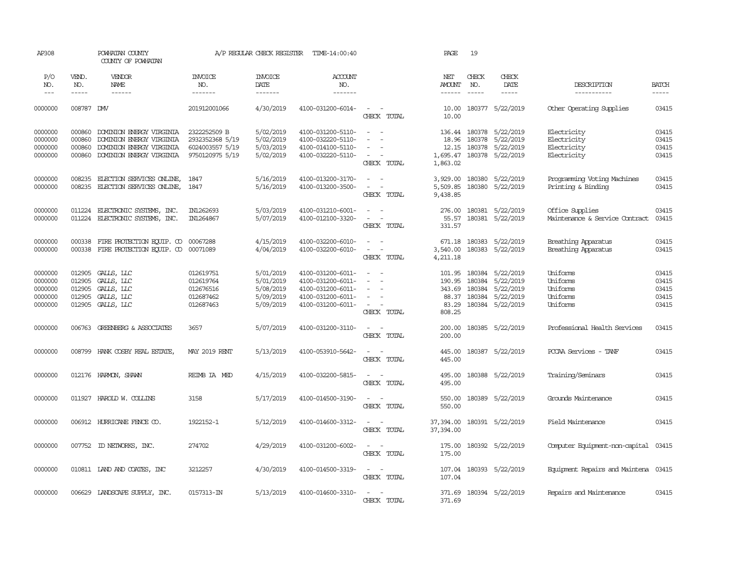AP308 POWHATAN COUNTY A/P REGULAR CHECK REGISTER TIME-14:00:40 PAGE 19

COUNTY OF POWHATAN

| P/O NO. | VEND. NO. | VENDOR NAME | INVOICE NO. | INVOICE DATE | ACCOUNT NO. | | NET AMOUNT | CHECK NO. | CHECK DATE | DESCRIPTION | BATCH |
|---|---|---|---|---|---|---|---|---|---|---|---|
| 0000000 | 008787 | DMV | 201912001066 | 4/30/2019 | 4100-031200-6014- | - - | 10.00 | 180377 | 5/22/2019 | Other Operating Supplies | 03415 |
| | | | | | | CHECK TOTAL | 10.00 | | | | |
| 0000000 | 000860 | DOMINION ENERGY VIRGINIA | 2322252509 B | 5/02/2019 | 4100-031200-5110- | - - | 136.44 | 180378 | 5/22/2019 | Electricity | 03415 |
| 0000000 | 000860 | DOMINION ENERGY VIRGINIA | 2932352368 5/19 | 5/02/2019 | 4100-032220-5110- | - - | 18.96 | 180378 | 5/22/2019 | Electricity | 03415 |
| 0000000 | 000860 | DOMINION ENERGY VIRGINIA | 6024003557 5/19 | 5/03/2019 | 4100-014100-5110- | - - | 12.15 | 180378 | 5/22/2019 | Electricity | 03415 |
| 0000000 | 000860 | DOMINION ENERGY VIRGINIA | 9750120975 5/19 | 5/02/2019 | 4100-032220-5110- | - - | 1,695.47 | 180378 | 5/22/2019 | Electricity | 03415 |
| | | | | | | CHECK TOTAL | 1,863.02 | | | | |
| 0000000 | 008235 | ELECTION SERVICES ONLINE, | 1847 | 5/16/2019 | 4100-013200-3170- | - - | 3,929.00 | 180380 | 5/22/2019 | Programming Voting Machines | 03415 |
| 0000000 | 008235 | ELECTION SERVICES ONLINE, | 1847 | 5/16/2019 | 4100-013200-3500- | - - | 5,509.85 | 180380 | 5/22/2019 | Printing & Binding | 03415 |
| | | | | | | CHECK TOTAL | 9,438.85 | | | | |
| 0000000 | 011224 | ELECTRONIC SYSTEMS, INC. | IN1262693 | 5/03/2019 | 4100-031210-6001- | - - | 276.00 | 180381 | 5/22/2019 | Office Supplies | 03415 |
| 0000000 | 011224 | ELECTRONIC SYSTEMS, INC. | IN1264867 | 5/07/2019 | 4100-012100-3320- | - - | 55.57 | 180381 | 5/22/2019 | Maintenance & Service Contract | 03415 |
| | | | | | | CHECK TOTAL | 331.57 | | | | |
| 0000000 | 000338 | FIRE PROTECTION EQUIP. CO | 00067288 | 4/15/2019 | 4100-032200-6010- | - - | 671.18 | 180383 | 5/22/2019 | Breathing Apparatus | 03415 |
| 0000000 | 000338 | FIRE PROTECTION EQUIP. CO | 00071089 | 4/04/2019 | 4100-032200-6010- | - - | 3,540.00 | 180383 | 5/22/2019 | Breathing Apparatus | 03415 |
| | | | | | | CHECK TOTAL | 4,211.18 | | | | |
| 0000000 | 012905 | GALLS, LLC | 012619751 | 5/01/2019 | 4100-031200-6011- | - - | 101.95 | 180384 | 5/22/2019 | Uniforms | 03415 |
| 0000000 | 012905 | GALLS, LLC | 012619764 | 5/01/2019 | 4100-031200-6011- | - - | 190.95 | 180384 | 5/22/2019 | Uniforms | 03415 |
| 0000000 | 012905 | GALLS, LLC | 012676516 | 5/08/2019 | 4100-031200-6011- | - - | 343.69 | 180384 | 5/22/2019 | Uniforms | 03415 |
| 0000000 | 012905 | GALLS, LLC | 012687462 | 5/09/2019 | 4100-031200-6011- | - - | 88.37 | 180384 | 5/22/2019 | Uniforms | 03415 |
| 0000000 | 012905 | GALLS, LLC | 012687463 | 5/09/2019 | 4100-031200-6011- | - - | 83.29 | 180384 | 5/22/2019 | Uniforms | 03415 |
| | | | | | | CHECK TOTAL | 808.25 | | | | |
| 0000000 | 006763 | GREENBERG & ASSOCIATES | 3657 | 5/07/2019 | 4100-031200-3110- | - - | 200.00 | 180385 | 5/22/2019 | Professional Health Services | 03415 |
| | | | | | | CHECK TOTAL | 200.00 | | | | |
| 0000000 | 008799 | HANK COSBY REAL ESTATE, | MAY 2019 RENT | 5/13/2019 | 4100-053910-5642- | - - | 445.00 | 180387 | 5/22/2019 | PCCAA Services - TANF | 03415 |
| | | | | | | CHECK TOTAL | 445.00 | | | | |
| 0000000 | 012176 | HARMON, SHAWN | REIMB IA MED | 4/15/2019 | 4100-032200-5815- | - - | 495.00 | 180388 | 5/22/2019 | Training/Seminars | 03415 |
| | | | | | | CHECK TOTAL | 495.00 | | | | |
| 0000000 | 011927 | HAROLD W. COLLINS | 3158 | 5/17/2019 | 4100-014500-3190- | - - | 550.00 | 180389 | 5/22/2019 | Grounds Maintenance | 03415 |
| | | | | | | CHECK TOTAL | 550.00 | | | | |
| 0000000 | 006912 | HURRICANE FENCE CO. | 1922152-1 | 5/12/2019 | 4100-014600-3312- | - - | 37,394.00 | 180391 | 5/22/2019 | Field Maintenance | 03415 |
| | | | | | | CHECK TOTAL | 37,394.00 | | | | |
| 0000000 | 007752 | ID NETWORKS, INC. | 274702 | 4/29/2019 | 4100-031200-6002- | - - | 175.00 | 180392 | 5/22/2019 | Computer Equipment-non-capital | 03415 |
| | | | | | | CHECK TOTAL | 175.00 | | | | |
| 0000000 | 010811 | LAND AND COATES, INC | 3212257 | 4/30/2019 | 4100-014500-3319- | - - | 107.04 | 180393 | 5/22/2019 | Equipment Repairs and Maintena | 03415 |
| | | | | | | CHECK TOTAL | 107.04 | | | | |
| 0000000 | 006629 | LANDSCAPE SUPPLY, INC. | 0157313-IN | 5/13/2019 | 4100-014600-3310- | - - | 371.69 | 180394 | 5/22/2019 | Repairs and Maintenance | 03415 |
| | | | | | | CHECK TOTAL | 371.69 | | | | |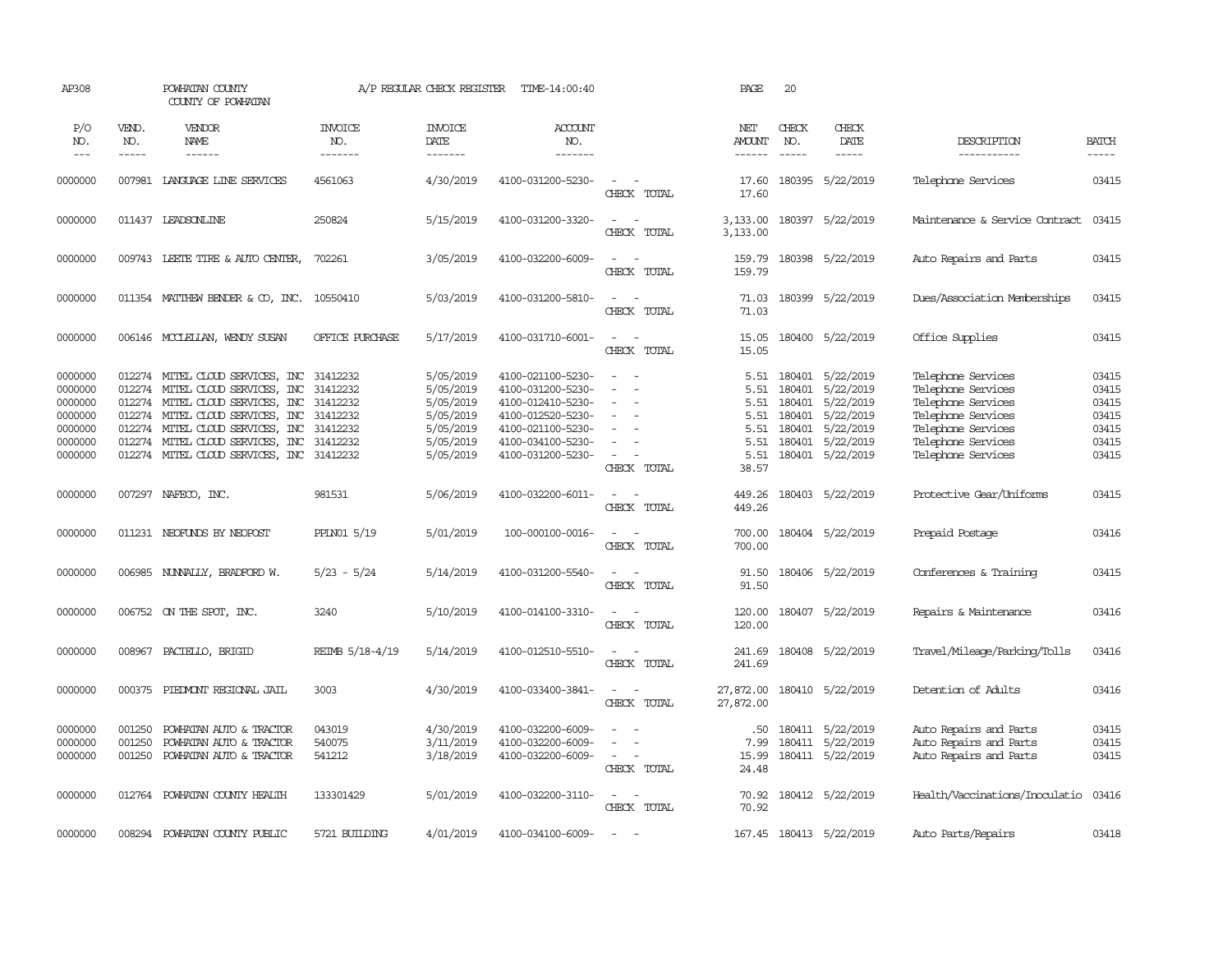AP308 POWHATAN COUNTY A/P REGULAR CHECK REGISTER TIME-14:00:40 PAGE 20

COUNTY OF POWHATAN

| P/O NO. | VEND. NO. | VENDOR NAME | INVOICE NO. | INVOICE DATE | ACCOUNT NO. | | NET AMOUNT | CHECK NO. | CHECK DATE | DESCRIPTION | BATCH |
|---|---|---|---|---|---|---|---|---|---|---|---|
| --- | ----- | ------ | ------- | ------- | ------- | | ------ | ----- | ----- | ----------- | ----- |
| 0000000 | 007981 | LANGUAGE LINE SERVICES | 4561063 | 4/30/2019 | 4100-031200-5230- | - - | 17.60 | 180395 | 5/22/2019 | Telephone Services | 03415 |
| | | | | | | CHECK TOTAL | 17.60 | | | | |
| 0000000 | 011437 | LEADSONLINE | 250824 | 5/15/2019 | 4100-031200-3320- | - - | 3,133.00 | 180397 | 5/22/2019 | Maintenance & Service Contract | 03415 |
| | | | | | | CHECK TOTAL | 3,133.00 | | | | |
| 0000000 | 009743 | LEETE TIRE & AUTO CENTER, | 702261 | 3/05/2019 | 4100-032200-6009- | - - | 159.79 | 180398 | 5/22/2019 | Auto Repairs and Parts | 03415 |
| | | | | | | CHECK TOTAL | 159.79 | | | | |
| 0000000 | 011354 | MATTHEW BENDER & CO, INC. | 10550410 | 5/03/2019 | 4100-031200-5810- | - - | 71.03 | 180399 | 5/22/2019 | Dues/Association Memberships | 03415 |
| | | | | | | CHECK TOTAL | 71.03 | | | | |
| 0000000 | 006146 | MCCLELLAN, WENDY SUSAN | OFFICE PURCHASE | 5/17/2019 | 4100-031710-6001- | - - | 15.05 | 180400 | 5/22/2019 | Office Supplies | 03415 |
| | | | | | | CHECK TOTAL | 15.05 | | | | |
| 0000000 | 012274 | MITEL CLOUD SERVICES, INC | 31412232 | 5/05/2019 | 4100-021100-5230- | - - | 5.51 | 180401 | 5/22/2019 | Telephone Services | 03415 |
| 0000000 | 012274 | MITEL CLOUD SERVICES, INC | 31412232 | 5/05/2019 | 4100-031200-5230- | - - | 5.51 | 180401 | 5/22/2019 | Telephone Services | 03415 |
| 0000000 | 012274 | MITEL CLOUD SERVICES, INC | 31412232 | 5/05/2019 | 4100-012410-5230- | - - | 5.51 | 180401 | 5/22/2019 | Telephone Services | 03415 |
| 0000000 | 012274 | MITEL CLOUD SERVICES, INC | 31412232 | 5/05/2019 | 4100-012520-5230- | - - | 5.51 | 180401 | 5/22/2019 | Telephone Services | 03415 |
| 0000000 | 012274 | MITEL CLOUD SERVICES, INC | 31412232 | 5/05/2019 | 4100-021100-5230- | - - | 5.51 | 180401 | 5/22/2019 | Telephone Services | 03415 |
| 0000000 | 012274 | MITEL CLOUD SERVICES, INC | 31412232 | 5/05/2019 | 4100-034100-5230- | - - | 5.51 | 180401 | 5/22/2019 | Telephone Services | 03415 |
| 0000000 | 012274 | MITEL CLOUD SERVICES, INC | 31412232 | 5/05/2019 | 4100-031200-5230- | - - | 5.51 | 180401 | 5/22/2019 | Telephone Services | 03415 |
| | | | | | | CHECK TOTAL | 38.57 | | | | |
| 0000000 | 007297 | NAFECO, INC. | 981531 | 5/06/2019 | 4100-032200-6011- | - - | 449.26 | 180403 | 5/22/2019 | Protective Gear/Uniforms | 03415 |
| | | | | | | CHECK TOTAL | 449.26 | | | | |
| 0000000 | 011231 | NEOFUNDS BY NEOPOST | PPLN01 5/19 | 5/01/2019 | 100-000100-0016- | - - | 700.00 | 180404 | 5/22/2019 | Prepaid Postage | 03416 |
| | | | | | | CHECK TOTAL | 700.00 | | | | |
| 0000000 | 006985 | NUNNALLY, BRADFORD W. | 5/23 - 5/24 | 5/14/2019 | 4100-031200-5540- | - - | 91.50 | 180406 | 5/22/2019 | Conferences & Training | 03415 |
| | | | | | | CHECK TOTAL | 91.50 | | | | |
| 0000000 | 006752 | ON THE SPOT, INC. | 3240 | 5/10/2019 | 4100-014100-3310- | - - | 120.00 | 180407 | 5/22/2019 | Repairs & Maintenance | 03416 |
| | | | | | | CHECK TOTAL | 120.00 | | | | |
| 0000000 | 008967 | PACIELLO, BRIGID | REIMB 5/18-4/19 | 5/14/2019 | 4100-012510-5510- | - - | 241.69 | 180408 | 5/22/2019 | Travel/Mileage/Parking/Tolls | 03416 |
| | | | | | | CHECK TOTAL | 241.69 | | | | |
| 0000000 | 000375 | PIEDMONT REGIONAL JAIL | 3003 | 4/30/2019 | 4100-033400-3841- | - - | 27,872.00 | 180410 | 5/22/2019 | Detention of Adults | 03416 |
| | | | | | | CHECK TOTAL | 27,872.00 | | | | |
| 0000000 | 001250 | POWHATAN AUTO & TRACTOR | 043019 | 4/30/2019 | 4100-032200-6009- | - - | .50 | 180411 | 5/22/2019 | Auto Repairs and Parts | 03415 |
| 0000000 | 001250 | POWHATAN AUTO & TRACTOR | 540075 | 3/11/2019 | 4100-032200-6009- | - - | 7.99 | 180411 | 5/22/2019 | Auto Repairs and Parts | 03415 |
| 0000000 | 001250 | POWHATAN AUTO & TRACTOR | 541212 | 3/18/2019 | 4100-032200-6009- | - - | 15.99 | 180411 | 5/22/2019 | Auto Repairs and Parts | 03415 |
| | | | | | | CHECK TOTAL | 24.48 | | | | |
| 0000000 | 012764 | POWHATAN COUNTY HEALTH | 133301429 | 5/01/2019 | 4100-032200-3110- | - - | 70.92 | 180412 | 5/22/2019 | Health/Vaccinations/Inoculatio | 03416 |
| | | | | | | CHECK TOTAL | 70.92 | | | | |
| 0000000 | 008294 | POWHATAN COUNTY PUBLIC | 5721 BUILDING | 4/01/2019 | 4100-034100-6009- | - - | 167.45 | 180413 | 5/22/2019 | Auto Parts/Repairs | 03418 |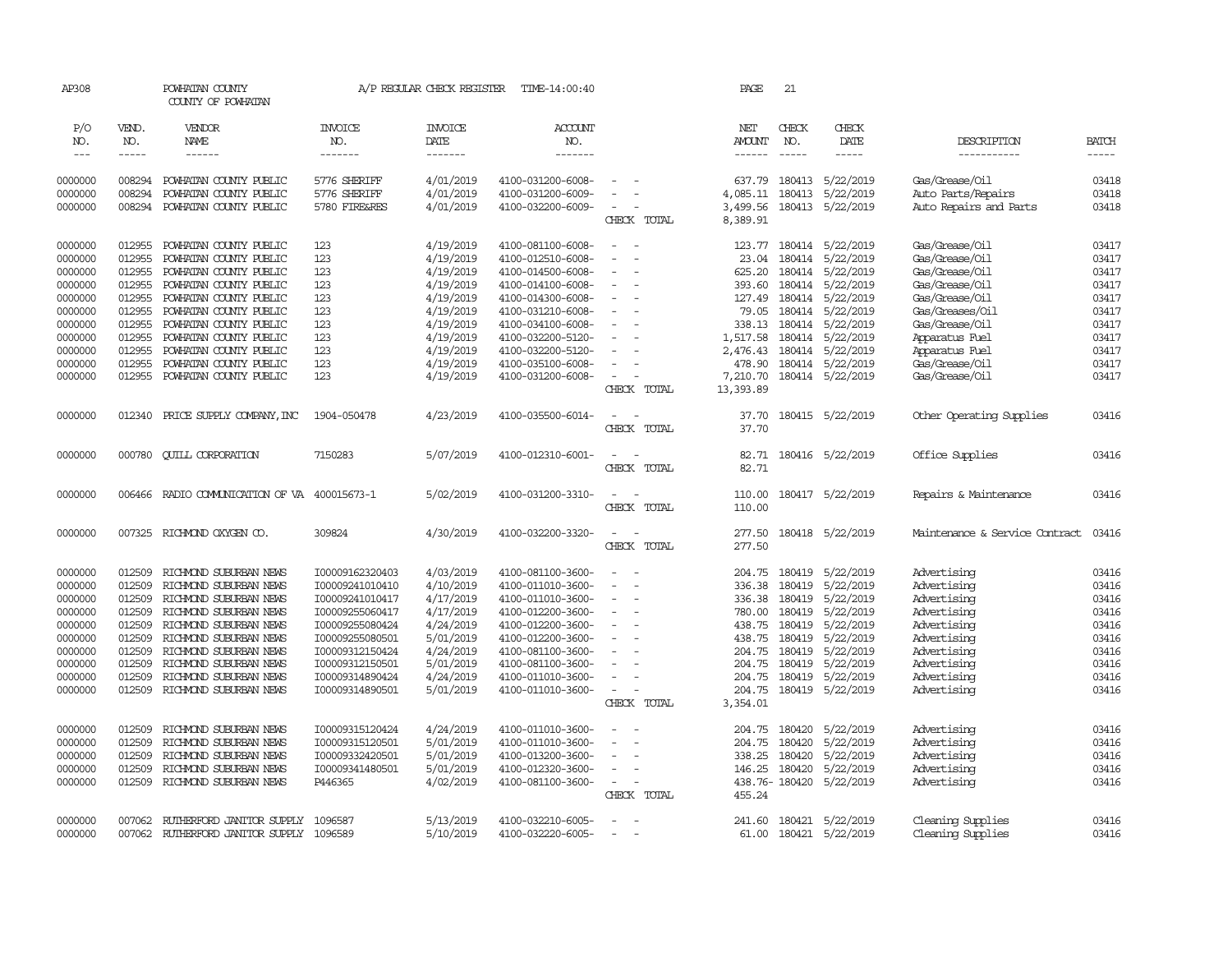AP308 POWHATAN COUNTY A/P REGULAR CHECK REGISTER TIME-14:00:40 PAGE 21
COUNTY OF POWHATAN

| P/O NO. | VEND. NO. | VENDOR NAME | INVOICE NO. | INVOICE DATE | ACCOUNT NO. | | NET AMOUNT | CHECK NO. | CHECK DATE | DESCRIPTION | BATCH |
|---|---|---|---|---|---|---|---|---|---|---|---|
| 0000000 | 008294 | POWHATAN COUNTY PUBLIC | 5776 SHERIFF | 4/01/2019 | 4100-031200-6008- | - - | 637.79 | 180413 | 5/22/2019 | Gas/Grease/Oil | 03418 |
| 0000000 | 008294 | POWHATAN COUNTY PUBLIC | 5776 SHERIFF | 4/01/2019 | 4100-031200-6009- | - - | 4,085.11 | 180413 | 5/22/2019 | Auto Parts/Repairs | 03418 |
| 0000000 | 008294 | POWHATAN COUNTY PUBLIC | 5780 FIRE&RES | 4/01/2019 | 4100-032200-6009- | - - | 3,499.56 | 180413 | 5/22/2019 | Auto Repairs and Parts | 03418 |
| | | | | | | CHECK TOTAL | 8,389.91 | | | | |
| 0000000 | 012955 | POWHATAN COUNTY PUBLIC | 123 | 4/19/2019 | 4100-081100-6008- | - - | 123.77 | 180414 | 5/22/2019 | Gas/Grease/Oil | 03417 |
| 0000000 | 012955 | POWHATAN COUNTY PUBLIC | 123 | 4/19/2019 | 4100-012510-6008- | - - | 23.04 | 180414 | 5/22/2019 | Gas/Grease/Oil | 03417 |
| 0000000 | 012955 | POWHATAN COUNTY PUBLIC | 123 | 4/19/2019 | 4100-014500-6008- | - - | 625.20 | 180414 | 5/22/2019 | Gas/Grease/Oil | 03417 |
| 0000000 | 012955 | POWHATAN COUNTY PUBLIC | 123 | 4/19/2019 | 4100-014100-6008- | - - | 393.60 | 180414 | 5/22/2019 | Gas/Grease/Oil | 03417 |
| 0000000 | 012955 | POWHATAN COUNTY PUBLIC | 123 | 4/19/2019 | 4100-014300-6008- | - - | 127.49 | 180414 | 5/22/2019 | Gas/Grease/Oil | 03417 |
| 0000000 | 012955 | POWHATAN COUNTY PUBLIC | 123 | 4/19/2019 | 4100-031210-6008- | - - | 79.05 | 180414 | 5/22/2019 | Gas/Greases/Oil | 03417 |
| 0000000 | 012955 | POWHATAN COUNTY PUBLIC | 123 | 4/19/2019 | 4100-034100-6008- | - - | 338.13 | 180414 | 5/22/2019 | Gas/Grease/Oil | 03417 |
| 0000000 | 012955 | POWHATAN COUNTY PUBLIC | 123 | 4/19/2019 | 4100-032200-5120- | - - | 1,517.58 | 180414 | 5/22/2019 | Apparatus Fuel | 03417 |
| 0000000 | 012955 | POWHATAN COUNTY PUBLIC | 123 | 4/19/2019 | 4100-032200-5120- | - - | 2,476.43 | 180414 | 5/22/2019 | Apparatus Fuel | 03417 |
| 0000000 | 012955 | POWHATAN COUNTY PUBLIC | 123 | 4/19/2019 | 4100-035100-6008- | - - | 478.90 | 180414 | 5/22/2019 | Gas/Grease/Oil | 03417 |
| 0000000 | 012955 | POWHATAN COUNTY PUBLIC | 123 | 4/19/2019 | 4100-031200-6008- | - - | 7,210.70 | 180414 | 5/22/2019 | Gas/Grease/Oil | 03417 |
| | | | | | | CHECK TOTAL | 13,393.89 | | | | |
| 0000000 | 012340 | PRICE SUPPLY COMPANY, INC | 1904-050478 | 4/23/2019 | 4100-035500-6014- | - - | 37.70 | 180415 | 5/22/2019 | Other Operating Supplies | 03416 |
| | | | | | | CHECK TOTAL | 37.70 | | | | |
| 0000000 | 000780 | QUILL CORPORATION | 7150283 | 5/07/2019 | 4100-012310-6001- | - - | 82.71 | 180416 | 5/22/2019 | Office Supplies | 03416 |
| | | | | | | CHECK TOTAL | 82.71 | | | | |
| 0000000 | 006466 | RADIO COMMUNICATION OF VA | 400015673-1 | 5/02/2019 | 4100-031200-3310- | - - | 110.00 | 180417 | 5/22/2019 | Repairs & Maintenance | 03416 |
| | | | | | | CHECK TOTAL | 110.00 | | | | |
| 0000000 | 007325 | RICHMOND OXYGEN CO. | 309824 | 4/30/2019 | 4100-032200-3320- | - - | 277.50 | 180418 | 5/22/2019 | Maintenance & Service Contract | 03416 |
| | | | | | | CHECK TOTAL | 277.50 | | | | |
| 0000000 | 012509 | RICHMOND SUBURBAN NEWS | I00009162320403 | 4/03/2019 | 4100-081100-3600- | - - | 204.75 | 180419 | 5/22/2019 | Advertising | 03416 |
| 0000000 | 012509 | RICHMOND SUBURBAN NEWS | I00009241010410 | 4/10/2019 | 4100-011010-3600- | - - | 336.38 | 180419 | 5/22/2019 | Advertising | 03416 |
| 0000000 | 012509 | RICHMOND SUBURBAN NEWS | I00009241010417 | 4/17/2019 | 4100-011010-3600- | - - | 336.38 | 180419 | 5/22/2019 | Advertising | 03416 |
| 0000000 | 012509 | RICHMOND SUBURBAN NEWS | I00009255060417 | 4/17/2019 | 4100-012200-3600- | - - | 780.00 | 180419 | 5/22/2019 | Advertising | 03416 |
| 0000000 | 012509 | RICHMOND SUBURBAN NEWS | I00009255080424 | 4/24/2019 | 4100-012200-3600- | - - | 438.75 | 180419 | 5/22/2019 | Advertising | 03416 |
| 0000000 | 012509 | RICHMOND SUBURBAN NEWS | I00009255080501 | 5/01/2019 | 4100-012200-3600- | - - | 438.75 | 180419 | 5/22/2019 | Advertising | 03416 |
| 0000000 | 012509 | RICHMOND SUBURBAN NEWS | I00009312150424 | 4/24/2019 | 4100-081100-3600- | - - | 204.75 | 180419 | 5/22/2019 | Advertising | 03416 |
| 0000000 | 012509 | RICHMOND SUBURBAN NEWS | I00009312150501 | 5/01/2019 | 4100-081100-3600- | - - | 204.75 | 180419 | 5/22/2019 | Advertising | 03416 |
| 0000000 | 012509 | RICHMOND SUBURBAN NEWS | I00009314890424 | 4/24/2019 | 4100-011010-3600- | - - | 204.75 | 180419 | 5/22/2019 | Advertising | 03416 |
| 0000000 | 012509 | RICHMOND SUBURBAN NEWS | I00009314890501 | 5/01/2019 | 4100-011010-3600- | - - | 204.75 | 180419 | 5/22/2019 | Advertising | 03416 |
| | | | | | | CHECK TOTAL | 3,354.01 | | | | |
| 0000000 | 012509 | RICHMOND SUBURBAN NEWS | I00009315120424 | 4/24/2019 | 4100-011010-3600- | - - | 204.75 | 180420 | 5/22/2019 | Advertising | 03416 |
| 0000000 | 012509 | RICHMOND SUBURBAN NEWS | I00009315120501 | 5/01/2019 | 4100-011010-3600- | - - | 204.75 | 180420 | 5/22/2019 | Advertising | 03416 |
| 0000000 | 012509 | RICHMOND SUBURBAN NEWS | I00009332420501 | 5/01/2019 | 4100-013200-3600- | - - | 338.25 | 180420 | 5/22/2019 | Advertising | 03416 |
| 0000000 | 012509 | RICHMOND SUBURBAN NEWS | I00009341480501 | 5/01/2019 | 4100-012320-3600- | - - | 146.25 | 180420 | 5/22/2019 | Advertising | 03416 |
| 0000000 | 012509 | RICHMOND SUBURBAN NEWS | P446365 | 4/02/2019 | 4100-081100-3600- | - - | 438.76- | 180420 | 5/22/2019 | Advertising | 03416 |
| | | | | | | CHECK TOTAL | 455.24 | | | | |
| 0000000 | 007062 | RUTHERFORD JANITOR SUPPLY | 1096587 | 5/13/2019 | 4100-032210-6005- | - - | 241.60 | 180421 | 5/22/2019 | Cleaning Supplies | 03416 |
| 0000000 | 007062 | RUTHERFORD JANITOR SUPPLY | 1096589 | 5/10/2019 | 4100-032220-6005- | - - | 61.00 | 180421 | 5/22/2019 | Cleaning Supplies | 03416 |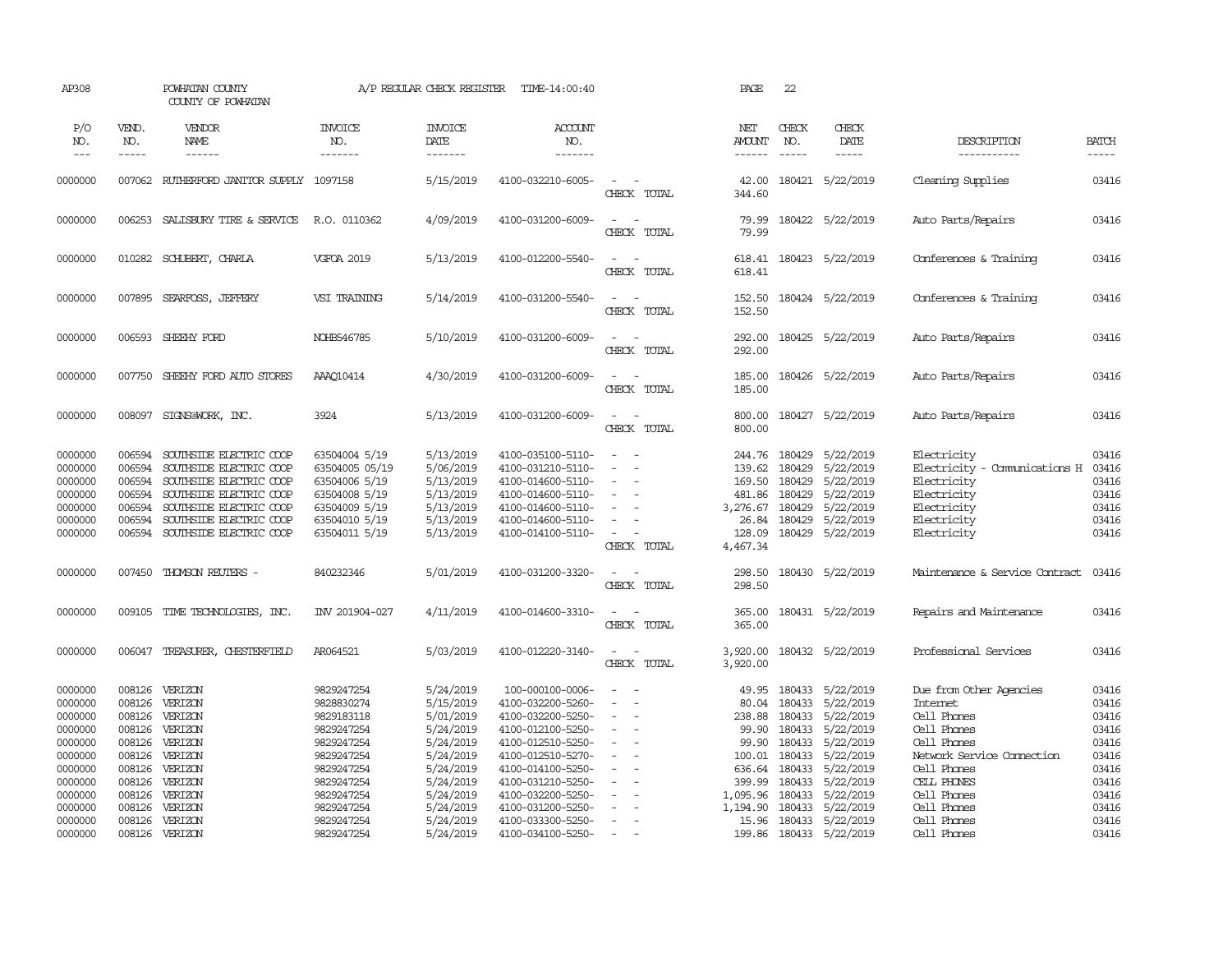AP308 POWHATAN COUNTY A/P REGULAR CHECK REGISTER TIME-14:00:40 PAGE 22

COUNTY OF POWHATAN

| P/O NO. | VEND. NO. | VENDOR NAME | INVOICE NO. | INVOICE DATE | ACCOUNT NO. | | NET AMOUNT | CHECK NO. | CHECK DATE | DESCRIPTION | BATCH |
|---|---|---|---|---|---|---|---|---|---|---|---|
| --- | ----- | ------ | ------- | ------- | ------- | | ------ | ----- | ----- | ----------- | ----- |
| 0000000 | 007062 | RUTHERFORD JANITOR SUPPLY | 1097158 | 5/15/2019 | 4100-032210-6005- | - - | 42.00 | 180421 | 5/22/2019 | Cleaning Supplies | 03416 |
| | | | | | | CHECK TOTAL | 344.60 | | | | |
| 0000000 | 006253 | SALISBURY TIRE & SERVICE | R.O. 0110362 | 4/09/2019 | 4100-031200-6009- | - - | 79.99 | 180422 | 5/22/2019 | Auto Parts/Repairs | 03416 |
| | | | | | | CHECK TOTAL | 79.99 | | | | |
| 0000000 | 010282 | SCHUBERT, CHARLA | VGFOA 2019 | 5/13/2019 | 4100-012200-5540- | - - | 618.41 | 180423 | 5/22/2019 | Conferences & Training | 03416 |
| | | | | | | CHECK TOTAL | 618.41 | | | | |
| 0000000 | 007895 | SEARFOSS, JEFFERY | VSI TRAINING | 5/14/2019 | 4100-031200-5540- | - - | 152.50 | 180424 | 5/22/2019 | Conferences & Training | 03416 |
| | | | | | | CHECK TOTAL | 152.50 | | | | |
| 0000000 | 006593 | SHEEHY FORD | NOHB546785 | 5/10/2019 | 4100-031200-6009- | - - | 292.00 | 180425 | 5/22/2019 | Auto Parts/Repairs | 03416 |
| | | | | | | CHECK TOTAL | 292.00 | | | | |
| 0000000 | 007750 | SHEEHY FORD AUTO STORES | AAAQ10414 | 4/30/2019 | 4100-031200-6009- | - - | 185.00 | 180426 | 5/22/2019 | Auto Parts/Repairs | 03416 |
| | | | | | | CHECK TOTAL | 185.00 | | | | |
| 0000000 | 008097 | SIGNS@WORK, INC. | 3924 | 5/13/2019 | 4100-031200-6009- | - - | 800.00 | 180427 | 5/22/2019 | Auto Parts/Repairs | 03416 |
| | | | | | | CHECK TOTAL | 800.00 | | | | |
| 0000000 | 006594 | SOUTHSIDE ELECTRIC COOP | 63504004 5/19 | 5/13/2019 | 4100-035100-5110- | - - | 244.76 | 180429 | 5/22/2019 | Electricity | 03416 |
| 0000000 | 006594 | SOUTHSIDE ELECTRIC COOP | 63504005 05/19 | 5/06/2019 | 4100-031210-5110- | - - | 139.62 | 180429 | 5/22/2019 | Electricity - Communications H | 03416 |
| 0000000 | 006594 | SOUTHSIDE ELECTRIC COOP | 63504006 5/19 | 5/13/2019 | 4100-014600-5110- | - - | 169.50 | 180429 | 5/22/2019 | Electricity | 03416 |
| 0000000 | 006594 | SOUTHSIDE ELECTRIC COOP | 63504008 5/19 | 5/13/2019 | 4100-014600-5110- | - - | 481.86 | 180429 | 5/22/2019 | Electricity | 03416 |
| 0000000 | 006594 | SOUTHSIDE ELECTRIC COOP | 63504009 5/19 | 5/13/2019 | 4100-014600-5110- | - - | 3,276.67 | 180429 | 5/22/2019 | Electricity | 03416 |
| 0000000 | 006594 | SOUTHSIDE ELECTRIC COOP | 63504010 5/19 | 5/13/2019 | 4100-014600-5110- | - - | 26.84 | 180429 | 5/22/2019 | Electricity | 03416 |
| 0000000 | 006594 | SOUTHSIDE ELECTRIC COOP | 63504011 5/19 | 5/13/2019 | 4100-014100-5110- | - - | 128.09 | 180429 | 5/22/2019 | Electricity | 03416 |
| | | | | | | CHECK TOTAL | 4,467.34 | | | | |
| 0000000 | 007450 | THOMSON REUTERS - | 840232346 | 5/01/2019 | 4100-031200-3320- | - - | 298.50 | 180430 | 5/22/2019 | Maintenance & Service Contract | 03416 |
| | | | | | | CHECK TOTAL | 298.50 | | | | |
| 0000000 | 009105 | TIME TECHNOLOGIES, INC. | INV 201904-027 | 4/11/2019 | 4100-014600-3310- | - - | 365.00 | 180431 | 5/22/2019 | Repairs and Maintenance | 03416 |
| | | | | | | CHECK TOTAL | 365.00 | | | | |
| 0000000 | 006047 | TREASURER, CHESTERFIELD | AR064521 | 5/03/2019 | 4100-012220-3140- | - - | 3,920.00 | 180432 | 5/22/2019 | Professional Services | 03416 |
| | | | | | | CHECK TOTAL | 3,920.00 | | | | |
| 0000000 | 008126 | VERIZON | 9829247254 | 5/24/2019 | 100-000100-0006- | - - | 49.95 | 180433 | 5/22/2019 | Due from Other Agencies | 03416 |
| 0000000 | 008126 | VERIZON | 9828830274 | 5/15/2019 | 4100-032200-5260- | - - | 80.04 | 180433 | 5/22/2019 | Internet | 03416 |
| 0000000 | 008126 | VERIZON | 9829183118 | 5/01/2019 | 4100-032200-5250- | - - | 238.88 | 180433 | 5/22/2019 | Cell Phones | 03416 |
| 0000000 | 008126 | VERIZON | 9829247254 | 5/24/2019 | 4100-012100-5250- | - - | 99.90 | 180433 | 5/22/2019 | Cell Phones | 03416 |
| 0000000 | 008126 | VERIZON | 9829247254 | 5/24/2019 | 4100-012510-5250- | - - | 99.90 | 180433 | 5/22/2019 | Cell Phones | 03416 |
| 0000000 | 008126 | VERIZON | 9829247254 | 5/24/2019 | 4100-012510-5270- | - - | 100.01 | 180433 | 5/22/2019 | Network Service Connection | 03416 |
| 0000000 | 008126 | VERIZON | 9829247254 | 5/24/2019 | 4100-014100-5250- | - - | 636.64 | 180433 | 5/22/2019 | Cell Phones | 03416 |
| 0000000 | 008126 | VERIZON | 9829247254 | 5/24/2019 | 4100-031210-5250- | - - | 399.99 | 180433 | 5/22/2019 | CELL PHONES | 03416 |
| 0000000 | 008126 | VERIZON | 9829247254 | 5/24/2019 | 4100-032200-5250- | - - | 1,095.96 | 180433 | 5/22/2019 | Cell Phones | 03416 |
| 0000000 | 008126 | VERIZON | 9829247254 | 5/24/2019 | 4100-031200-5250- | - - | 1,194.90 | 180433 | 5/22/2019 | Cell Phones | 03416 |
| 0000000 | 008126 | VERIZON | 9829247254 | 5/24/2019 | 4100-033300-5250- | - - | 15.96 | 180433 | 5/22/2019 | Cell Phones | 03416 |
| 0000000 | 008126 | VERIZON | 9829247254 | 5/24/2019 | 4100-034100-5250- | - - | 199.86 | 180433 | 5/22/2019 | Cell Phones | 03416 |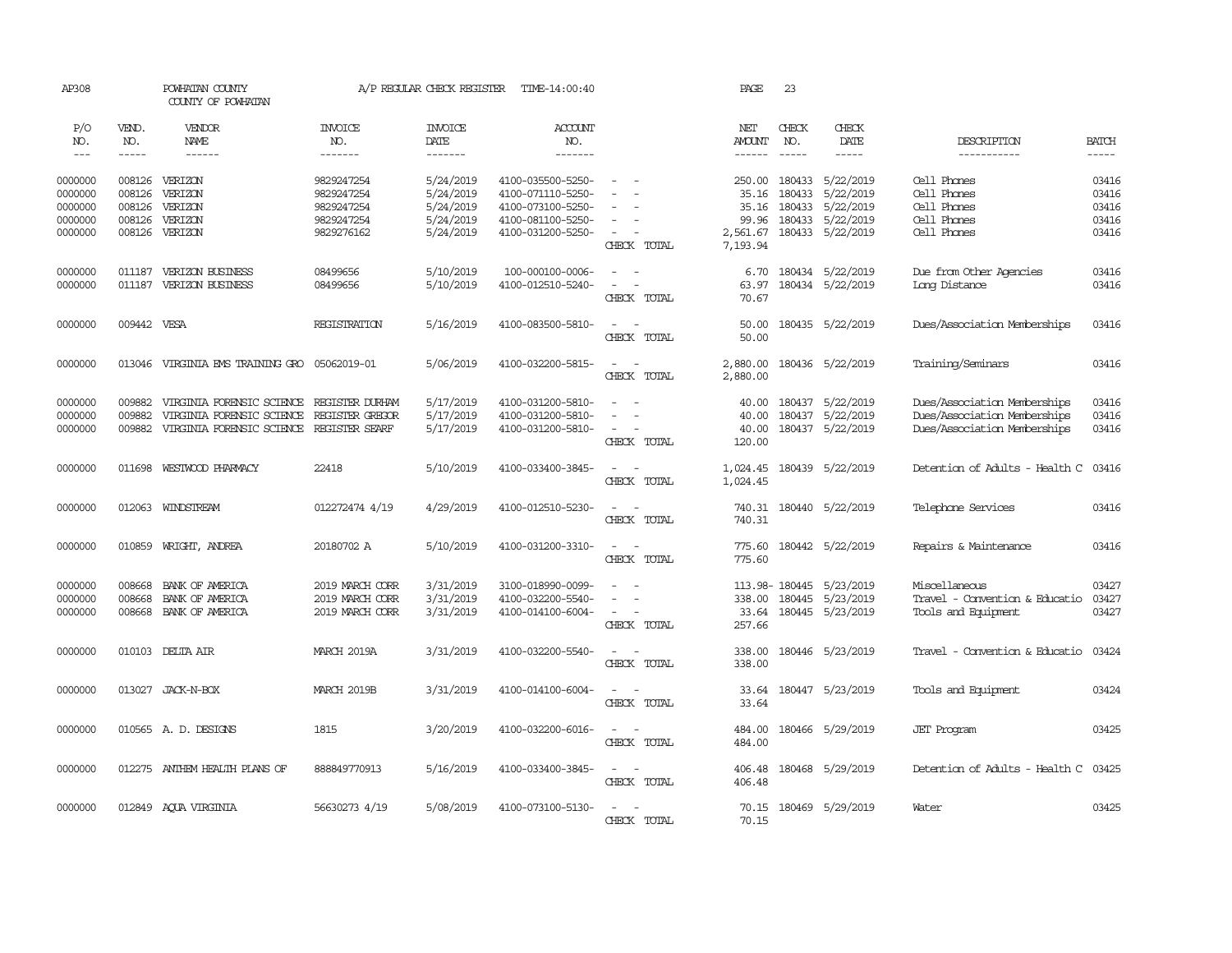AP308 POWHATAN COUNTY A/P REGULAR CHECK REGISTER TIME-14:00:40 PAGE 23
COUNTY OF POWHATAN

| P/O NO. | VEND. NO. | VENDOR NAME | INVOICE NO. | INVOICE DATE | ACCOUNT NO. | | NET AMOUNT | CHECK NO. | CHECK DATE | DESCRIPTION | BATCH |
|---|---|---|---|---|---|---|---|---|---|---|---|
| --- | ----- | ------ | ------- | ------- | ------- | | ------ | ----- | ----- | ----------- | ----- |
| 0000000 | 008126 | VERIZON | 9829247254 | 5/24/2019 | 4100-035500-5250- | - - | 250.00 | 180433 | 5/22/2019 | Cell Phones | 03416 |
| 0000000 | 008126 | VERIZON | 9829247254 | 5/24/2019 | 4100-071110-5250- | - - | 35.16 | 180433 | 5/22/2019 | Cell Phones | 03416 |
| 0000000 | 008126 | VERIZON | 9829247254 | 5/24/2019 | 4100-073100-5250- | - - | 35.16 | 180433 | 5/22/2019 | Cell Phones | 03416 |
| 0000000 | 008126 | VERIZON | 9829247254 | 5/24/2019 | 4100-081100-5250- | - - | 99.96 | 180433 | 5/22/2019 | Cell Phones | 03416 |
| 0000000 | 008126 | VERIZON | 9829276162 | 5/24/2019 | 4100-031200-5250- | - - | 2,561.67 | 180433 | 5/22/2019 | Cell Phones | 03416 |
| | | | | | | CHECK TOTAL | 7,193.94 | | | | |
| 0000000 | 011187 | VERIZON BUSINESS | 08499656 | 5/10/2019 | 100-000100-0006- | - - | 6.70 | 180434 | 5/22/2019 | Due from Other Agencies | 03416 |
| 0000000 | 011187 | VERIZON BUSINESS | 08499656 | 5/10/2019 | 4100-012510-5240- | - - | 63.97 | 180434 | 5/22/2019 | Long Distance | 03416 |
| | | | | | | CHECK TOTAL | 70.67 | | | | |
| 0000000 | 009442 | VESA | REGISTRATION | 5/16/2019 | 4100-083500-5810- | - - | 50.00 | 180435 | 5/22/2019 | Dues/Association Memberships | 03416 |
| | | | | | | CHECK TOTAL | 50.00 | | | | |
| 0000000 | 013046 | VIRGINIA EMS TRAINING GRO | 05062019-01 | 5/06/2019 | 4100-032200-5815- | - - | 2,880.00 | 180436 | 5/22/2019 | Training/Seminars | 03416 |
| | | | | | | CHECK TOTAL | 2,880.00 | | | | |
| 0000000 | 009882 | VIRGINIA FORENSIC SCIENCE | REGISTER DURHAM | 5/17/2019 | 4100-031200-5810- | - - | 40.00 | 180437 | 5/22/2019 | Dues/Association Memberships | 03416 |
| 0000000 | 009882 | VIRGINIA FORENSIC SCIENCE | REGISTER GREGOR | 5/17/2019 | 4100-031200-5810- | - - | 40.00 | 180437 | 5/22/2019 | Dues/Association Memberships | 03416 |
| 0000000 | 009882 | VIRGINIA FORENSIC SCIENCE | REGISTER SEARF | 5/17/2019 | 4100-031200-5810- | - - | 40.00 | 180437 | 5/22/2019 | Dues/Association Memberships | 03416 |
| | | | | | | CHECK TOTAL | 120.00 | | | | |
| 0000000 | 011698 | WESTWOOD PHARMACY | 22418 | 5/10/2019 | 4100-033400-3845- | - - | 1,024.45 | 180439 | 5/22/2019 | Detention of Adults - Health C | 03416 |
| | | | | | | CHECK TOTAL | 1,024.45 | | | | |
| 0000000 | 012063 | WINDSTREAM | 012272474 4/19 | 4/29/2019 | 4100-012510-5230- | - - | 740.31 | 180440 | 5/22/2019 | Telephone Services | 03416 |
| | | | | | | CHECK TOTAL | 740.31 | | | | |
| 0000000 | 010859 | WRIGHT, ANDREA | 20180702 A | 5/10/2019 | 4100-031200-3310- | - - | 775.60 | 180442 | 5/22/2019 | Repairs & Maintenance | 03416 |
| | | | | | | CHECK TOTAL | 775.60 | | | | |
| 0000000 | 008668 | BANK OF AMERICA | 2019 MARCH CORR | 3/31/2019 | 3100-018990-0099- | - - | 113.98- | 180445 | 5/23/2019 | Miscellaneous | 03427 |
| 0000000 | 008668 | BANK OF AMERICA | 2019 MARCH CORR | 3/31/2019 | 4100-032200-5540- | - - | 338.00 | 180445 | 5/23/2019 | Travel - Convention & Educatio | 03427 |
| 0000000 | 008668 | BANK OF AMERICA | 2019 MARCH CORR | 3/31/2019 | 4100-014100-6004- | - - | 33.64 | 180445 | 5/23/2019 | Tools and Equipment | 03427 |
| | | | | | | CHECK TOTAL | 257.66 | | | | |
| 0000000 | 010103 | DELTA AIR | MARCH 2019A | 3/31/2019 | 4100-032200-5540- | - - | 338.00 | 180446 | 5/23/2019 | Travel - Convention & Educatio | 03424 |
| | | | | | | CHECK TOTAL | 338.00 | | | | |
| 0000000 | 013027 | JACK-N-BOX | MARCH 2019B | 3/31/2019 | 4100-014100-6004- | - - | 33.64 | 180447 | 5/23/2019 | Tools and Equipment | 03424 |
| | | | | | | CHECK TOTAL | 33.64 | | | | |
| 0000000 | 010565 | A. D. DESIGNS | 1815 | 3/20/2019 | 4100-032200-6016- | - - | 484.00 | 180466 | 5/29/2019 | JET Program | 03425 |
| | | | | | | CHECK TOTAL | 484.00 | | | | |
| 0000000 | 012275 | ANTHEM HEALTH PLANS OF | 888849770913 | 5/16/2019 | 4100-033400-3845- | - - | 406.48 | 180468 | 5/29/2019 | Detention of Adults - Health C | 03425 |
| | | | | | | CHECK TOTAL | 406.48 | | | | |
| 0000000 | 012849 | AQUA VIRGINIA | 56630273 4/19 | 5/08/2019 | 4100-073100-5130- | - - | 70.15 | 180469 | 5/29/2019 | Water | 03425 |
| | | | | | | CHECK TOTAL | 70.15 | | | | |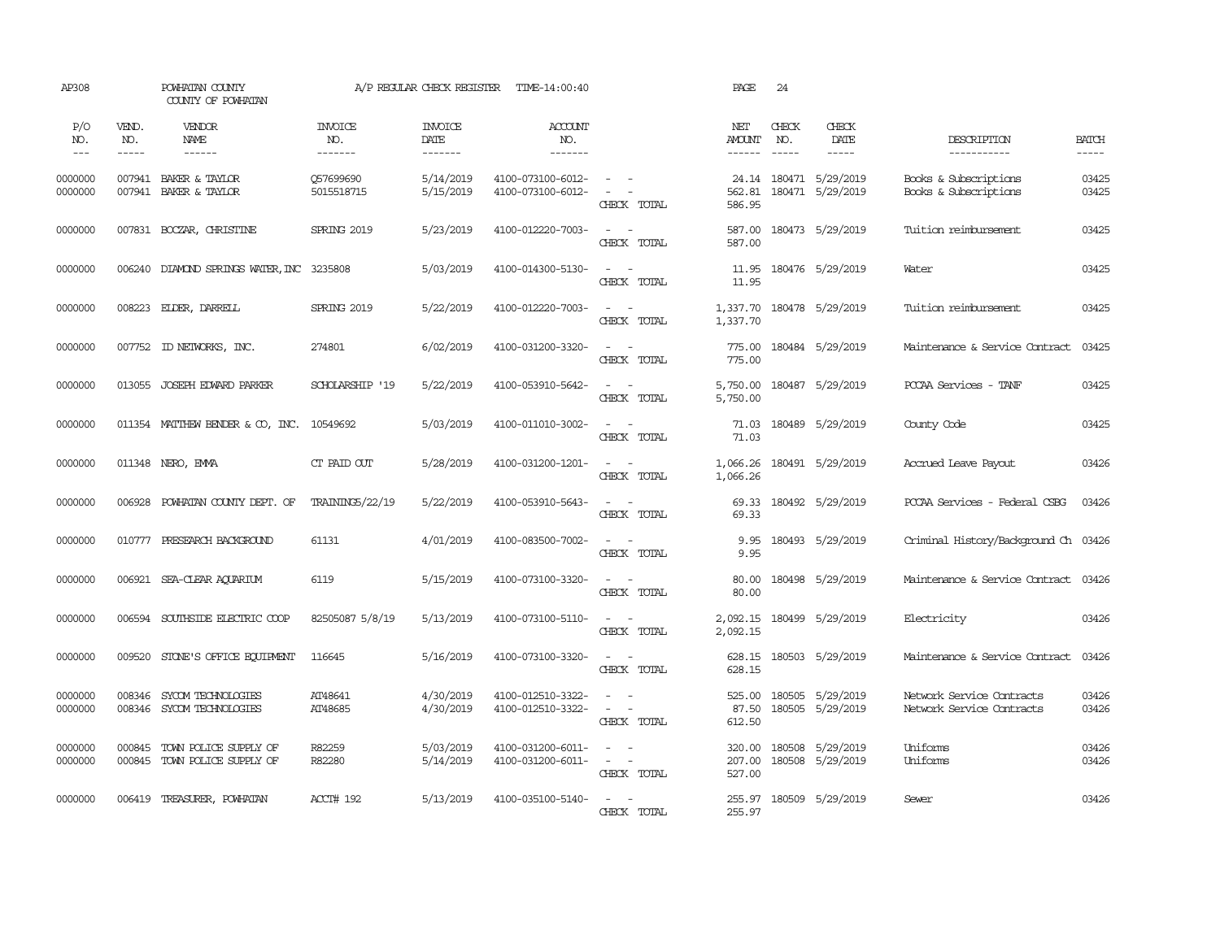AP308 POWHATAN COUNTY A/P REGULAR CHECK REGISTER TIME-14:00:40 PAGE 24
COUNTY OF POWHATAN

| P/O NO. | VEND. NO. | VENDOR NAME | INVOICE NO. | INVOICE DATE | ACCOUNT NO. | | NET AMOUNT | CHECK NO. | CHECK DATE | DESCRIPTION | BATCH |
|---|---|---|---|---|---|---|---|---|---|---|---|
| 0000000 | 007941 | BAKER & TAYLOR | Q57699690 | 5/14/2019 | 4100-073100-6012- | - - | 24.14 | 180471 | 5/29/2019 | Books & Subscriptions | 03425 |
| 0000000 | 007941 | BAKER & TAYLOR | 5015518715 | 5/15/2019 | 4100-073100-6012- | - - | 562.81 | 180471 | 5/29/2019 | Books & Subscriptions | 03425 |
| | | | | | | CHECK TOTAL | 586.95 | | | | |
| 0000000 | 007831 | BOCZAR, CHRISTINE | SPRING 2019 | 5/23/2019 | 4100-012220-7003- | - - | 587.00 | 180473 | 5/29/2019 | Tuition reimbursement | 03425 |
| | | | | | | CHECK TOTAL | 587.00 | | | | |
| 0000000 | 006240 | DIAMOND SPRINGS WATER,INC | 3235808 | 5/03/2019 | 4100-014300-5130- | - - | 11.95 | 180476 | 5/29/2019 | Water | 03425 |
| | | | | | | CHECK TOTAL | 11.95 | | | | |
| 0000000 | 008223 | ELDER, DARRELL | SPRING 2019 | 5/22/2019 | 4100-012220-7003- | - - | 1,337.70 | 180478 | 5/29/2019 | Tuition reimbursement | 03425 |
| | | | | | | CHECK TOTAL | 1,337.70 | | | | |
| 0000000 | 007752 | ID NETWORKS, INC. | 274801 | 6/02/2019 | 4100-031200-3320- | - - | 775.00 | 180484 | 5/29/2019 | Maintenance & Service Contract | 03425 |
| | | | | | | CHECK TOTAL | 775.00 | | | | |
| 0000000 | 013055 | JOSEPH EDWARD PARKER | SCHOLARSHIP '19 | 5/22/2019 | 4100-053910-5642- | - - | 5,750.00 | 180487 | 5/29/2019 | PCCAA Services - TANF | 03425 |
| | | | | | | CHECK TOTAL | 5,750.00 | | | | |
| 0000000 | 011354 | MATTHEW BENDER & CO, INC. | 10549692 | 5/03/2019 | 4100-011010-3002- | - - | 71.03 | 180489 | 5/29/2019 | County Code | 03425 |
| | | | | | | CHECK TOTAL | 71.03 | | | | |
| 0000000 | 011348 | NERO, EMMA | CT PAID OUT | 5/28/2019 | 4100-031200-1201- | - - | 1,066.26 | 180491 | 5/29/2019 | Accrued Leave Payout | 03426 |
| | | | | | | CHECK TOTAL | 1,066.26 | | | | |
| 0000000 | 006928 | POWHATAN COUNTY DEPT. OF | TRAINING5/22/19 | 5/22/2019 | 4100-053910-5643- | - - | 69.33 | 180492 | 5/29/2019 | PCCAA Services - Federal CSBG | 03426 |
| | | | | | | CHECK TOTAL | 69.33 | | | | |
| 0000000 | 010777 | PRESEARCH BACKGROUND | 61131 | 4/01/2019 | 4100-083500-7002- | - - | 9.95 | 180493 | 5/29/2019 | Criminal History/Background Ch | 03426 |
| | | | | | | CHECK TOTAL | 9.95 | | | | |
| 0000000 | 006921 | SEA-CLEAR AQUARIUM | 6119 | 5/15/2019 | 4100-073100-3320- | - - | 80.00 | 180498 | 5/29/2019 | Maintenance & Service Contract | 03426 |
| | | | | | | CHECK TOTAL | 80.00 | | | | |
| 0000000 | 006594 | SOUTHSIDE ELECTRIC COOP | 82505087 5/8/19 | 5/13/2019 | 4100-073100-5110- | - - | 2,092.15 | 180499 | 5/29/2019 | Electricity | 03426 |
| | | | | | | CHECK TOTAL | 2,092.15 | | | | |
| 0000000 | 009520 | STONE'S OFFICE EQUIPMENT | 116645 | 5/16/2019 | 4100-073100-3320- | - - | 628.15 | 180503 | 5/29/2019 | Maintenance & Service Contract | 03426 |
| | | | | | | CHECK TOTAL | 628.15 | | | | |
| 0000000 | 008346 | SYCOM TECHNOLOGIES | AT48641 | 4/30/2019 | 4100-012510-3322- | - - | 525.00 | 180505 | 5/29/2019 | Network Service Contracts | 03426 |
| 0000000 | 008346 | SYCOM TECHNOLOGIES | AT48685 | 4/30/2019 | 4100-012510-3322- | - - | 87.50 | 180505 | 5/29/2019 | Network Service Contracts | 03426 |
| | | | | | | CHECK TOTAL | 612.50 | | | | |
| 0000000 | 000845 | TOWN POLICE SUPPLY OF | R82259 | 5/03/2019 | 4100-031200-6011- | - - | 320.00 | 180508 | 5/29/2019 | Uniforms | 03426 |
| 0000000 | 000845 | TOWN POLICE SUPPLY OF | R82280 | 5/14/2019 | 4100-031200-6011- | - - | 207.00 | 180508 | 5/29/2019 | Uniforms | 03426 |
| | | | | | | CHECK TOTAL | 527.00 | | | | |
| 0000000 | 006419 | TREASURER, POWHATAN | ACCT# 192 | 5/13/2019 | 4100-035100-5140- | - - | 255.97 | 180509 | 5/29/2019 | Sewer | 03426 |
| | | | | | | CHECK TOTAL | 255.97 | | | | |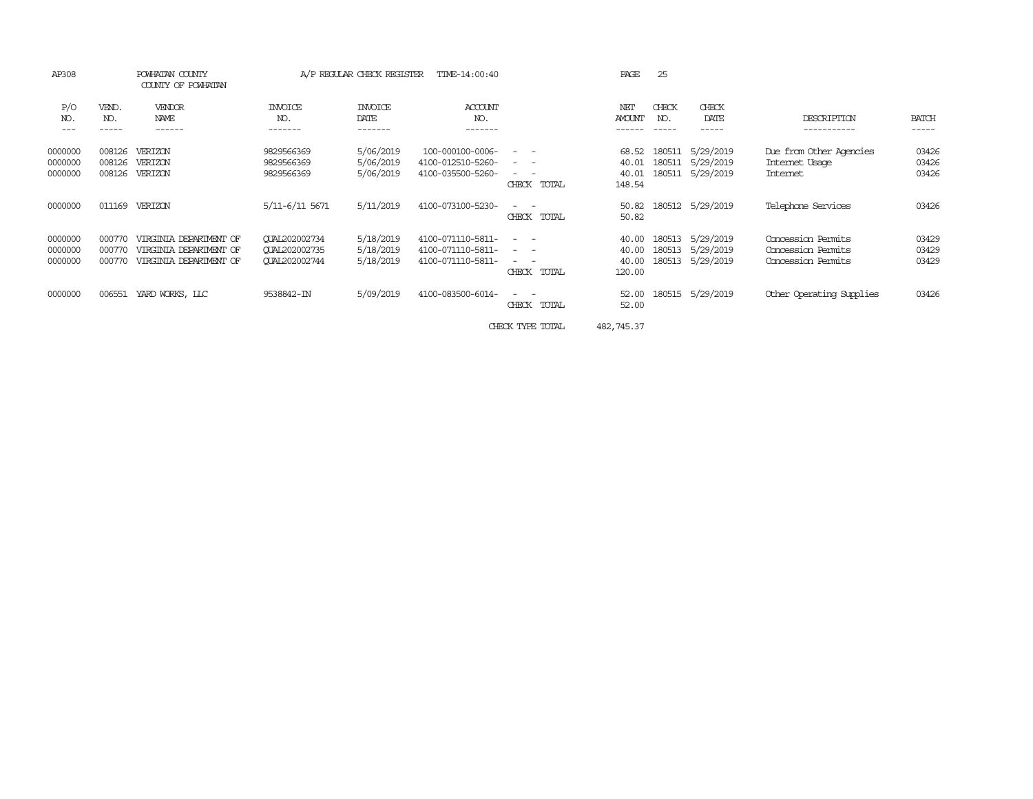AP308 POWHATAN COUNTY A/P REGULAR CHECK REGISTER TIME-14:00:40

COUNTY OF POWHATAN

| P/O NO. | VEND. NO. | VENDOR NAME | INVOICE NO. | INVOICE DATE | ACCOUNT NO. | | NET AMOUNT | CHECK NO. | CHECK DATE | DESCRIPTION | BATCH |
|---|---|---|---|---|---|---|---|---|---|---|---|
| 0000000 | 008126 | VERIZON | 9829566369 | 5/06/2019 | 100-000100-0006- | - - | 68.52 | 180511 | 5/29/2019 | Due from Other Agencies | 03426 |
| 0000000 | 008126 | VERIZON | 9829566369 | 5/06/2019 | 4100-012510-5260- | - - | 40.01 | 180511 | 5/29/2019 | Internet Usage | 03426 |
| 0000000 | 008126 | VERIZON | 9829566369 | 5/06/2019 | 4100-035500-5260- | - - | 40.01 | 180511 | 5/29/2019 | Internet | 03426 |
| | | | | | | CHECK TOTAL | 148.54 | | | | |
| 0000000 | 011169 | VERIZON | 5/11-6/11 5671 | 5/11/2019 | 4100-073100-5230- | - - | 50.82 | 180512 | 5/29/2019 | Telephone Services | 03426 |
| | | | | | | CHECK TOTAL | 50.82 | | | | |
| 0000000 | 000770 | VIRGINIA DEPARTMENT OF | QUAL202002734 | 5/18/2019 | 4100-071110-5811- | - - | 40.00 | 180513 | 5/29/2019 | Concession Permits | 03429 |
| 0000000 | 000770 | VIRGINIA DEPARTMENT OF | QUAL202002735 | 5/18/2019 | 4100-071110-5811- | - - | 40.00 | 180513 | 5/29/2019 | Concession Permits | 03429 |
| 0000000 | 000770 | VIRGINIA DEPARTMENT OF | QUAL202002744 | 5/18/2019 | 4100-071110-5811- | - - | 40.00 | 180513 | 5/29/2019 | Concession Permits | 03429 |
| | | | | | | CHECK TOTAL | 120.00 | | | | |
| 0000000 | 006551 | YARD WORKS, LLC | 9538842-IN | 5/09/2019 | 4100-083500-6014- | - - | 52.00 | 180515 | 5/29/2019 | Other Operating Supplies | 03426 |
| | | | | | | CHECK TOTAL | 52.00 | | | | |
| | | | | | | CHECK TYPE TOTAL | 482,745.37 | | | | |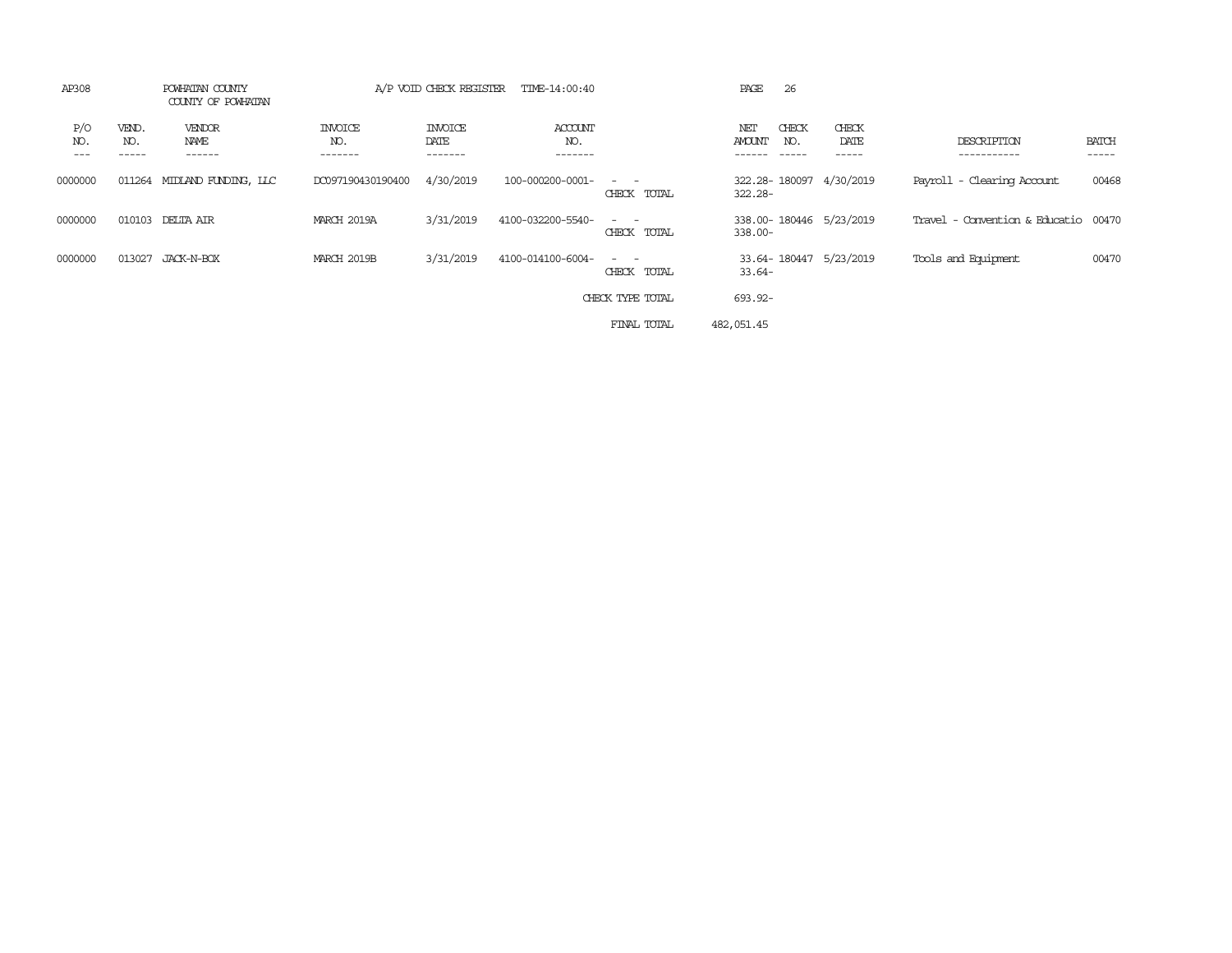AP308 POWHATAN COUNTY A/P VOID CHECK REGISTER TIME-14:00:40 PAGE 26

COUNTY OF POWHATAN

| P/O NO. | VEND. NO. | VENDOR NAME | INVOICE NO. | INVOICE DATE | ACCOUNT NO. | | NET AMOUNT | CHECK NO. | CHECK DATE | DESCRIPTION | BATCH |
|---|---|---|---|---|---|---|---|---|---|---|---|
| 0000000 | 011264 | MIDLAND FUNDING, LLC | DC097190430190400 | 4/30/2019 | 100-000200-0001- | - - | 322.28- | 180097 | 4/30/2019 | Payroll - Clearing Account | 00468 |
| | | | | | | CHECK TOTAL | 322.28- | | | | |
| 0000000 | 010103 | DELTA AIR | MARCH 2019A | 3/31/2019 | 4100-032200-5540- | - - | 338.00- | 180446 | 5/23/2019 | Travel - Convention & Educatio | 00470 |
| | | | | | | CHECK TOTAL | 338.00- | | | | |
| 0000000 | 013027 | JACK-N-BOX | MARCH 2019B | 3/31/2019 | 4100-014100-6004- | - - | 33.64- | 180447 | 5/23/2019 | Tools and Equipment | 00470 |
| | | | | | | CHECK TOTAL | 33.64- | | | | |
| | | | | | | CHECK TYPE TOTAL | 693.92- | | | | |
| | | | | | | FINAL TOTAL | 482,051.45 | | | | |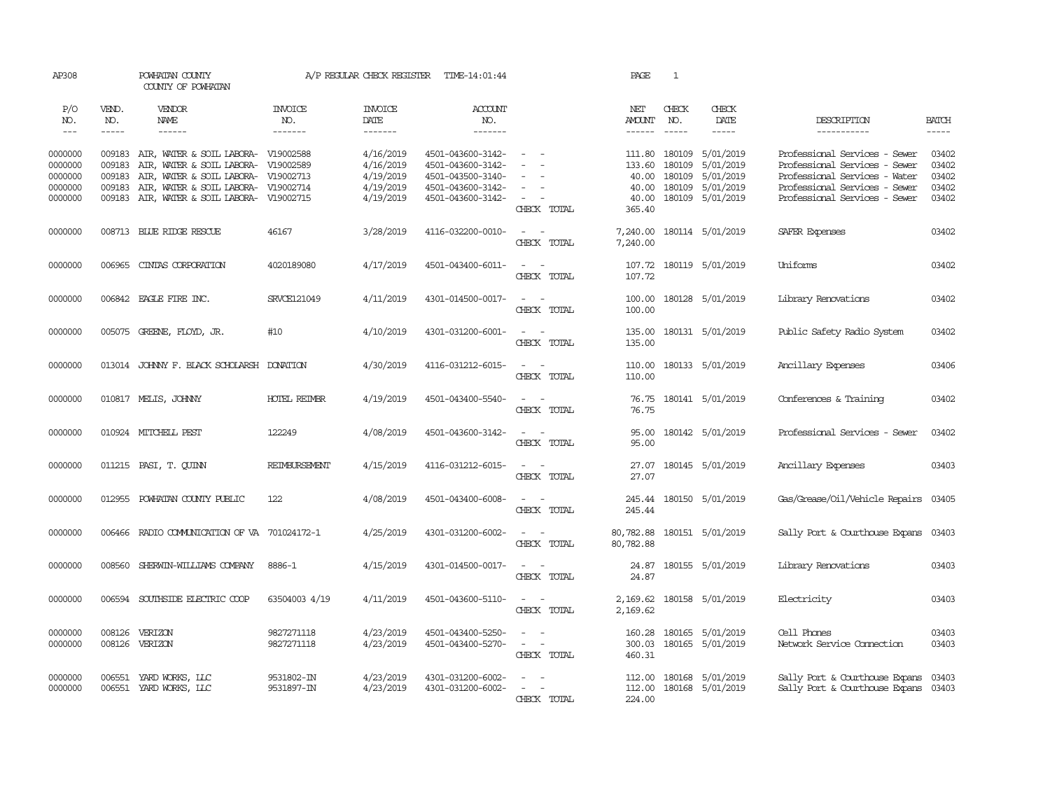AP308 POWHATAN COUNTY COUNTY OF POWHATAN A/P REGULAR CHECK REGISTER TIME-14:01:44 PAGE 1

| P/O NO. | VEND. NO. | VENDOR NAME | INVOICE NO. | INVOICE DATE | ACCOUNT NO. | | NET AMOUNT | CHECK NO. | CHECK DATE | DESCRIPTION | BATCH |
|---|---|---|---|---|---|---|---|---|---|---|---|
| 0000000 | 009183 | AIR, WATER & SOIL LABORA- | V19002588 | 4/16/2019 | 4501-043600-3142- | - - | 111.80 | 180109 | 5/01/2019 | Professional Services - Sewer | 03402 |
| 0000000 | 009183 | AIR, WATER & SOIL LABORA- | V19002589 | 4/16/2019 | 4501-043600-3142- | - - | 133.60 | 180109 | 5/01/2019 | Professional Services - Sewer | 03402 |
| 0000000 | 009183 | AIR, WATER & SOIL LABORA- | V19002713 | 4/19/2019 | 4501-043500-3140- | - - | 40.00 | 180109 | 5/01/2019 | Professional Services - Water | 03402 |
| 0000000 | 009183 | AIR, WATER & SOIL LABORA- | V19002714 | 4/19/2019 | 4501-043600-3142- | - - | 40.00 | 180109 | 5/01/2019 | Professional Services - Sewer | 03402 |
| 0000000 | 009183 | AIR, WATER & SOIL LABORA- | V19002715 | 4/19/2019 | 4501-043600-3142- | - - | 40.00 | 180109 | 5/01/2019 | Professional Services - Sewer | 03402 |
| | | | | | | CHECK TOTAL | 365.40 | | | | |
| 0000000 | 008713 | BLUE RIDGE RESCUE | 46167 | 3/28/2019 | 4116-032200-0010- | - - | 7,240.00 | 180114 | 5/01/2019 | SAFER Expenses | 03402 |
| | | | | | | CHECK TOTAL | 7,240.00 | | | | |
| 0000000 | 006965 | CINTAS CORPORATION | 4020189080 | 4/17/2019 | 4501-043400-6011- | - - | 107.72 | 180119 | 5/01/2019 | Uniforms | 03402 |
| | | | | | | CHECK TOTAL | 107.72 | | | | |
| 0000000 | 006842 | EAGLE FIRE INC. | SRVCE121049 | 4/11/2019 | 4301-014500-0017- | - - | 100.00 | 180128 | 5/01/2019 | Library Renovations | 03402 |
| | | | | | | CHECK TOTAL | 100.00 | | | | |
| 0000000 | 005075 | GREENE, FLOYD, JR. | #10 | 4/10/2019 | 4301-031200-6001- | - - | 135.00 | 180131 | 5/01/2019 | Public Safety Radio System | 03402 |
| | | | | | | CHECK TOTAL | 135.00 | | | | |
| 0000000 | 013014 | JOHNNY F. BLACK SCHOLARSH | DONATION | 4/30/2019 | 4116-031212-6015- | - - | 110.00 | 180133 | 5/01/2019 | Ancillary Expenses | 03406 |
| | | | | | | CHECK TOTAL | 110.00 | | | | |
| 0000000 | 010817 | MELIS, JOHNNY | HOTEL REIMBR | 4/19/2019 | 4501-043400-5540- | - - | 76.75 | 180141 | 5/01/2019 | Conferences & Training | 03402 |
| | | | | | | CHECK TOTAL | 76.75 | | | | |
| 0000000 | 010924 | MITCHELL PEST | 122249 | 4/08/2019 | 4501-043600-3142- | - - | 95.00 | 180142 | 5/01/2019 | Professional Services - Sewer | 03402 |
| | | | | | | CHECK TOTAL | 95.00 | | | | |
| 0000000 | 011215 | PASI, T. QUINN | REIMBURSEMENT | 4/15/2019 | 4116-031212-6015- | - - | 27.07 | 180145 | 5/01/2019 | Ancillary Expenses | 03403 |
| | | | | | | CHECK TOTAL | 27.07 | | | | |
| 0000000 | 012955 | POWHATAN COUNTY PUBLIC | 122 | 4/08/2019 | 4501-043400-6008- | - - | 245.44 | 180150 | 5/01/2019 | Gas/Grease/Oil/Vehicle Repairs | 03405 |
| | | | | | | CHECK TOTAL | 245.44 | | | | |
| 0000000 | 006466 | RADIO COMMUNICATION OF VA | 701024172-1 | 4/25/2019 | 4301-031200-6002- | - - | 80,782.88 | 180151 | 5/01/2019 | Sally Port & Courthouse Expans | 03403 |
| | | | | | | CHECK TOTAL | 80,782.88 | | | | |
| 0000000 | 008560 | SHERWIN-WILLIAMS COMPANY | 8886-1 | 4/15/2019 | 4301-014500-0017- | - - | 24.87 | 180155 | 5/01/2019 | Library Renovations | 03403 |
| | | | | | | CHECK TOTAL | 24.87 | | | | |
| 0000000 | 006594 | SOUTHSIDE ELECTRIC COOP | 63504003 4/19 | 4/11/2019 | 4501-043600-5110- | - - | 2,169.62 | 180158 | 5/01/2019 | Electricity | 03403 |
| | | | | | | CHECK TOTAL | 2,169.62 | | | | |
| 0000000 | 008126 | VERIZON | 9827271118 | 4/23/2019 | 4501-043400-5250- | - - | 160.28 | 180165 | 5/01/2019 | Cell Phones | 03403 |
| 0000000 | 008126 | VERIZON | 9827271118 | 4/23/2019 | 4501-043400-5270- | - - | 300.03 | 180165 | 5/01/2019 | Network Service Connection | 03403 |
| | | | | | | CHECK TOTAL | 460.31 | | | | |
| 0000000 | 006551 | YARD WORKS, LLC | 9531802-IN | 4/23/2019 | 4301-031200-6002- | - - | 112.00 | 180168 | 5/01/2019 | Sally Port & Courthouse Expans | 03403 |
| 0000000 | 006551 | YARD WORKS, LLC | 9531897-IN | 4/23/2019 | 4301-031200-6002- | - - | 112.00 | 180168 | 5/01/2019 | Sally Port & Courthouse Expans | 03403 |
| | | | | | | CHECK TOTAL | 224.00 | | | | |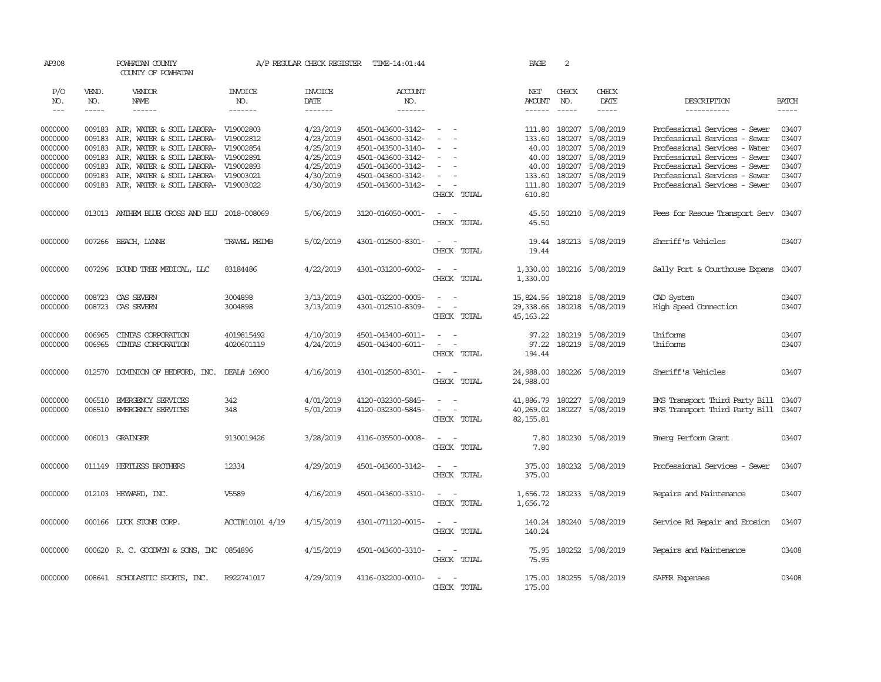AP308 POWHATAN COUNTY A/P REGULAR CHECK REGISTER TIME-14:01:44 PAGE 2

COUNTY OF POWHATAN

| P/O NO. | VEND. NO. | VENDOR NAME | INVOICE NO. | INVOICE DATE | ACCOUNT NO. | | NET AMOUNT | CHECK NO. | CHECK DATE | DESCRIPTION | BATCH |
|---|---|---|---|---|---|---|---|---|---|---|---|
| --- | ----- | ------ | ------- | ------- | ------- | | ------ | ----- | ----- | ----------- | ----- |
| 0000000 | 009183 | AIR, WATER & SOIL LABORA- | V19002803 | 4/23/2019 | 4501-043600-3142- | - - | 111.80 | 180207 | 5/08/2019 | Professional Services - Sewer | 03407 |
| 0000000 | 009183 | AIR, WATER & SOIL LABORA- | V19002812 | 4/23/2019 | 4501-043600-3142- | - - | 133.60 | 180207 | 5/08/2019 | Professional Services - Sewer | 03407 |
| 0000000 | 009183 | AIR, WATER & SOIL LABORA- | V19002854 | 4/25/2019 | 4501-043500-3140- | - - | 40.00 | 180207 | 5/08/2019 | Professional Services - Water | 03407 |
| 0000000 | 009183 | AIR, WATER & SOIL LABORA- | V19002891 | 4/25/2019 | 4501-043600-3142- | - - | 40.00 | 180207 | 5/08/2019 | Professional Services - Sewer | 03407 |
| 0000000 | 009183 | AIR, WATER & SOIL LABORA- | V19002893 | 4/25/2019 | 4501-043600-3142- | - - | 40.00 | 180207 | 5/08/2019 | Professional Services - Sewer | 03407 |
| 0000000 | 009183 | AIR, WATER & SOIL LABORA- | V19003021 | 4/30/2019 | 4501-043600-3142- | - - | 133.60 | 180207 | 5/08/2019 | Professional Services - Sewer | 03407 |
| 0000000 | 009183 | AIR, WATER & SOIL LABORA- | V19003022 | 4/30/2019 | 4501-043600-3142- | - - | 111.80 | 180207 | 5/08/2019 | Professional Services - Sewer | 03407 |
| | | | | | | CHECK TOTAL | 610.80 | | | | |
| 0000000 | 013013 | ANTHEM BLUE CROSS AND BLU | 2018-008069 | 5/06/2019 | 3120-016050-0001- | - - | 45.50 | 180210 | 5/08/2019 | Fees for Rescue Transport Serv | 03407 |
| | | | | | | CHECK TOTAL | 45.50 | | | | |
| 0000000 | 007266 | BEACH, LYNNE | TRAVEL REIMB | 5/02/2019 | 4301-012500-8301- | - - | 19.44 | 180213 | 5/08/2019 | Sheriff's Vehicles | 03407 |
| | | | | | | CHECK TOTAL | 19.44 | | | | |
| 0000000 | 007296 | BOUND TREE MEDICAL, LLC | 83184486 | 4/22/2019 | 4301-031200-6002- | - - | 1,330.00 | 180216 | 5/08/2019 | Sally Port & Courthouse Expans | 03407 |
| | | | | | | CHECK TOTAL | 1,330.00 | | | | |
| 0000000 | 008723 | CAS SEVERN | 3004898 | 3/13/2019 | 4301-032200-0005- | - - | 15,824.56 | 180218 | 5/08/2019 | CAD System | 03407 |
| 0000000 | 008723 | CAS SEVERN | 3004898 | 3/13/2019 | 4301-012510-8309- | - - | 29,338.66 | 180218 | 5/08/2019 | High Speed Connection | 03407 |
| | | | | | | CHECK TOTAL | 45,163.22 | | | | |
| 0000000 | 006965 | CINTAS CORPORATION | 4019815492 | 4/10/2019 | 4501-043400-6011- | - - | 97.22 | 180219 | 5/08/2019 | Uniforms | 03407 |
| 0000000 | 006965 | CINTAS CORPORATION | 4020601119 | 4/24/2019 | 4501-043400-6011- | - - | 97.22 | 180219 | 5/08/2019 | Uniforms | 03407 |
| | | | | | | CHECK TOTAL | 194.44 | | | | |
| 0000000 | 012570 | DOMINION OF BEDFORD, INC. | DEAL# 16900 | 4/16/2019 | 4301-012500-8301- | - - | 24,988.00 | 180226 | 5/08/2019 | Sheriff's Vehicles | 03407 |
| | | | | | | CHECK TOTAL | 24,988.00 | | | | |
| 0000000 | 006510 | EMERGENCY SERVICES | 342 | 4/01/2019 | 4120-032300-5845- | - - | 41,886.79 | 180227 | 5/08/2019 | EMS Transport Third Party Bill | 03407 |
| 0000000 | 006510 | EMERGENCY SERVICES | 348 | 5/01/2019 | 4120-032300-5845- | - - | 40,269.02 | 180227 | 5/08/2019 | EMS Transport Third Party Bill | 03407 |
| | | | | | | CHECK TOTAL | 82,155.81 | | | | |
| 0000000 | 006013 | GRAINGER | 9130019426 | 3/28/2019 | 4116-035500-0008- | - - | 7.80 | 180230 | 5/08/2019 | Emerg Perform Grant | 03407 |
| | | | | | | CHECK TOTAL | 7.80 | | | | |
| 0000000 | 011149 | HERTLESS BROTHERS | 12334 | 4/29/2019 | 4501-043600-3142- | - - | 375.00 | 180232 | 5/08/2019 | Professional Services - Sewer | 03407 |
| | | | | | | CHECK TOTAL | 375.00 | | | | |
| 0000000 | 012103 | HEYWARD, INC. | V5589 | 4/16/2019 | 4501-043600-3310- | - - | 1,656.72 | 180233 | 5/08/2019 | Repairs and Maintenance | 03407 |
| | | | | | | CHECK TOTAL | 1,656.72 | | | | |
| 0000000 | 000166 | LUCK STONE CORP. | ACCT#10101 4/19 | 4/15/2019 | 4301-071120-0015- | - - | 140.24 | 180240 | 5/08/2019 | Service Rd Repair and Erosion | 03407 |
| | | | | | | CHECK TOTAL | 140.24 | | | | |
| 0000000 | 000620 | R. C. GOODWYN & SONS, INC | 0854896 | 4/15/2019 | 4501-043600-3310- | - - | 75.95 | 180252 | 5/08/2019 | Repairs and Maintenance | 03408 |
| | | | | | | CHECK TOTAL | 75.95 | | | | |
| 0000000 | 008641 | SCHOLASTIC SPORTS, INC. | R922741017 | 4/29/2019 | 4116-032200-0010- | - - | 175.00 | 180255 | 5/08/2019 | SAFER Expenses | 03408 |
| | | | | | | CHECK TOTAL | 175.00 | | | | |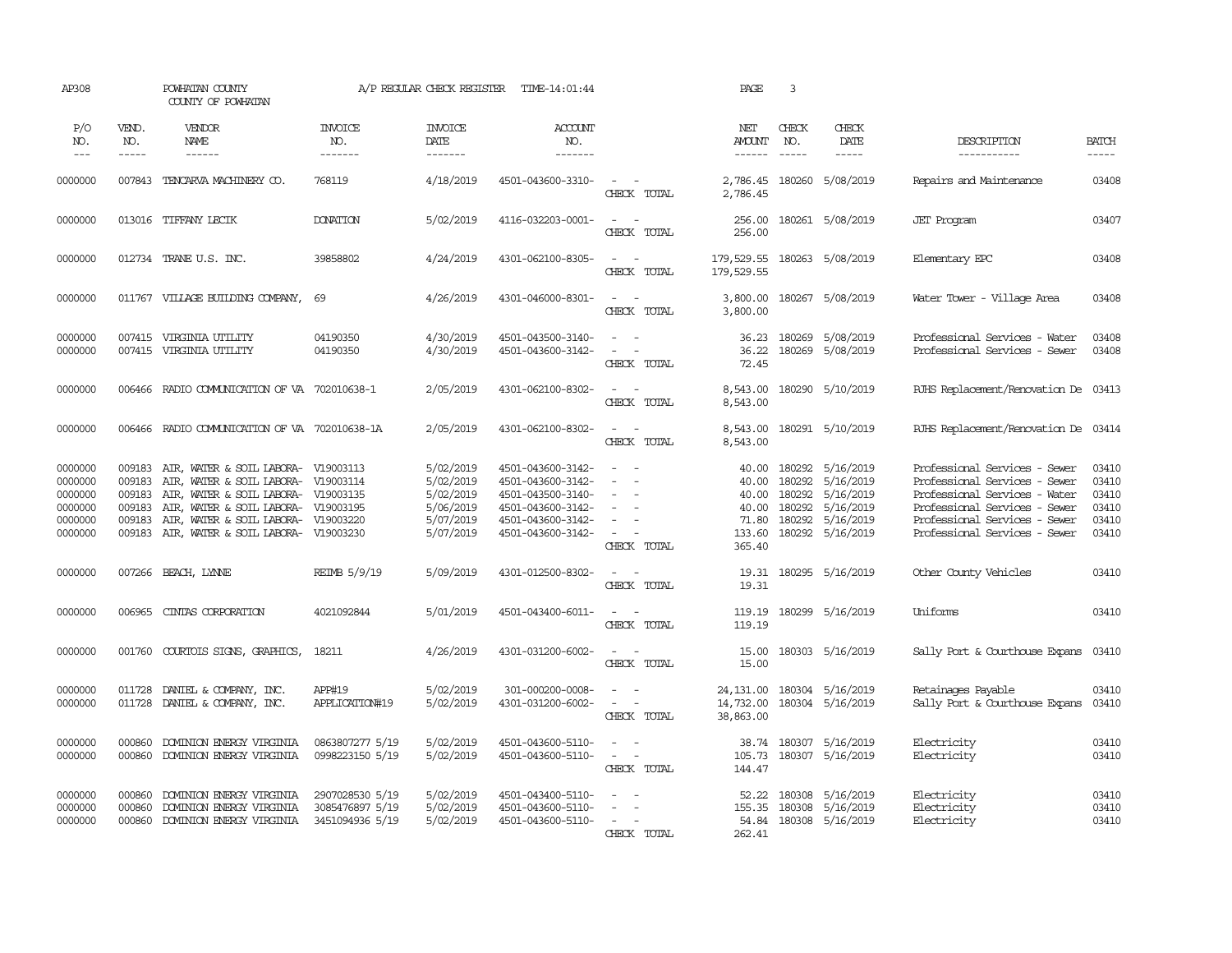AP308 POWHATAN COUNTY A/P REGULAR CHECK REGISTER TIME-14:01:44 PAGE 3

COUNTY OF POWHATAN

| P/O NO. | VEND. NO. | VENDOR NAME | INVOICE NO. | INVOICE DATE | ACCOUNT NO. | | NET AMOUNT | CHECK NO. | CHECK DATE | DESCRIPTION | BATCH |
|---|---|---|---|---|---|---|---|---|---|---|---|
| 0000000 | 007843 | TENCARVA MACHINERY CO. | 768119 | 4/18/2019 | 4501-043600-3310- | - - | 2,786.45 | 180260 | 5/08/2019 | Repairs and Maintenance | 03408 |
| | | | | | | CHECK TOTAL | 2,786.45 | | | | |
| 0000000 | 013016 | TIFFANY LECIK | DONATION | 5/02/2019 | 4116-032203-0001- | - - | 256.00 | 180261 | 5/08/2019 | JET Program | 03407 |
| | | | | | | CHECK TOTAL | 256.00 | | | | |
| 0000000 | 012734 | TRANE U.S. INC. | 39858802 | 4/24/2019 | 4301-062100-8305- | - - | 179,529.55 | 180263 | 5/08/2019 | Elementary EPC | 03408 |
| | | | | | | CHECK TOTAL | 179,529.55 | | | | |
| 0000000 | 011767 | VILLAGE BUILDING COMPANY, | 69 | 4/26/2019 | 4301-046000-8301- | - - | 3,800.00 | 180267 | 5/08/2019 | Water Tower - Village Area | 03408 |
| | | | | | | CHECK TOTAL | 3,800.00 | | | | |
| 0000000 | 007415 | VIRGINIA UTILITY | 04190350 | 4/30/2019 | 4501-043500-3140- | - - | 36.23 | 180269 | 5/08/2019 | Professional Services - Water | 03408 |
| 0000000 | 007415 | VIRGINIA UTILITY | 04190350 | 4/30/2019 | 4501-043600-3142- | - - | 36.22 | 180269 | 5/08/2019 | Professional Services - Sewer | 03408 |
| | | | | | | CHECK TOTAL | 72.45 | | | | |
| 0000000 | 006466 | RADIO COMMUNICATION OF VA | 702010638-1 | 2/05/2019 | 4301-062100-8302- | - - | 8,543.00 | 180290 | 5/10/2019 | PJHS Replacement/Renovation De | 03413 |
| | | | | | | CHECK TOTAL | 8,543.00 | | | | |
| 0000000 | 006466 | RADIO COMMUNICATION OF VA | 702010638-1A | 2/05/2019 | 4301-062100-8302- | - - | 8,543.00 | 180291 | 5/10/2019 | PJHS Replacement/Renovation De | 03414 |
| | | | | | | CHECK TOTAL | 8,543.00 | | | | |
| 0000000 | 009183 | AIR, WATER & SOIL LABORA- | V19003113 | 5/02/2019 | 4501-043600-3142- | - - | 40.00 | 180292 | 5/16/2019 | Professional Services - Sewer | 03410 |
| 0000000 | 009183 | AIR, WATER & SOIL LABORA- | V19003114 | 5/02/2019 | 4501-043600-3142- | - - | 40.00 | 180292 | 5/16/2019 | Professional Services - Sewer | 03410 |
| 0000000 | 009183 | AIR, WATER & SOIL LABORA- | V19003135 | 5/02/2019 | 4501-043500-3140- | - - | 40.00 | 180292 | 5/16/2019 | Professional Services - Water | 03410 |
| 0000000 | 009183 | AIR, WATER & SOIL LABORA- | V19003195 | 5/06/2019 | 4501-043600-3142- | - - | 40.00 | 180292 | 5/16/2019 | Professional Services - Sewer | 03410 |
| 0000000 | 009183 | AIR, WATER & SOIL LABORA- | V19003220 | 5/07/2019 | 4501-043600-3142- | - - | 71.80 | 180292 | 5/16/2019 | Professional Services - Sewer | 03410 |
| 0000000 | 009183 | AIR, WATER & SOIL LABORA- | V19003230 | 5/07/2019 | 4501-043600-3142- | - - | 133.60 | 180292 | 5/16/2019 | Professional Services - Sewer | 03410 |
| | | | | | | CHECK TOTAL | 365.40 | | | | |
| 0000000 | 007266 | BEACH, LYNNE | REIMB 5/9/19 | 5/09/2019 | 4301-012500-8302- | - - | 19.31 | 180295 | 5/16/2019 | Other County Vehicles | 03410 |
| | | | | | | CHECK TOTAL | 19.31 | | | | |
| 0000000 | 006965 | CINTAS CORPORATION | 4021092844 | 5/01/2019 | 4501-043400-6011- | - - | 119.19 | 180299 | 5/16/2019 | Uniforms | 03410 |
| | | | | | | CHECK TOTAL | 119.19 | | | | |
| 0000000 | 001760 | COURTOIS SIGNS, GRAPHICS, | 18211 | 4/26/2019 | 4301-031200-6002- | - - | 15.00 | 180303 | 5/16/2019 | Sally Port & Courthouse Expans | 03410 |
| | | | | | | CHECK TOTAL | 15.00 | | | | |
| 0000000 | 011728 | DANIEL & COMPANY, INC. | APP#19 | 5/02/2019 | 301-000200-0008- | - - | 24,131.00 | 180304 | 5/16/2019 | Retainages Payable | 03410 |
| 0000000 | 011728 | DANIEL & COMPANY, INC. | APPLICATION#19 | 5/02/2019 | 4301-031200-6002- | - - | 14,732.00 | 180304 | 5/16/2019 | Sally Port & Courthouse Expans | 03410 |
| | | | | | | CHECK TOTAL | 38,863.00 | | | | |
| 0000000 | 000860 | DOMINION ENERGY VIRGINIA | 0863807277 5/19 | 5/02/2019 | 4501-043600-5110- | - - | 38.74 | 180307 | 5/16/2019 | Electricity | 03410 |
| 0000000 | 000860 | DOMINION ENERGY VIRGINIA | 0998223150 5/19 | 5/02/2019 | 4501-043600-5110- | - - | 105.73 | 180307 | 5/16/2019 | Electricity | 03410 |
| | | | | | | CHECK TOTAL | 144.47 | | | | |
| 0000000 | 000860 | DOMINION ENERGY VIRGINIA | 2907028530 5/19 | 5/02/2019 | 4501-043400-5110- | - - | 52.22 | 180308 | 5/16/2019 | Electricity | 03410 |
| 0000000 | 000860 | DOMINION ENERGY VIRGINIA | 3085476897 5/19 | 5/02/2019 | 4501-043600-5110- | - - | 155.35 | 180308 | 5/16/2019 | Electricity | 03410 |
| 0000000 | 000860 | DOMINION ENERGY VIRGINIA | 3451094936 5/19 | 5/02/2019 | 4501-043600-5110- | - - | 54.84 | 180308 | 5/16/2019 | Electricity | 03410 |
| | | | | | | CHECK TOTAL | 262.41 | | | | |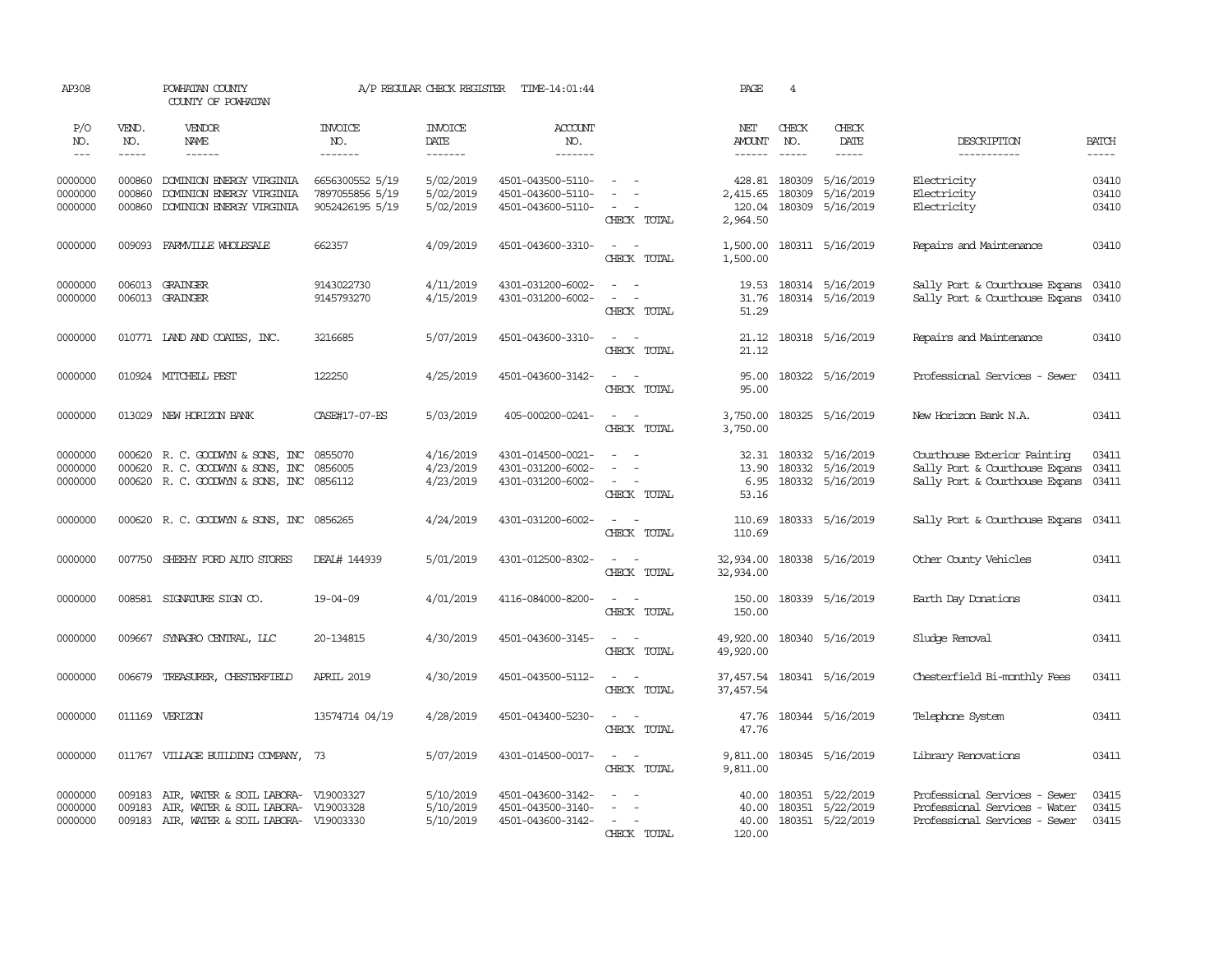AP308 POWHATAN COUNTY A/P REGULAR CHECK REGISTER TIME-14:01:44 PAGE 4

COUNTY OF POWHATAN

| P/O NO. | VEND. NO. | VENDOR NAME | INVOICE NO. | INVOICE DATE | ACCOUNT NO. | | NET AMOUNT | CHECK NO. | CHECK DATE | DESCRIPTION | BATCH |
|---|---|---|---|---|---|---|---|---|---|---|---|
| 0000000 | 000860 | DOMINION ENERGY VIRGINIA | 6656300552 5/19 | 5/02/2019 | 4501-043500-5110- | - - | 428.81 | 180309 | 5/16/2019 | Electricity | 03410 |
| 0000000 | 000860 | DOMINION ENERGY VIRGINIA | 7897055856 5/19 | 5/02/2019 | 4501-043600-5110- | - - | 2,415.65 | 180309 | 5/16/2019 | Electricity | 03410 |
| 0000000 | 000860 | DOMINION ENERGY VIRGINIA | 9052426195 5/19 | 5/02/2019 | 4501-043600-5110- | - - | 120.04 | 180309 | 5/16/2019 | Electricity | 03410 |
| | | | | | | CHECK TOTAL | 2,964.50 | | | | |
| 0000000 | 009093 | FARMVILLE WHOLESALE | 662357 | 4/09/2019 | 4501-043600-3310- | - - | 1,500.00 | 180311 | 5/16/2019 | Repairs and Maintenance | 03410 |
| | | | | | | CHECK TOTAL | 1,500.00 | | | | |
| 0000000 | 006013 | GRAINGER | 9143022730 | 4/11/2019 | 4301-031200-6002- | - - | 19.53 | 180314 | 5/16/2019 | Sally Port & Courthouse Expans | 03410 |
| 0000000 | 006013 | GRAINGER | 9145793270 | 4/15/2019 | 4301-031200-6002- | - - | 31.76 | 180314 | 5/16/2019 | Sally Port & Courthouse Expans | 03410 |
| | | | | | | CHECK TOTAL | 51.29 | | | | |
| 0000000 | 010771 | LAND AND COATES, INC. | 3216685 | 5/07/2019 | 4501-043600-3310- | - - | 21.12 | 180318 | 5/16/2019 | Repairs and Maintenance | 03410 |
| | | | | | | CHECK TOTAL | 21.12 | | | | |
| 0000000 | 010924 | MITCHELL PEST | 122250 | 4/25/2019 | 4501-043600-3142- | - - | 95.00 | 180322 | 5/16/2019 | Professional Services - Sewer | 03411 |
| | | | | | | CHECK TOTAL | 95.00 | | | | |
| 0000000 | 013029 | NEW HORIZON BANK | CASE#17-07-ES | 5/03/2019 | 405-000200-0241- | - - | 3,750.00 | 180325 | 5/16/2019 | New Horizon Bank N.A. | 03411 |
| | | | | | | CHECK TOTAL | 3,750.00 | | | | |
| 0000000 | 000620 | R. C. GOODWYN & SONS, INC | 0855070 | 4/16/2019 | 4301-014500-0021- | - - | 32.31 | 180332 | 5/16/2019 | Courthouse Exterior Painting | 03411 |
| 0000000 | 000620 | R. C. GOODWYN & SONS, INC | 0856005 | 4/23/2019 | 4301-031200-6002- | - - | 13.90 | 180332 | 5/16/2019 | Sally Port & Courthouse Expans | 03411 |
| 0000000 | 000620 | R. C. GOODWYN & SONS, INC | 0856112 | 4/23/2019 | 4301-031200-6002- | - - | 6.95 | 180332 | 5/16/2019 | Sally Port & Courthouse Expans | 03411 |
| | | | | | | CHECK TOTAL | 53.16 | | | | |
| 0000000 | 000620 | R. C. GOODWYN & SONS, INC | 0856265 | 4/24/2019 | 4301-031200-6002- | - - | 110.69 | 180333 | 5/16/2019 | Sally Port & Courthouse Expans | 03411 |
| | | | | | | CHECK TOTAL | 110.69 | | | | |
| 0000000 | 007750 | SHEEHY FORD AUTO STORES | DEAL# 144939 | 5/01/2019 | 4301-012500-8302- | - - | 32,934.00 | 180338 | 5/16/2019 | Other County Vehicles | 03411 |
| | | | | | | CHECK TOTAL | 32,934.00 | | | | |
| 0000000 | 008581 | SIGNATURE SIGN CO. | 19-04-09 | 4/01/2019 | 4116-084000-8200- | - - | 150.00 | 180339 | 5/16/2019 | Earth Day Donations | 03411 |
| | | | | | | CHECK TOTAL | 150.00 | | | | |
| 0000000 | 009667 | SYNAGRO CENTRAL, LLC | 20-134815 | 4/30/2019 | 4501-043600-3145- | - - | 49,920.00 | 180340 | 5/16/2019 | Sludge Removal | 03411 |
| | | | | | | CHECK TOTAL | 49,920.00 | | | | |
| 0000000 | 006679 | TREASURER, CHESTERFIELD | APRIL 2019 | 4/30/2019 | 4501-043500-5112- | - - | 37,457.54 | 180341 | 5/16/2019 | Chesterfield Bi-monthly Fees | 03411 |
| | | | | | | CHECK TOTAL | 37,457.54 | | | | |
| 0000000 | 011169 | VERIZON | 13574714 04/19 | 4/28/2019 | 4501-043400-5230- | - - | 47.76 | 180344 | 5/16/2019 | Telephone System | 03411 |
| | | | | | | CHECK TOTAL | 47.76 | | | | |
| 0000000 | 011767 | VILLAGE BUILDING COMPANY, | 73 | 5/07/2019 | 4301-014500-0017- | - - | 9,811.00 | 180345 | 5/16/2019 | Library Renovations | 03411 |
| | | | | | | CHECK TOTAL | 9,811.00 | | | | |
| 0000000 | 009183 | AIR, WATER & SOIL LABORA- | V19003327 | 5/10/2019 | 4501-043600-3142- | - - | 40.00 | 180351 | 5/22/2019 | Professional Services - Sewer | 03415 |
| 0000000 | 009183 | AIR, WATER & SOIL LABORA- | V19003328 | 5/10/2019 | 4501-043500-3140- | - - | 40.00 | 180351 | 5/22/2019 | Professional Services - Water | 03415 |
| 0000000 | 009183 | AIR, WATER & SOIL LABORA- | V19003330 | 5/10/2019 | 4501-043600-3142- | - - | 40.00 | 180351 | 5/22/2019 | Professional Services - Sewer | 03415 |
| | | | | | | CHECK TOTAL | 120.00 | | | | |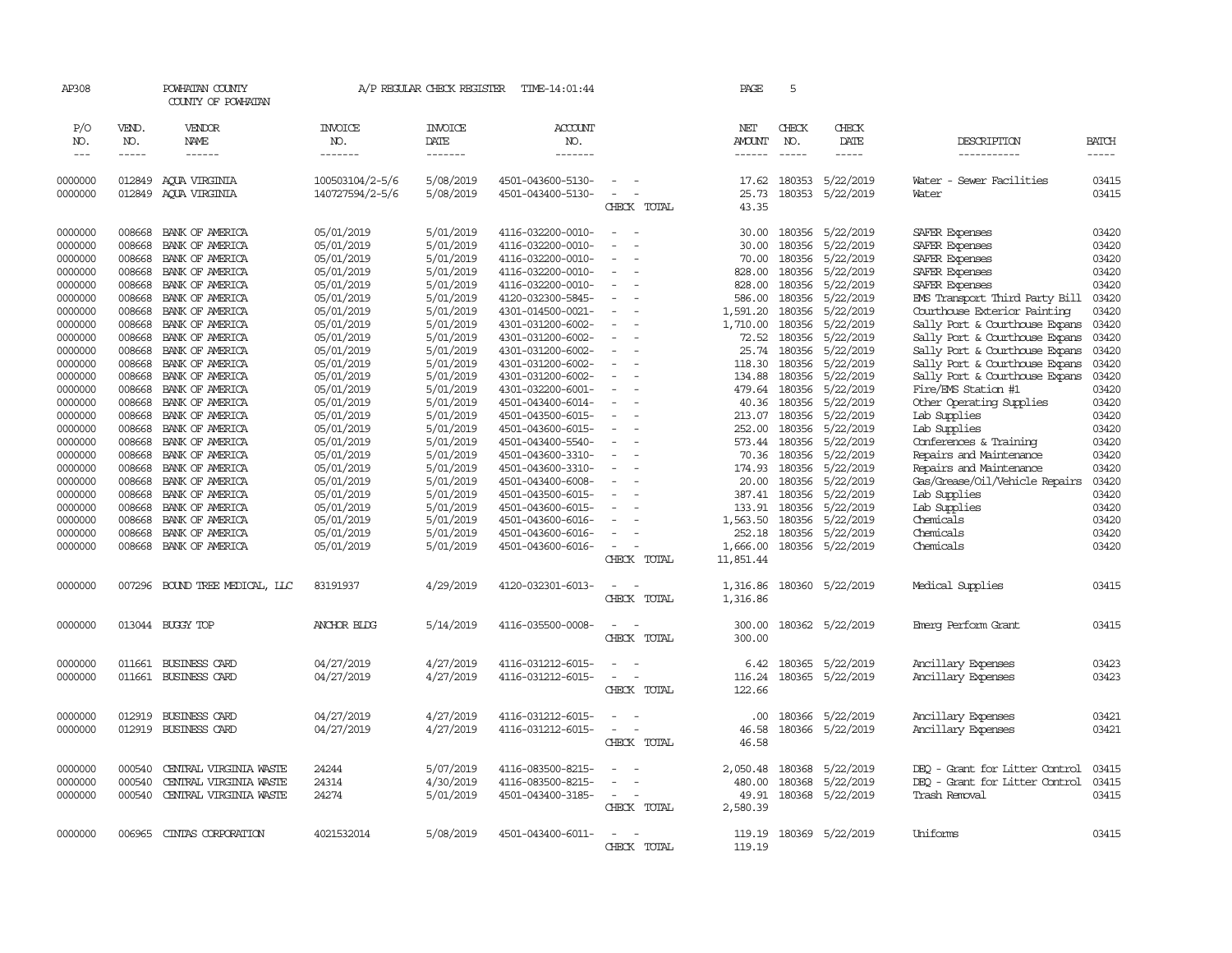AP308 POWHATAN COUNTY A/P REGULAR CHECK REGISTER TIME-14:01:44 PAGE 5

COUNTY OF POWHATAN

| P/O NO. | VEND. NO. | VENDOR NAME | INVOICE NO. | INVOICE DATE | ACCOUNT NO. | | NET AMOUNT | CHECK NO. | CHECK DATE | DESCRIPTION | BATCH |
|---|---|---|---|---|---|---|---|---|---|---|---|
| 0000000 | 012849 | AQUA VIRGINIA | 100503104/2-5/6 | 5/08/2019 | 4501-043600-5130- | - - | 17.62 | 180353 | 5/22/2019 | Water - Sewer Facilities | 03415 |
| 0000000 | 012849 | AQUA VIRGINIA | 140727594/2-5/6 | 5/08/2019 | 4501-043400-5130- | - - | 25.73 | 180353 | 5/22/2019 | Water | 03415 |
| | | | | | | CHECK TOTAL | 43.35 | | | | |
| 0000000 | 008668 | BANK OF AMERICA | 05/01/2019 | 5/01/2019 | 4116-032200-0010- | - - | 30.00 | 180356 | 5/22/2019 | SAFER Expenses | 03420 |
| 0000000 | 008668 | BANK OF AMERICA | 05/01/2019 | 5/01/2019 | 4116-032200-0010- | - - | 30.00 | 180356 | 5/22/2019 | SAFER Expenses | 03420 |
| 0000000 | 008668 | BANK OF AMERICA | 05/01/2019 | 5/01/2019 | 4116-032200-0010- | - - | 70.00 | 180356 | 5/22/2019 | SAFER Expenses | 03420 |
| 0000000 | 008668 | BANK OF AMERICA | 05/01/2019 | 5/01/2019 | 4116-032200-0010- | - - | 828.00 | 180356 | 5/22/2019 | SAFER Expenses | 03420 |
| 0000000 | 008668 | BANK OF AMERICA | 05/01/2019 | 5/01/2019 | 4116-032200-0010- | - - | 828.00 | 180356 | 5/22/2019 | SAFER Expenses | 03420 |
| 0000000 | 008668 | BANK OF AMERICA | 05/01/2019 | 5/01/2019 | 4120-032300-5845- | - - | 586.00 | 180356 | 5/22/2019 | EMS Transport Third Party Bill | 03420 |
| 0000000 | 008668 | BANK OF AMERICA | 05/01/2019 | 5/01/2019 | 4301-014500-0021- | - - | 1,591.20 | 180356 | 5/22/2019 | Courthouse Exterior Painting | 03420 |
| 0000000 | 008668 | BANK OF AMERICA | 05/01/2019 | 5/01/2019 | 4301-031200-6002- | - - | 1,710.00 | 180356 | 5/22/2019 | Sally Port & Courthouse Expans | 03420 |
| 0000000 | 008668 | BANK OF AMERICA | 05/01/2019 | 5/01/2019 | 4301-031200-6002- | - - | 72.52 | 180356 | 5/22/2019 | Sally Port & Courthouse Expans | 03420 |
| 0000000 | 008668 | BANK OF AMERICA | 05/01/2019 | 5/01/2019 | 4301-031200-6002- | - - | 25.74 | 180356 | 5/22/2019 | Sally Port & Courthouse Expans | 03420 |
| 0000000 | 008668 | BANK OF AMERICA | 05/01/2019 | 5/01/2019 | 4301-031200-6002- | - - | 118.30 | 180356 | 5/22/2019 | Sally Port & Courthouse Expans | 03420 |
| 0000000 | 008668 | BANK OF AMERICA | 05/01/2019 | 5/01/2019 | 4301-031200-6002- | - - | 134.88 | 180356 | 5/22/2019 | Sally Port & Courthouse Expans | 03420 |
| 0000000 | 008668 | BANK OF AMERICA | 05/01/2019 | 5/01/2019 | 4301-032200-6001- | - - | 479.64 | 180356 | 5/22/2019 | Fire/EMS Station #1 | 03420 |
| 0000000 | 008668 | BANK OF AMERICA | 05/01/2019 | 5/01/2019 | 4501-043400-6014- | - - | 40.36 | 180356 | 5/22/2019 | Other Operating Supplies | 03420 |
| 0000000 | 008668 | BANK OF AMERICA | 05/01/2019 | 5/01/2019 | 4501-043500-6015- | - - | 213.07 | 180356 | 5/22/2019 | Lab Supplies | 03420 |
| 0000000 | 008668 | BANK OF AMERICA | 05/01/2019 | 5/01/2019 | 4501-043600-6015- | - - | 252.00 | 180356 | 5/22/2019 | Lab Supplies | 03420 |
| 0000000 | 008668 | BANK OF AMERICA | 05/01/2019 | 5/01/2019 | 4501-043400-5540- | - - | 573.44 | 180356 | 5/22/2019 | Conferences & Training | 03420 |
| 0000000 | 008668 | BANK OF AMERICA | 05/01/2019 | 5/01/2019 | 4501-043600-3310- | - - | 70.36 | 180356 | 5/22/2019 | Repairs and Maintenance | 03420 |
| 0000000 | 008668 | BANK OF AMERICA | 05/01/2019 | 5/01/2019 | 4501-043600-3310- | - - | 174.93 | 180356 | 5/22/2019 | Repairs and Maintenance | 03420 |
| 0000000 | 008668 | BANK OF AMERICA | 05/01/2019 | 5/01/2019 | 4501-043400-6008- | - - | 20.00 | 180356 | 5/22/2019 | Gas/Grease/Oil/Vehicle Repairs | 03420 |
| 0000000 | 008668 | BANK OF AMERICA | 05/01/2019 | 5/01/2019 | 4501-043500-6015- | - - | 387.41 | 180356 | 5/22/2019 | Lab Supplies | 03420 |
| 0000000 | 008668 | BANK OF AMERICA | 05/01/2019 | 5/01/2019 | 4501-043600-6015- | - - | 133.91 | 180356 | 5/22/2019 | Lab Supplies | 03420 |
| 0000000 | 008668 | BANK OF AMERICA | 05/01/2019 | 5/01/2019 | 4501-043600-6016- | - - | 1,563.50 | 180356 | 5/22/2019 | Chemicals | 03420 |
| 0000000 | 008668 | BANK OF AMERICA | 05/01/2019 | 5/01/2019 | 4501-043600-6016- | - - | 252.18 | 180356 | 5/22/2019 | Chemicals | 03420 |
| 0000000 | 008668 | BANK OF AMERICA | 05/01/2019 | 5/01/2019 | 4501-043600-6016- | - - | 1,666.00 | 180356 | 5/22/2019 | Chemicals | 03420 |
| | | | | | | CHECK TOTAL | 11,851.44 | | | | |
| 0000000 | 007296 | BOUND TREE MEDICAL, LLC | 83191937 | 4/29/2019 | 4120-032301-6013- | - - | 1,316.86 | 180360 | 5/22/2019 | Medical Supplies | 03415 |
| | | | | | | CHECK TOTAL | 1,316.86 | | | | |
| 0000000 | 013044 | BUGGY TOP | ANCHOR BLDG | 5/14/2019 | 4116-035500-0008- | - - | 300.00 | 180362 | 5/22/2019 | Emerg Perform Grant | 03415 |
| | | | | | | CHECK TOTAL | 300.00 | | | | |
| 0000000 | 011661 | BUSINESS CARD | 04/27/2019 | 4/27/2019 | 4116-031212-6015- | - - | 6.42 | 180365 | 5/22/2019 | Ancillary Expenses | 03423 |
| 0000000 | 011661 | BUSINESS CARD | 04/27/2019 | 4/27/2019 | 4116-031212-6015- | - - | 116.24 | 180365 | 5/22/2019 | Ancillary Expenses | 03423 |
| | | | | | | CHECK TOTAL | 122.66 | | | | |
| 0000000 | 012919 | BUSINESS CARD | 04/27/2019 | 4/27/2019 | 4116-031212-6015- | - - | .00 | 180366 | 5/22/2019 | Ancillary Expenses | 03421 |
| 0000000 | 012919 | BUSINESS CARD | 04/27/2019 | 4/27/2019 | 4116-031212-6015- | - - | 46.58 | 180366 | 5/22/2019 | Ancillary Expenses | 03421 |
| | | | | | | CHECK TOTAL | 46.58 | | | | |
| 0000000 | 000540 | CENTRAL VIRGINIA WASTE | 24244 | 5/07/2019 | 4116-083500-8215- | - - | 2,050.48 | 180368 | 5/22/2019 | DEQ - Grant for Litter Control | 03415 |
| 0000000 | 000540 | CENTRAL VIRGINIA WASTE | 24314 | 4/30/2019 | 4116-083500-8215- | - - | 480.00 | 180368 | 5/22/2019 | DEQ - Grant for Litter Control | 03415 |
| 0000000 | 000540 | CENTRAL VIRGINIA WASTE | 24274 | 5/01/2019 | 4501-043400-3185- | - - | 49.91 | 180368 | 5/22/2019 | Trash Removal | 03415 |
| | | | | | | CHECK TOTAL | 2,580.39 | | | | |
| 0000000 | 006965 | CINTAS CORPORATION | 4021532014 | 5/08/2019 | 4501-043400-6011- | - - | 119.19 | 180369 | 5/22/2019 | Uniforms | 03415 |
| | | | | | | CHECK TOTAL | 119.19 | | | | |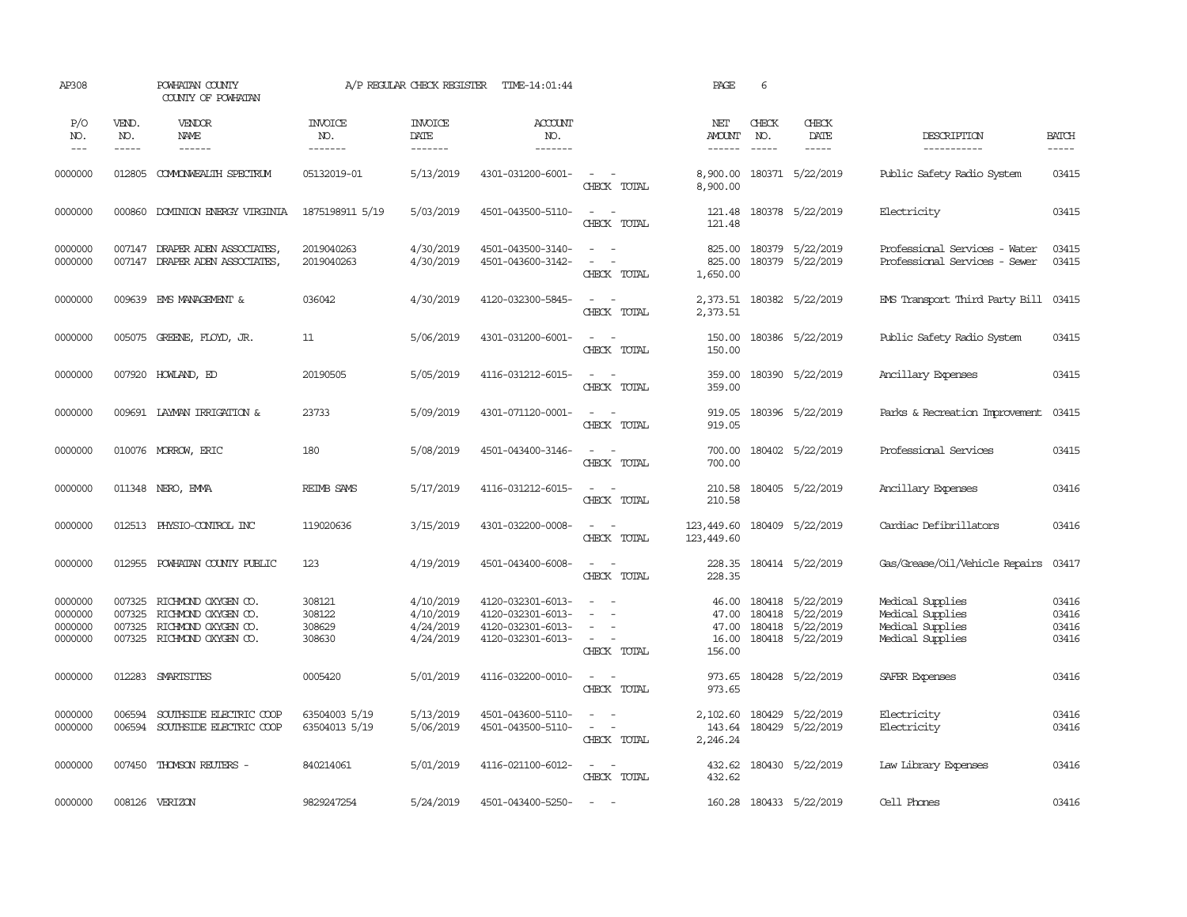AP308 POWHATAN COUNTY A/P REGULAR CHECK REGISTER TIME-14:01:44 PAGE 6

COUNTY OF POWHATAN

| P/O NO. | VEND. NO. | VENDOR NAME | INVOICE NO. | INVOICE DATE | ACCOUNT NO. | | NET AMOUNT | CHECK NO. | CHECK DATE | DESCRIPTION | BATCH |
|---|---|---|---|---|---|---|---|---|---|---|---|
| 0000000 | 012805 | COMMONWEALTH SPECTRUM | 05132019-01 | 5/13/2019 | 4301-031200-6001- | - - | 8,900.00 | 180371 | 5/22/2019 | Public Safety Radio System | 03415 |
| | | | | | | CHECK TOTAL | 8,900.00 | | | | |
| 0000000 | 000860 | DOMINION ENERGY VIRGINIA | 1875198911 5/19 | 5/03/2019 | 4501-043500-5110- | - - | 121.48 | 180378 | 5/22/2019 | Electricity | 03415 |
| | | | | | | CHECK TOTAL | 121.48 | | | | |
| 0000000 | 007147 | DRAPER ADEN ASSOCIATES, | 2019040263 | 4/30/2019 | 4501-043500-3140- | - - | 825.00 | 180379 | 5/22/2019 | Professional Services - Water | 03415 |
| 0000000 | 007147 | DRAPER ADEN ASSOCIATES, | 2019040263 | 4/30/2019 | 4501-043600-3142- | - - | 825.00 | 180379 | 5/22/2019 | Professional Services - Sewer | 03415 |
| | | | | | | CHECK TOTAL | 1,650.00 | | | | |
| 0000000 | 009639 | EMS MANAGEMENT & | 036042 | 4/30/2019 | 4120-032300-5845- | - - | 2,373.51 | 180382 | 5/22/2019 | EMS Transport Third Party Bill | 03415 |
| | | | | | | CHECK TOTAL | 2,373.51 | | | | |
| 0000000 | 005075 | GREENE, FLOYD, JR. | 11 | 5/06/2019 | 4301-031200-6001- | - - | 150.00 | 180386 | 5/22/2019 | Public Safety Radio System | 03415 |
| | | | | | | CHECK TOTAL | 150.00 | | | | |
| 0000000 | 007920 | HOWLAND, ED | 20190505 | 5/05/2019 | 4116-031212-6015- | - - | 359.00 | 180390 | 5/22/2019 | Ancillary Expenses | 03415 |
| | | | | | | CHECK TOTAL | 359.00 | | | | |
| 0000000 | 009691 | LAYMAN IRRIGATION & | 23733 | 5/09/2019 | 4301-071120-0001- | - - | 919.05 | 180396 | 5/22/2019 | Parks & Recreation Improvement | 03415 |
| | | | | | | CHECK TOTAL | 919.05 | | | | |
| 0000000 | 010076 | MORROW, ERIC | 180 | 5/08/2019 | 4501-043400-3146- | - - | 700.00 | 180402 | 5/22/2019 | Professional Services | 03415 |
| | | | | | | CHECK TOTAL | 700.00 | | | | |
| 0000000 | 011348 | NERO, EMMA | REIMB SAMS | 5/17/2019 | 4116-031212-6015- | - - | 210.58 | 180405 | 5/22/2019 | Ancillary Expenses | 03416 |
| | | | | | | CHECK TOTAL | 210.58 | | | | |
| 0000000 | 012513 | PHYSIO-CONTROL INC | 119020636 | 3/15/2019 | 4301-032200-0008- | - - | 123,449.60 | 180409 | 5/22/2019 | Cardiac Defibrillators | 03416 |
| | | | | | | CHECK TOTAL | 123,449.60 | | | | |
| 0000000 | 012955 | POWHATAN COUNTY PUBLIC | 123 | 4/19/2019 | 4501-043400-6008- | - - | 228.35 | 180414 | 5/22/2019 | Gas/Grease/Oil/Vehicle Repairs | 03417 |
| | | | | | | CHECK TOTAL | 228.35 | | | | |
| 0000000 | 007325 | RICHMOND OXYGEN CO. | 308121 | 4/10/2019 | 4120-032301-6013- | - - | 46.00 | 180418 | 5/22/2019 | Medical Supplies | 03416 |
| 0000000 | 007325 | RICHMOND OXYGEN CO. | 308122 | 4/10/2019 | 4120-032301-6013- | - - | 47.00 | 180418 | 5/22/2019 | Medical Supplies | 03416 |
| 0000000 | 007325 | RICHMOND OXYGEN CO. | 308629 | 4/24/2019 | 4120-032301-6013- | - - | 47.00 | 180418 | 5/22/2019 | Medical Supplies | 03416 |
| 0000000 | 007325 | RICHMOND OXYGEN CO. | 308630 | 4/24/2019 | 4120-032301-6013- | - - | 16.00 | 180418 | 5/22/2019 | Medical Supplies | 03416 |
| | | | | | | CHECK TOTAL | 156.00 | | | | |
| 0000000 | 012283 | SMARTSITES | 0005420 | 5/01/2019 | 4116-032200-0010- | - - | 973.65 | 180428 | 5/22/2019 | SAFER Expenses | 03416 |
| | | | | | | CHECK TOTAL | 973.65 | | | | |
| 0000000 | 006594 | SOUTHSIDE ELECTRIC COOP | 63504003 5/19 | 5/13/2019 | 4501-043600-5110- | - - | 2,102.60 | 180429 | 5/22/2019 | Electricity | 03416 |
| 0000000 | 006594 | SOUTHSIDE ELECTRIC COOP | 63504013 5/19 | 5/06/2019 | 4501-043500-5110- | - - | 143.64 | 180429 | 5/22/2019 | Electricity | 03416 |
| | | | | | | CHECK TOTAL | 2,246.24 | | | | |
| 0000000 | 007450 | THOMSON REUTERS - | 840214061 | 5/01/2019 | 4116-021100-6012- | - - | 432.62 | 180430 | 5/22/2019 | Law Library Expenses | 03416 |
| | | | | | | CHECK TOTAL | 432.62 | | | | |
| 0000000 | 008126 | VERIZON | 9829247254 | 5/24/2019 | 4501-043400-5250- | - - | 160.28 | 180433 | 5/22/2019 | Cell Phones | 03416 |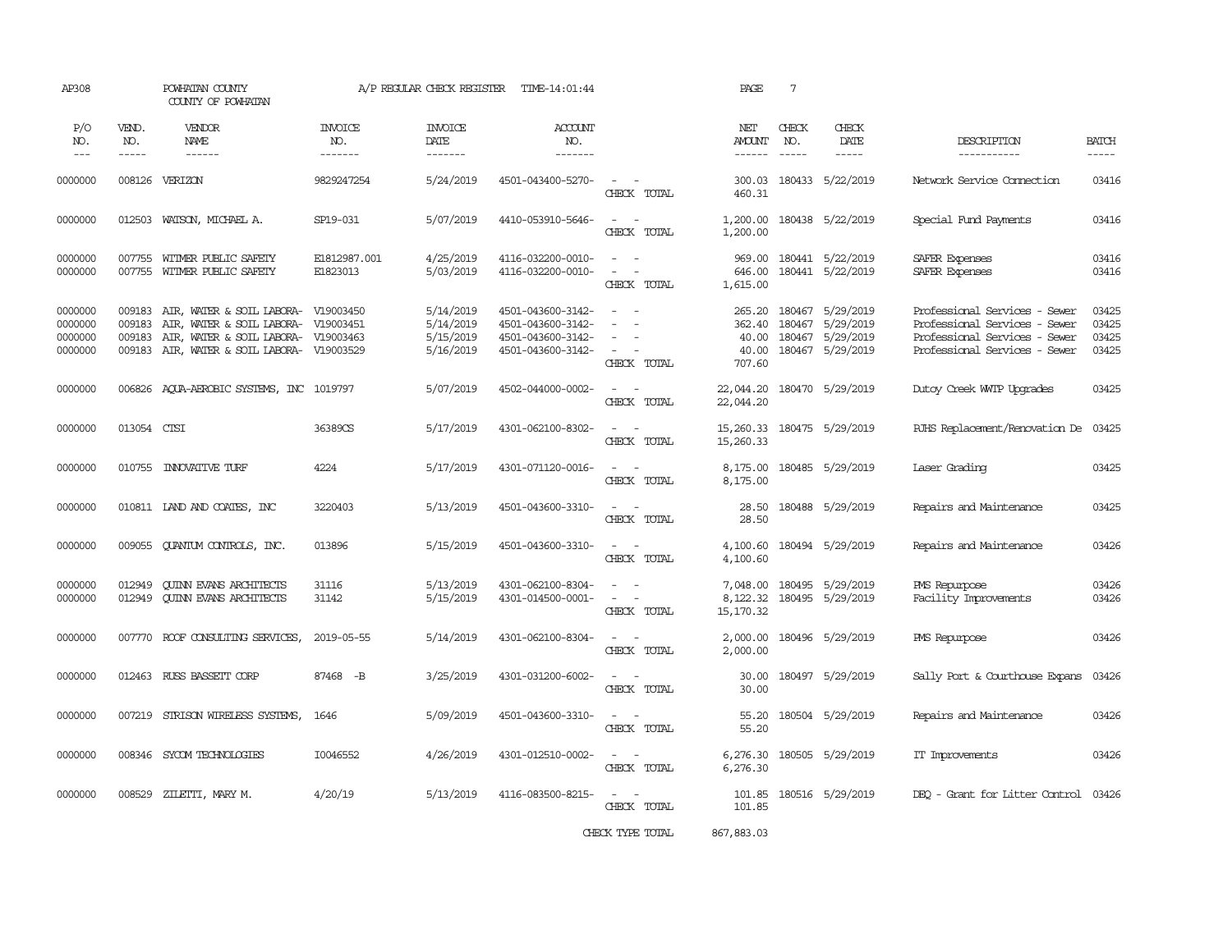AP308 POWHATAN COUNTY A/P REGULAR CHECK REGISTER TIME-14:01:44 PAGE 7
COUNTY OF POWHATAN

| P/O NO. | VEND. NO. | VENDOR NAME | INVOICE NO. | INVOICE DATE | ACCOUNT NO. | | NET AMOUNT | CHECK NO. | CHECK DATE | DESCRIPTION | BATCH |
|---|---|---|---|---|---|---|---|---|---|---|---|
| 0000000 | 008126 | VERIZON | 9829247254 | 5/24/2019 | 4501-043400-5270- | - - | 300.03 | 180433 | 5/22/2019 | Network Service Connection | 03416 |
| | | | | | | CHECK TOTAL | 460.31 | | | | |
| 0000000 | 012503 | WATSON, MICHAEL A. | SP19-031 | 5/07/2019 | 4410-053910-5646- | - - | 1,200.00 | 180438 | 5/22/2019 | Special Fund Payments | 03416 |
| | | | | | | CHECK TOTAL | 1,200.00 | | | | |
| 0000000 | 007755 | WITMER PUBLIC SAFETY | E1812987.001 | 4/25/2019 | 4116-032200-0010- | - - | 969.00 | 180441 | 5/22/2019 | SAFER Expenses | 03416 |
| 0000000 | 007755 | WITMER PUBLIC SAFETY | E1823013 | 5/03/2019 | 4116-032200-0010- | - - | 646.00 | 180441 | 5/22/2019 | SAFER Expenses | 03416 |
| | | | | | | CHECK TOTAL | 1,615.00 | | | | |
| 0000000 | 009183 | AIR, WATER & SOIL LABORA- | V19003450 | 5/14/2019 | 4501-043600-3142- | - - | 265.20 | 180467 | 5/29/2019 | Professional Services - Sewer | 03425 |
| 0000000 | 009183 | AIR, WATER & SOIL LABORA- | V19003451 | 5/14/2019 | 4501-043600-3142- | - - | 362.40 | 180467 | 5/29/2019 | Professional Services - Sewer | 03425 |
| 0000000 | 009183 | AIR, WATER & SOIL LABORA- | V19003463 | 5/15/2019 | 4501-043600-3142- | - - | 40.00 | 180467 | 5/29/2019 | Professional Services - Sewer | 03425 |
| 0000000 | 009183 | AIR, WATER & SOIL LABORA- | V19003529 | 5/16/2019 | 4501-043600-3142- | - - | 40.00 | 180467 | 5/29/2019 | Professional Services - Sewer | 03425 |
| | | | | | | CHECK TOTAL | 707.60 | | | | |
| 0000000 | 006826 | AQUA-AEROBIC SYSTEMS, INC | 1019797 | 5/07/2019 | 4502-044000-0002- | - - | 22,044.20 | 180470 | 5/29/2019 | Dutoy Creek WWTP Upgrades | 03425 |
| | | | | | | CHECK TOTAL | 22,044.20 | | | | |
| 0000000 | 013054 | CTSI | 36389CS | 5/17/2019 | 4301-062100-8302- | - - | 15,260.33 | 180475 | 5/29/2019 | PJHS Replacement/Renovation De | 03425 |
| | | | | | | CHECK TOTAL | 15,260.33 | | | | |
| 0000000 | 010755 | INNOVATIVE TURF | 4224 | 5/17/2019 | 4301-071120-0016- | - - | 8,175.00 | 180485 | 5/29/2019 | Laser Grading | 03425 |
| | | | | | | CHECK TOTAL | 8,175.00 | | | | |
| 0000000 | 010811 | LAND AND COATES, INC | 3220403 | 5/13/2019 | 4501-043600-3310- | - - | 28.50 | 180488 | 5/29/2019 | Repairs and Maintenance | 03425 |
| | | | | | | CHECK TOTAL | 28.50 | | | | |
| 0000000 | 009055 | QUANTUM CONTROLS, INC. | 013896 | 5/15/2019 | 4501-043600-3310- | - - | 4,100.60 | 180494 | 5/29/2019 | Repairs and Maintenance | 03426 |
| | | | | | | CHECK TOTAL | 4,100.60 | | | | |
| 0000000 | 012949 | QUINN EVANS ARCHITECTS | 31116 | 5/13/2019 | 4301-062100-8304- | - - | 7,048.00 | 180495 | 5/29/2019 | PMS Repurpose | 03426 |
| 0000000 | 012949 | QUINN EVANS ARCHITECTS | 31142 | 5/15/2019 | 4301-014500-0001- | - - | 8,122.32 | 180495 | 5/29/2019 | Facility Improvements | 03426 |
| | | | | | | CHECK TOTAL | 15,170.32 | | | | |
| 0000000 | 007770 | ROOF CONSULTING SERVICES, | 2019-05-55 | 5/14/2019 | 4301-062100-8304- | - - | 2,000.00 | 180496 | 5/29/2019 | PMS Repurpose | 03426 |
| | | | | | | CHECK TOTAL | 2,000.00 | | | | |
| 0000000 | 012463 | RUSS BASSETT CORP | 87468 -B | 3/25/2019 | 4301-031200-6002- | - - | 30.00 | 180497 | 5/29/2019 | Sally Port & Courthouse Expans | 03426 |
| | | | | | | CHECK TOTAL | 30.00 | | | | |
| 0000000 | 007219 | STRISON WIRELESS SYSTEMS, | 1646 | 5/09/2019 | 4501-043600-3310- | - - | 55.20 | 180504 | 5/29/2019 | Repairs and Maintenance | 03426 |
| | | | | | | CHECK TOTAL | 55.20 | | | | |
| 0000000 | 008346 | SYCOM TECHNOLOGIES | I0046552 | 4/26/2019 | 4301-012510-0002- | - - | 6,276.30 | 180505 | 5/29/2019 | IT Improvements | 03426 |
| | | | | | | CHECK TOTAL | 6,276.30 | | | | |
| 0000000 | 008529 | ZILETTI, MARY M. | 4/20/19 | 5/13/2019 | 4116-083500-8215- | - - | 101.85 | 180516 | 5/29/2019 | DEQ - Grant for Litter Control | 03426 |
| | | | | | | CHECK TOTAL | 101.85 | | | | |
| | | | | | | CHECK TYPE TOTAL | 867,883.03 | | | | |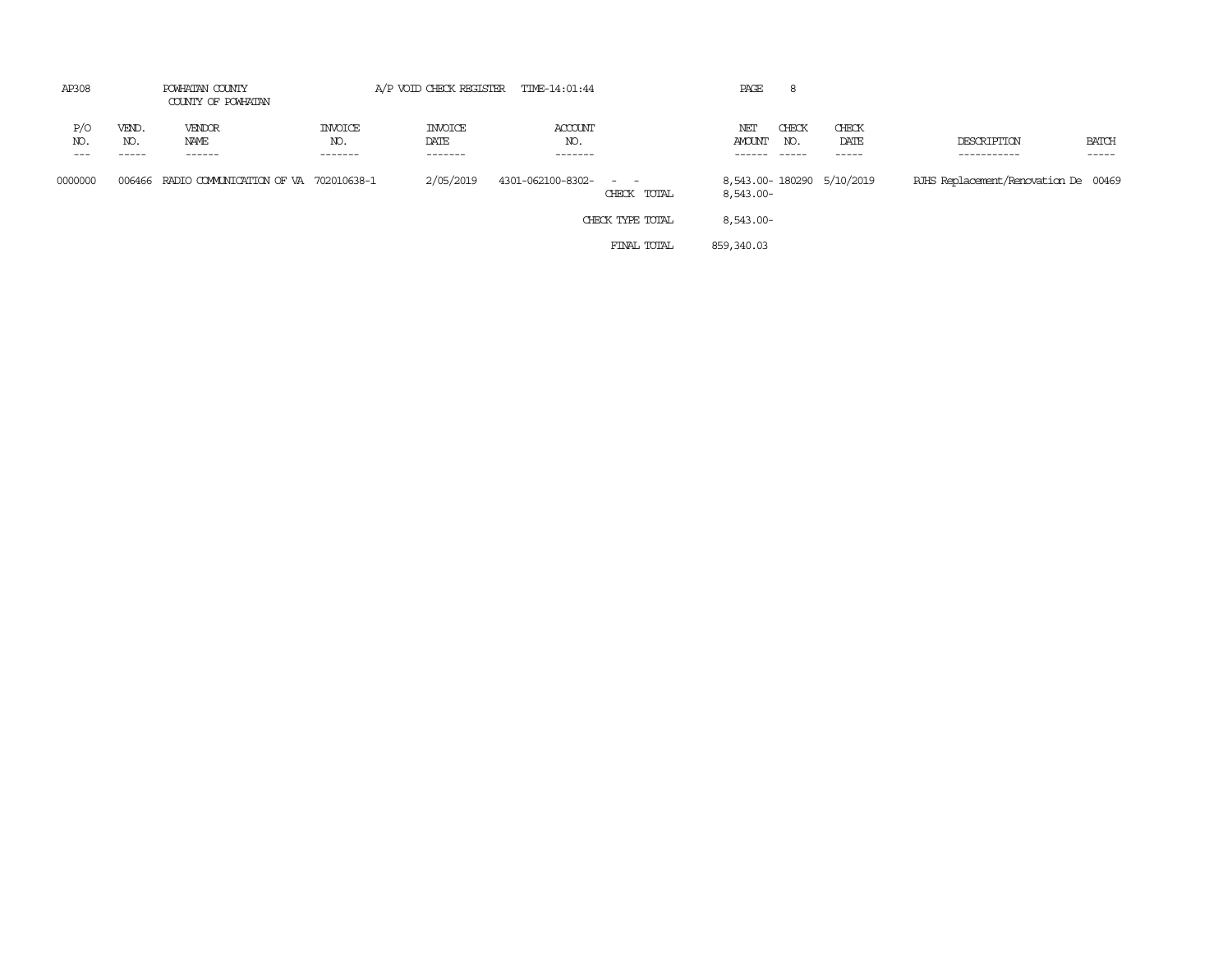AP308 POWHATAN COUNTY A/P VOID CHECK REGISTER TIME-14:01:44

COUNTY OF POWHATAN

| P/O NO. | VEND. NO. | VENDOR NAME | INVOICE NO. | INVOICE DATE | ACCOUNT NO. | | NET AMOUNT | CHECK NO. | CHECK DATE | DESCRIPTION | BATCH |
|---|---|---|---|---|---|---|---|---|---|---|---|
| 0000000 | 006466 | RADIO COMMUNICATION OF VA | 702010638-1 | 2/05/2019 | 4301-062100-8302- | - - | 8,543.00- | 180290 | 5/10/2019 | RJHS Replacement/Renovation De | 00469 |
| | | | | | | CHECK TOTAL | 8,543.00- | | | | |
| | | | | | | CHECK TYPE TOTAL | 8,543.00- | | | | |
| | | | | | | FINAL TOTAL | 859,340.03 | | | | |